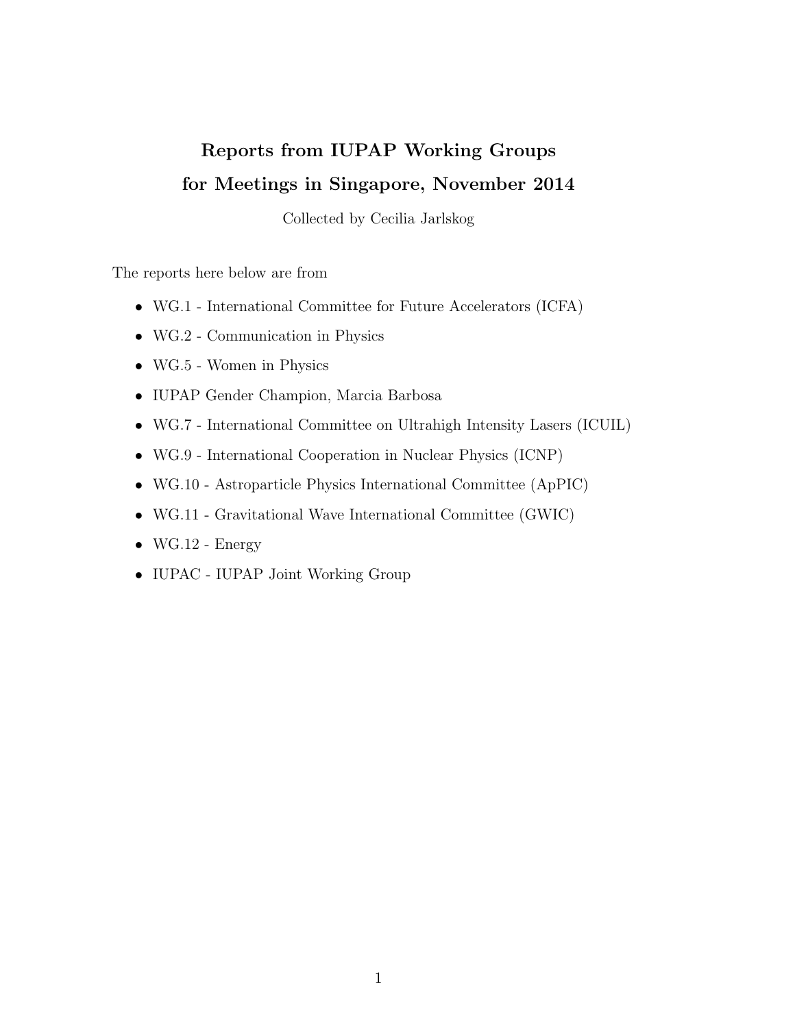# Reports from IUPAP Working Groups for Meetings in Singapore, November 2014

Collected by Cecilia Jarlskog

The reports here below are from

- WG.1 - International Committee for Future Accelerators (ICFA)
- WG.2 - Communication in Physics
- WG.5 - Women in Physics
- IUPAP Gender Champion, Marcia Barbosa
- WG.7 - International Committee on Ultrahigh Intensity Lasers (ICUIL)
- WG.9 - International Cooperation in Nuclear Physics (ICNP)
- WG.10 - Astroparticle Physics International Committee (ApPIC)
- WG.11 - Gravitational Wave International Committee (GWIC)
- WG.12 - Energy
- IUPAC - IUPAP Joint Working Group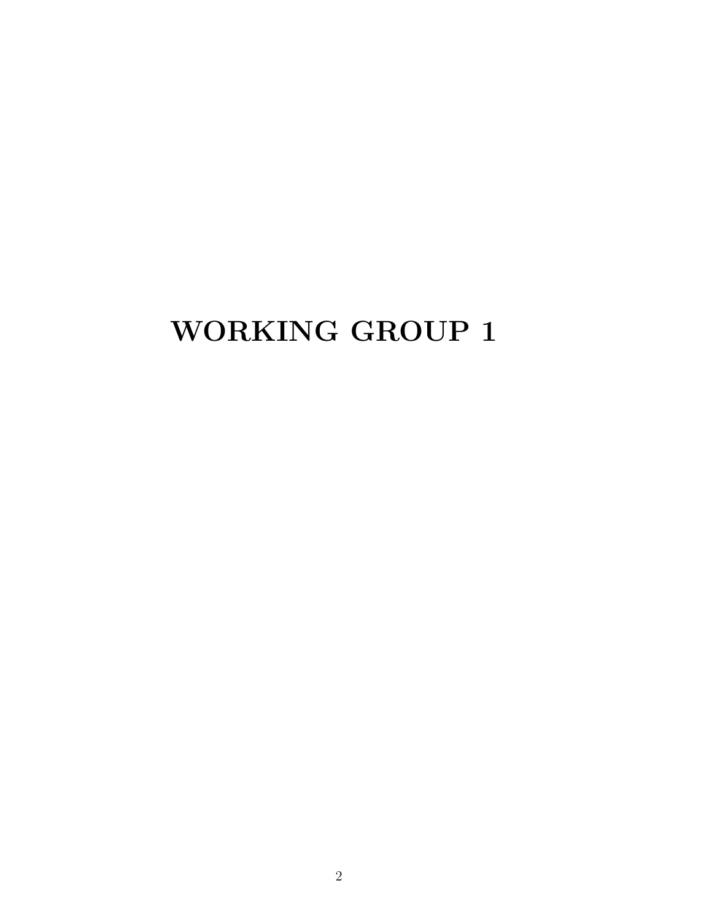# WORKING GROUP 1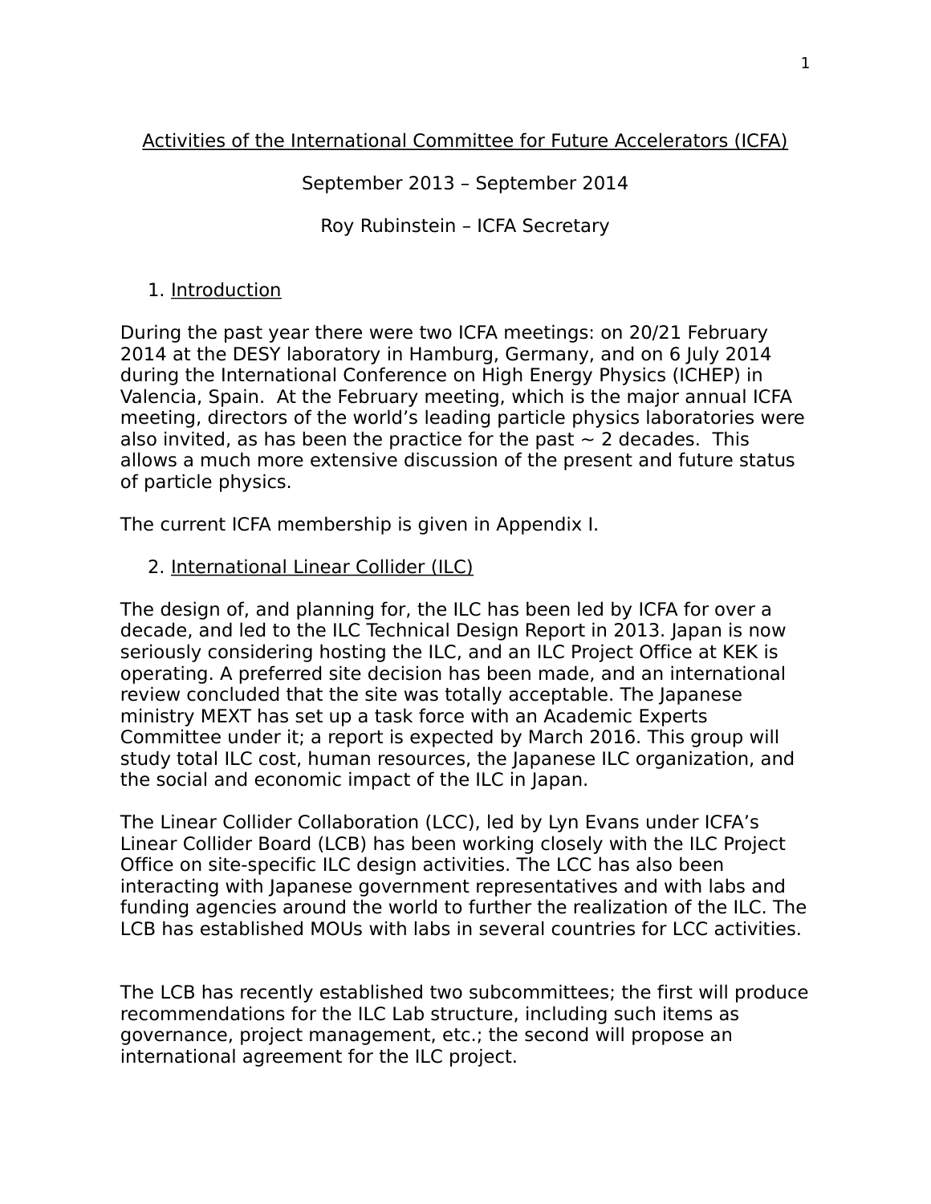Activities of the International Committee for Future Accelerators (ICFA)

September 2013 – September 2014

Roy Rubinstein – ICFA Secretary

1. Introduction

During the past year there were two ICFA meetings: on 20/21 February 2014 at the DESY laboratory in Hamburg, Germany, and on 6 July 2014 during the International Conference on High Energy Physics (ICHEP) in Valencia, Spain. At the February meeting, which is the major annual ICFA meeting, directors of the world's leading particle physics laboratories were also invited, as has been the practice for the past ~ 2 decades. This allows a much more extensive discussion of the present and future status of particle physics.

The current ICFA membership is given in Appendix I.

2. International Linear Collider (ILC)

The design of, and planning for, the ILC has been led by ICFA for over a decade, and led to the ILC Technical Design Report in 2013. Japan is now seriously considering hosting the ILC, and an ILC Project Office at KEK is operating. A preferred site decision has been made, and an international review concluded that the site was totally acceptable. The Japanese ministry MEXT has set up a task force with an Academic Experts Committee under it; a report is expected by March 2016. This group will study total ILC cost, human resources, the Japanese ILC organization, and the social and economic impact of the ILC in Japan.

The Linear Collider Collaboration (LCC), led by Lyn Evans under ICFA's Linear Collider Board (LCB) has been working closely with the ILC Project Office on site-specific ILC design activities. The LCC has also been interacting with Japanese government representatives and with labs and funding agencies around the world to further the realization of the ILC. The LCB has established MOUs with labs in several countries for LCC activities.

The LCB has recently established two subcommittees; the first will produce recommendations for the ILC Lab structure, including such items as governance, project management, etc.; the second will propose an international agreement for the ILC project.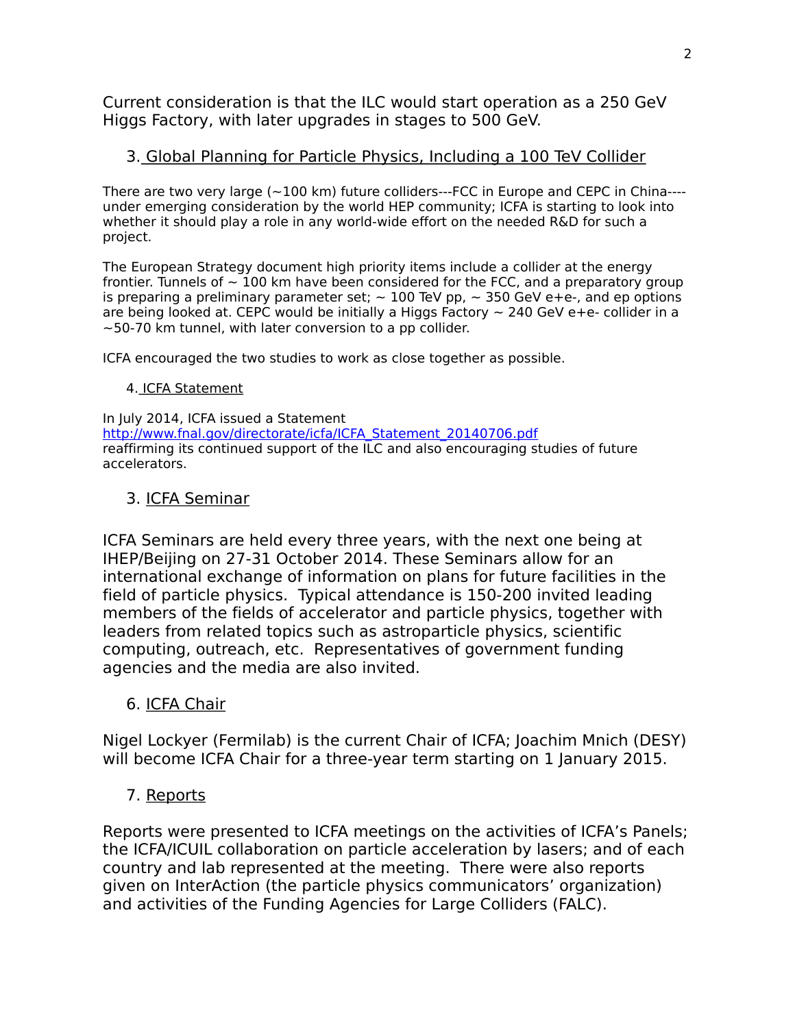Current consideration is that the ILC would start operation as a 250 GeV Higgs Factory, with later upgrades in stages to 500 GeV.

3. Global Planning for Particle Physics, Including a 100 TeV Collider

There are two very large (~100 km) future colliders---FCC in Europe and CEPC in China----under emerging consideration by the world HEP community; ICFA is starting to look into whether it should play a role in any world-wide effort on the needed R&D for such a project.

The European Strategy document high priority items include a collider at the energy frontier. Tunnels of ~ 100 km have been considered for the FCC, and a preparatory group is preparing a preliminary parameter set; ~ 100 TeV pp, ~ 350 GeV e+e-, and ep options are being looked at. CEPC would be initially a Higgs Factory ~ 240 GeV e+e- collider in a ~50-70 km tunnel, with later conversion to a pp collider.

ICFA encouraged the two studies to work as close together as possible.

4. ICFA Statement

In July 2014, ICFA issued a Statement
http://www.fnal.gov/directorate/icfa/ICFA_Statement_20140706.pdf
reaffirming its continued support of the ILC and also encouraging studies of future accelerators.

3. ICFA Seminar

ICFA Seminars are held every three years, with the next one being at IHEP/Beijing on 27-31 October 2014. These Seminars allow for an international exchange of information on plans for future facilities in the field of particle physics. Typical attendance is 150-200 invited leading members of the fields of accelerator and particle physics, together with leaders from related topics such as astroparticle physics, scientific computing, outreach, etc. Representatives of government funding agencies and the media are also invited.

6. ICFA Chair

Nigel Lockyer (Fermilab) is the current Chair of ICFA; Joachim Mnich (DESY) will become ICFA Chair for a three-year term starting on 1 January 2015.

7. Reports

Reports were presented to ICFA meetings on the activities of ICFA's Panels; the ICFA/ICUIL collaboration on particle acceleration by lasers; and of each country and lab represented at the meeting. There were also reports given on InterAction (the particle physics communicators' organization) and activities of the Funding Agencies for Large Colliders (FALC).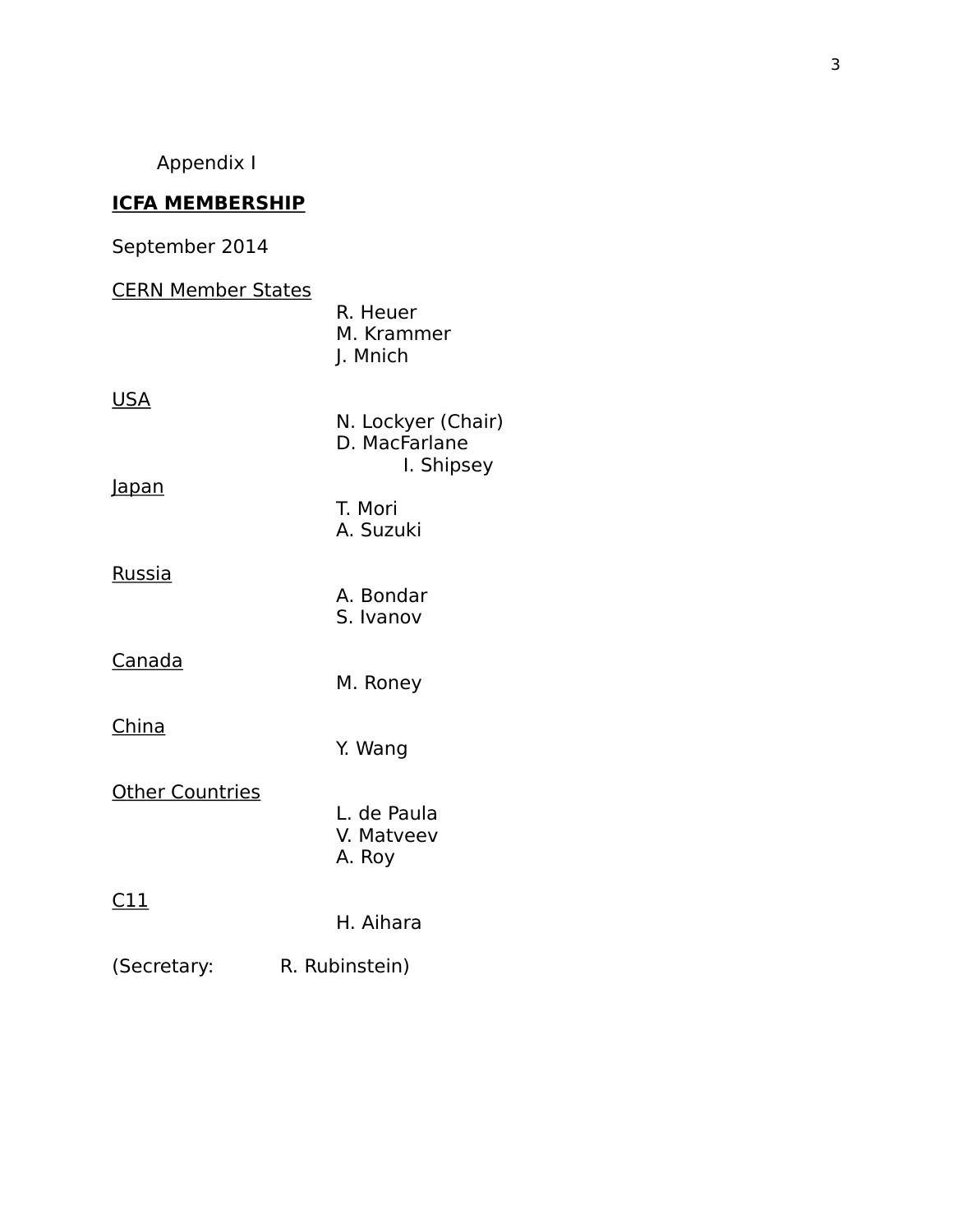Appendix I

**ICFA MEMBERSHIP**

September 2014

CERN Member States

R. Heuer
M. Krammer
J. Mnich

USA

N. Lockyer (Chair)
D. MacFarlane
I. Shipsey

Japan

T. Mori
A. Suzuki

Russia

A. Bondar
S. Ivanov

Canada

M. Roney

China

Y. Wang

Other Countries

L. de Paula
V. Matveev
A. Roy

C11

H. Aihara

(Secretary: R. Rubinstein)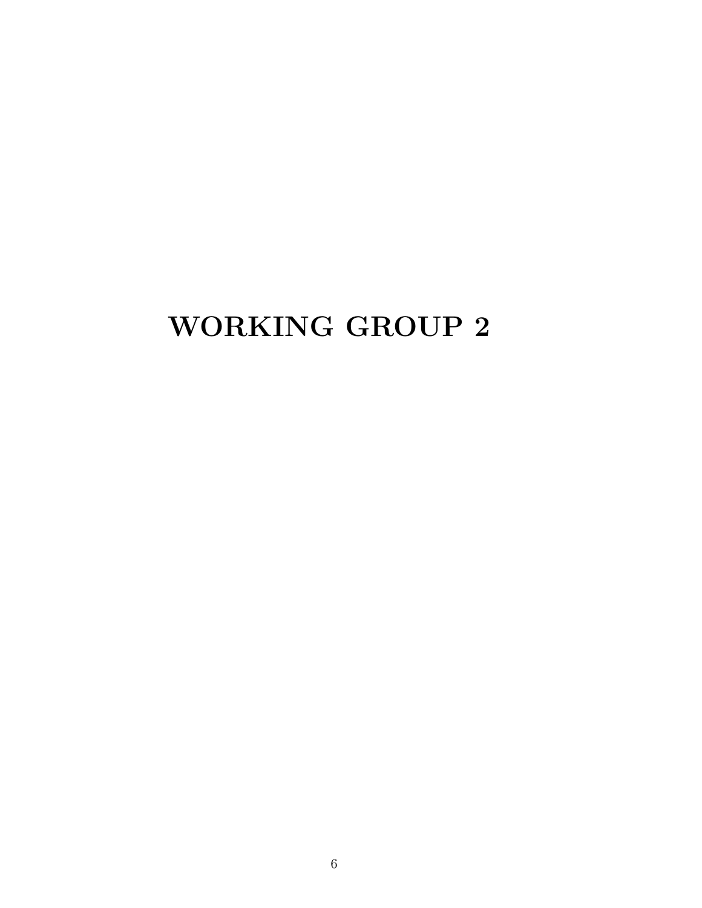# WORKING GROUP 2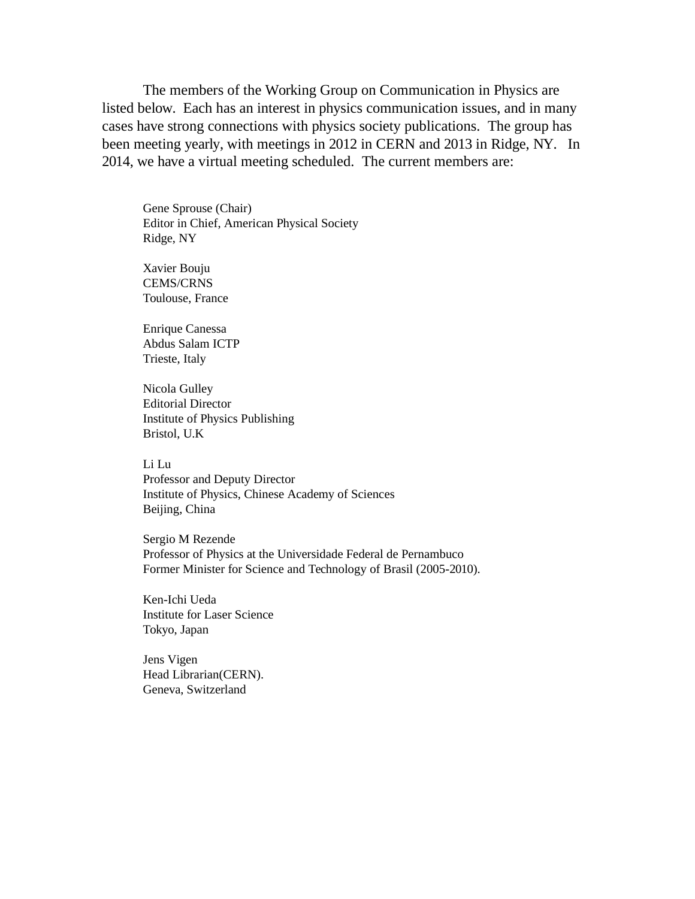The members of the Working Group on Communication in Physics are listed below. Each has an interest in physics communication issues, and in many cases have strong connections with physics society publications. The group has been meeting yearly, with meetings in 2012 in CERN and 2013 in Ridge, NY. In 2014, we have a virtual meeting scheduled. The current members are:

Gene Sprouse (Chair)  
Editor in Chief, American Physical Society  
Ridge, NY

Xavier Bouju  
CEMS/CRNS  
Toulouse, France

Enrique Canessa  
Abdus Salam ICTP  
Trieste, Italy

Nicola Gulley  
Editorial Director  
Institute of Physics Publishing  
Bristol, U.K

Li Lu  
Professor and Deputy Director  
Institute of Physics, Chinese Academy of Sciences  
Beijing, China

Sergio M Rezende  
Professor of Physics at the Universidade Federal de Pernambuco  
Former Minister for Science and Technology of Brasil (2005-2010).

Ken-Ichi Ueda  
Institute for Laser Science  
Tokyo, Japan

Jens Vigen  
Head Librarian(CERN).  
Geneva, Switzerland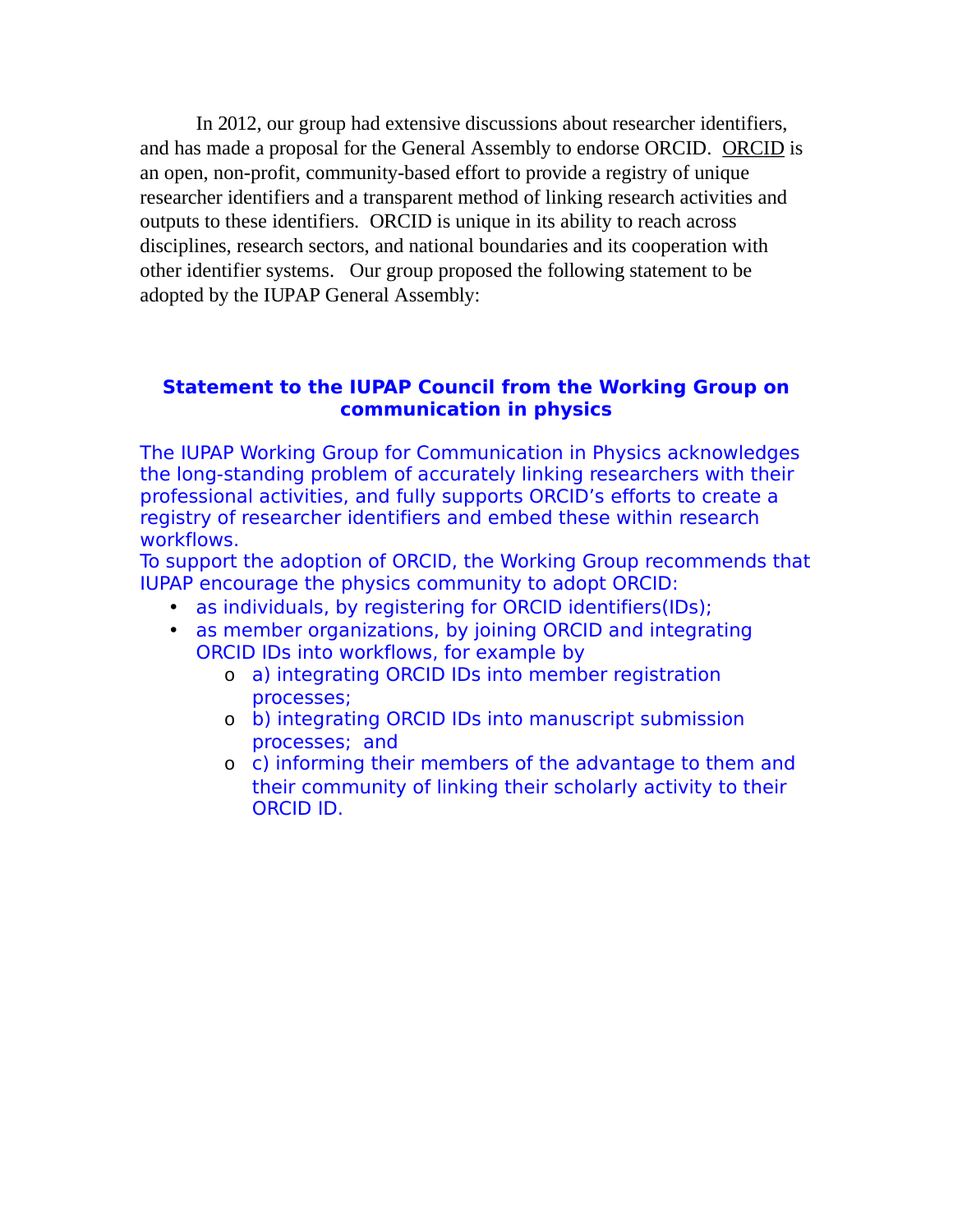In 2012, our group had extensive discussions about researcher identifiers, and has made a proposal for the General Assembly to endorse ORCID. ORCID is an open, non-profit, community-based effort to provide a registry of unique researcher identifiers and a transparent method of linking research activities and outputs to these identifiers. ORCID is unique in its ability to reach across disciplines, research sectors, and national boundaries and its cooperation with other identifier systems. Our group proposed the following statement to be adopted by the IUPAP General Assembly:

## Statement to the IUPAP Council from the Working Group on communication in physics

The IUPAP Working Group for Communication in Physics acknowledges the long-standing problem of accurately linking researchers with their professional activities, and fully supports ORCID's efforts to create a registry of researcher identifiers and embed these within research workflows.

To support the adoption of ORCID, the Working Group recommends that IUPAP encourage the physics community to adopt ORCID:

- as individuals, by registering for ORCID identifiers(IDs);
- as member organizations, by joining ORCID and integrating ORCID IDs into workflows, for example by
  - a) integrating ORCID IDs into member registration processes;
  - b) integrating ORCID IDs into manuscript submission processes; and
  - c) informing their members of the advantage to them and their community of linking their scholarly activity to their ORCID ID.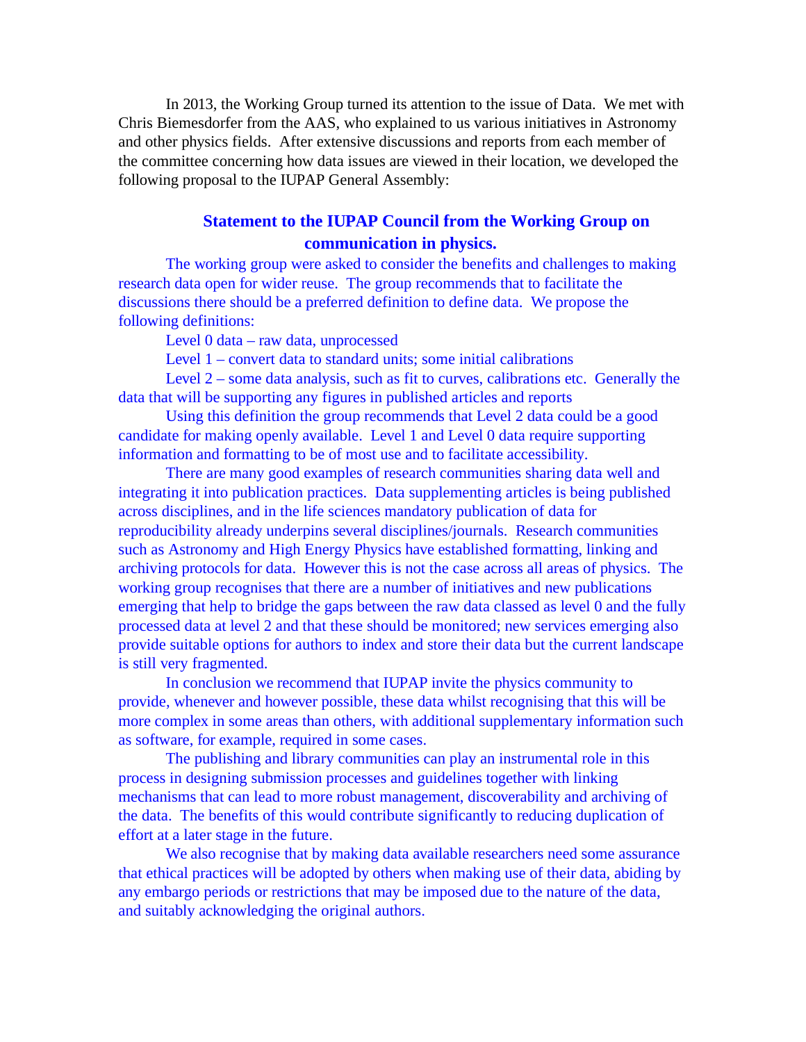In 2013, the Working Group turned its attention to the issue of Data. We met with Chris Biemesdorfer from the AAS, who explained to us various initiatives in Astronomy and other physics fields. After extensive discussions and reports from each member of the committee concerning how data issues are viewed in their location, we developed the following proposal to the IUPAP General Assembly:

### Statement to the IUPAP Council from the Working Group on communication in physics.

The working group were asked to consider the benefits and challenges to making research data open for wider reuse. The group recommends that to facilitate the discussions there should be a preferred definition to define data. We propose the following definitions:

Level 0 data – raw data, unprocessed

Level 1 – convert data to standard units; some initial calibrations

Level 2 – some data analysis, such as fit to curves, calibrations etc. Generally the data that will be supporting any figures in published articles and reports

Using this definition the group recommends that Level 2 data could be a good candidate for making openly available. Level 1 and Level 0 data require supporting information and formatting to be of most use and to facilitate accessibility.

There are many good examples of research communities sharing data well and integrating it into publication practices. Data supplementing articles is being published across disciplines, and in the life sciences mandatory publication of data for reproducibility already underpins several disciplines/journals. Research communities such as Astronomy and High Energy Physics have established formatting, linking and archiving protocols for data. However this is not the case across all areas of physics. The working group recognises that there are a number of initiatives and new publications emerging that help to bridge the gaps between the raw data classed as level 0 and the fully processed data at level 2 and that these should be monitored; new services emerging also provide suitable options for authors to index and store their data but the current landscape is still very fragmented.

In conclusion we recommend that IUPAP invite the physics community to provide, whenever and however possible, these data whilst recognising that this will be more complex in some areas than others, with additional supplementary information such as software, for example, required in some cases.

The publishing and library communities can play an instrumental role in this process in designing submission processes and guidelines together with linking mechanisms that can lead to more robust management, discoverability and archiving of the data. The benefits of this would contribute significantly to reducing duplication of effort at a later stage in the future.

We also recognise that by making data available researchers need some assurance that ethical practices will be adopted by others when making use of their data, abiding by any embargo periods or restrictions that may be imposed due to the nature of the data, and suitably acknowledging the original authors.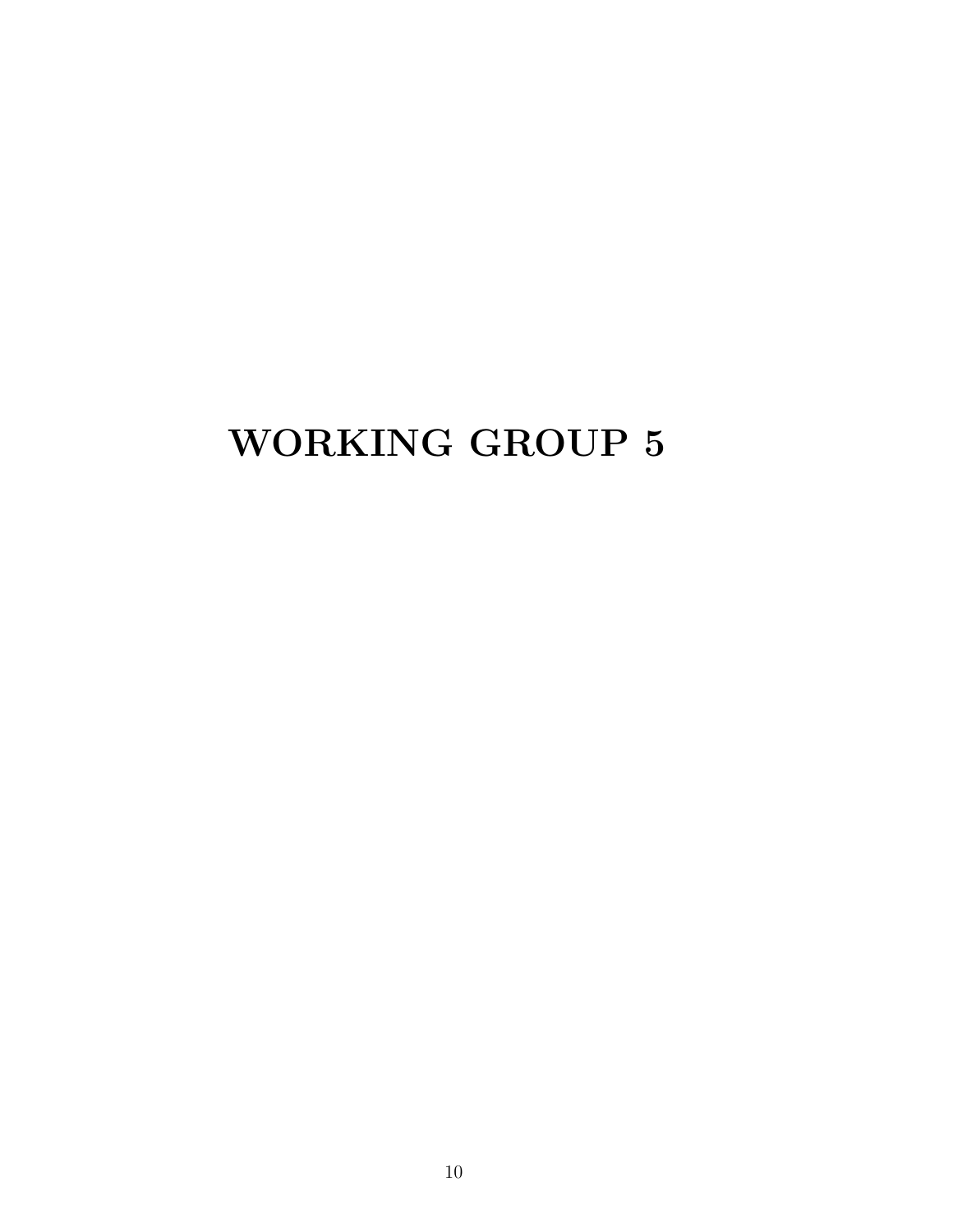# WORKING GROUP 5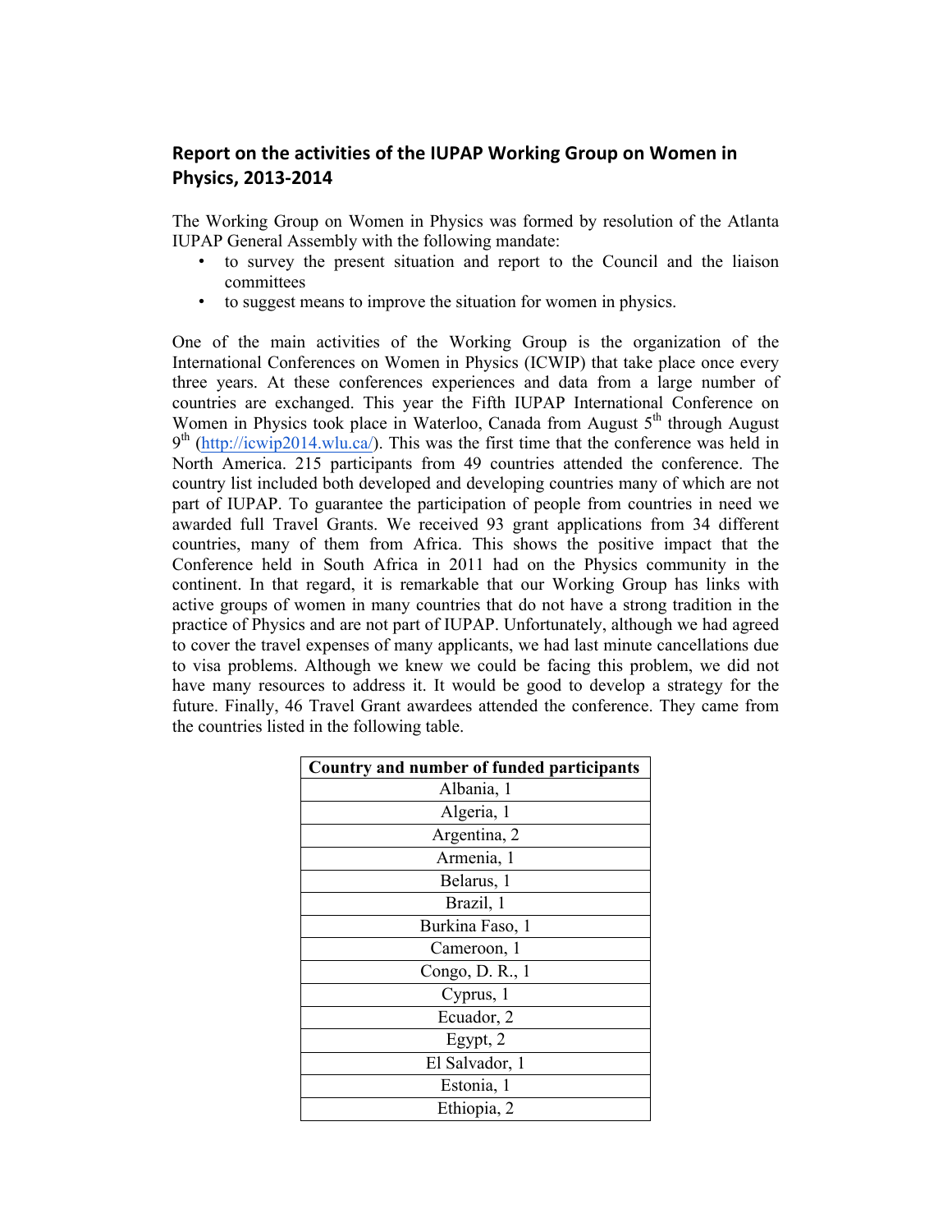## Report on the activities of the IUPAP Working Group on Women in Physics, 2013-2014

The Working Group on Women in Physics was formed by resolution of the Atlanta IUPAP General Assembly with the following mandate:

- to survey the present situation and report to the Council and the liaison committees
- to suggest means to improve the situation for women in physics.

One of the main activities of the Working Group is the organization of the International Conferences on Women in Physics (ICWIP) that take place once every three years. At these conferences experiences and data from a large number of countries are exchanged. This year the Fifth IUPAP International Conference on Women in Physics took place in Waterloo, Canada from August 5th through August 9th (http://icwip2014.wlu.ca/). This was the first time that the conference was held in North America. 215 participants from 49 countries attended the conference. The country list included both developed and developing countries many of which are not part of IUPAP. To guarantee the participation of people from countries in need we awarded full Travel Grants. We received 93 grant applications from 34 different countries, many of them from Africa. This shows the positive impact that the Conference held in South Africa in 2011 had on the Physics community in the continent. In that regard, it is remarkable that our Working Group has links with active groups of women in many countries that do not have a strong tradition in the practice of Physics and are not part of IUPAP. Unfortunately, although we had agreed to cover the travel expenses of many applicants, we had last minute cancellations due to visa problems. Although we knew we could be facing this problem, we did not have many resources to address it. It would be good to develop a strategy for the future. Finally, 46 Travel Grant awardees attended the conference. They came from the countries listed in the following table.

| Country and number of funded participants |
|---|
| Albania, 1 |
| Algeria, 1 |
| Argentina, 2 |
| Armenia, 1 |
| Belarus, 1 |
| Brazil, 1 |
| Burkina Faso, 1 |
| Cameroon, 1 |
| Congo, D. R., 1 |
| Cyprus, 1 |
| Ecuador, 2 |
| Egypt, 2 |
| El Salvador, 1 |
| Estonia, 1 |
| Ethiopia, 2 |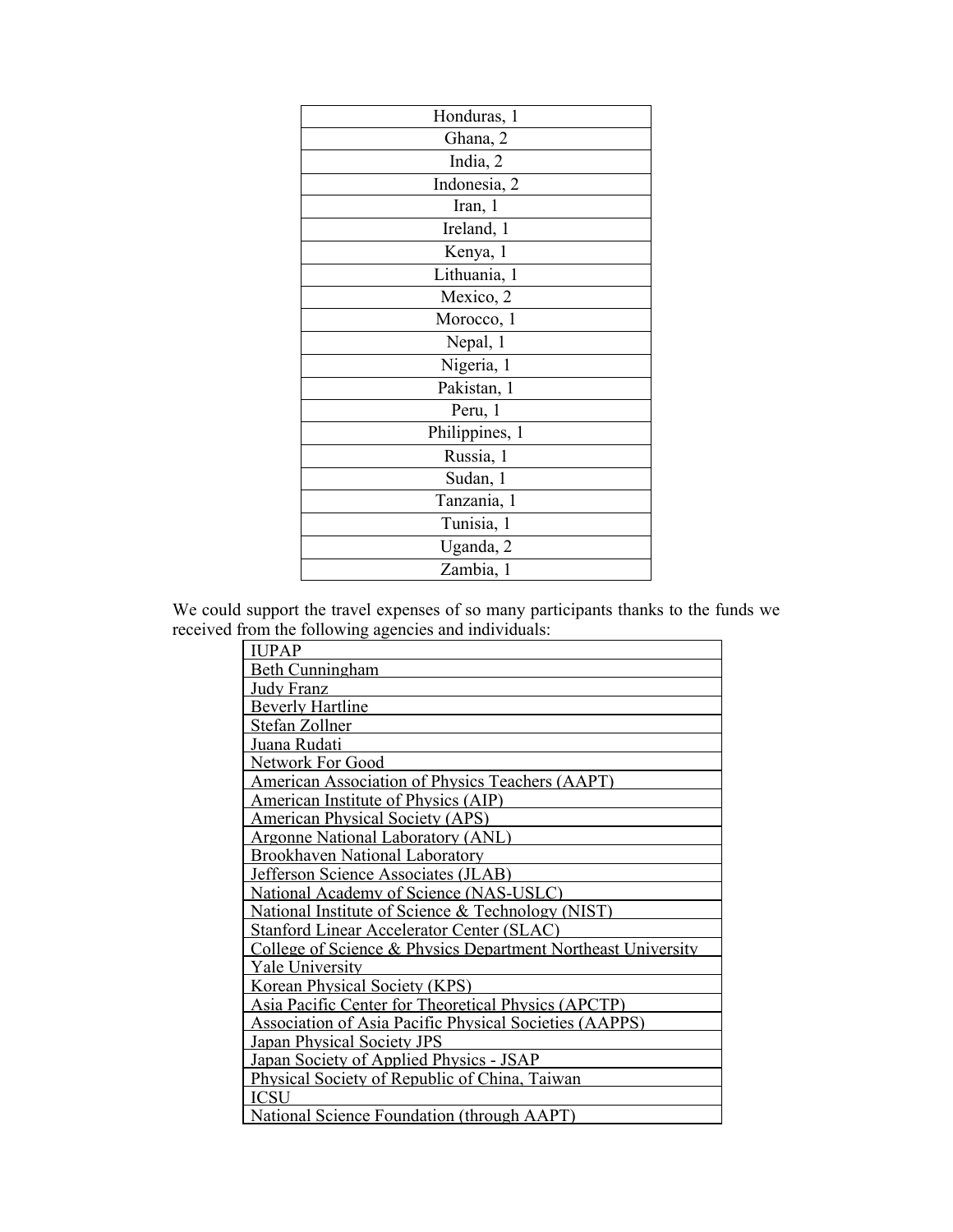| Honduras, 1 |
| --- |
| Ghana, 2 |
| India, 2 |
| Indonesia, 2 |
| Iran, 1 |
| Ireland, 1 |
| Kenya, 1 |
| Lithuania, 1 |
| Mexico, 2 |
| Morocco, 1 |
| Nepal, 1 |
| Nigeria, 1 |
| Pakistan, 1 |
| Peru, 1 |
| Philippines, 1 |
| Russia, 1 |
| Sudan, 1 |
| Tanzania, 1 |
| Tunisia, 1 |
| Uganda, 2 |
| Zambia, 1 |

We could support the travel expenses of so many participants thanks to the funds we received from the following agencies and individuals:

| IUPAP |
| --- |
| Beth Cunningham |
| Judy Franz |
| Beverly Hartline |
| Stefan Zollner |
| Juana Rudati |
| Network For Good |
| American Association of Physics Teachers (AAPT) |
| American Institute of Physics (AIP) |
| American Physical Society (APS) |
| Argonne National Laboratory (ANL) |
| Brookhaven National Laboratory |
| Jefferson Science Associates (JLAB) |
| National Academy of Science (NAS-USLC) |
| National Institute of Science & Technology (NIST) |
| Stanford Linear Accelerator Center (SLAC) |
| College of Science & Physics Department Northeast University |
| Yale University |
| Korean Physical Society (KPS) |
| Asia Pacific Center for Theoretical Physics (APCTP) |
| Association of Asia Pacific Physical Societies (AAPPS) |
| Japan Physical Society JPS |
| Japan Society of Applied Physics - JSAP |
| Physical Society of Republic of China, Taiwan |
| ICSU |
| National Science Foundation (through AAPT) |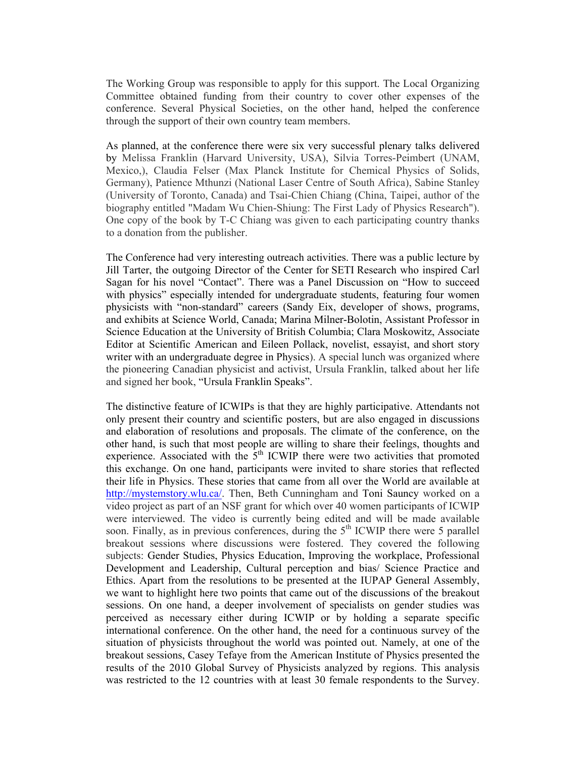The Working Group was responsible to apply for this support. The Local Organizing Committee obtained funding from their country to cover other expenses of the conference. Several Physical Societies, on the other hand, helped the conference through the support of their own country team members.

As planned, at the conference there were six very successful plenary talks delivered by Melissa Franklin (Harvard University, USA), Silvia Torres-Peimbert (UNAM, Mexico,), Claudia Felser (Max Planck Institute for Chemical Physics of Solids, Germany), Patience Mthunzi (National Laser Centre of South Africa), Sabine Stanley (University of Toronto, Canada) and Tsai-Chien Chiang (China, Taipei, author of the biography entitled "Madam Wu Chien-Shiung: The First Lady of Physics Research"). One copy of the book by T-C Chiang was given to each participating country thanks to a donation from the publisher.

The Conference had very interesting outreach activities. There was a public lecture by Jill Tarter, the outgoing Director of the Center for SETI Research who inspired Carl Sagan for his novel "Contact". There was a Panel Discussion on "How to succeed with physics" especially intended for undergraduate students, featuring four women physicists with "non-standard" careers (Sandy Eix, developer of shows, programs, and exhibits at Science World, Canada; Marina Milner-Bolotin, Assistant Professor in Science Education at the University of British Columbia; Clara Moskowitz, Associate Editor at Scientific American and Eileen Pollack, novelist, essayist, and short story writer with an undergraduate degree in Physics). A special lunch was organized where the pioneering Canadian physicist and activist, Ursula Franklin, talked about her life and signed her book, "Ursula Franklin Speaks".

The distinctive feature of ICWIPs is that they are highly participative. Attendants not only present their country and scientific posters, but are also engaged in discussions and elaboration of resolutions and proposals. The climate of the conference, on the other hand, is such that most people are willing to share their feelings, thoughts and experience. Associated with the 5th ICWIP there were two activities that promoted this exchange. On one hand, participants were invited to share stories that reflected their life in Physics. These stories that came from all over the World are available at http://mystemstory.wlu.ca/. Then, Beth Cunningham and Toni Sauncy worked on a video project as part of an NSF grant for which over 40 women participants of ICWIP were interviewed. The video is currently being edited and will be made available soon. Finally, as in previous conferences, during the 5th ICWIP there were 5 parallel breakout sessions where discussions were fostered. They covered the following subjects: Gender Studies, Physics Education, Improving the workplace, Professional Development and Leadership, Cultural perception and bias/ Science Practice and Ethics. Apart from the resolutions to be presented at the IUPAP General Assembly, we want to highlight here two points that came out of the discussions of the breakout sessions. On one hand, a deeper involvement of specialists on gender studies was perceived as necessary either during ICWIP or by holding a separate specific international conference. On the other hand, the need for a continuous survey of the situation of physicists throughout the world was pointed out. Namely, at one of the breakout sessions, Casey Tefaye from the American Institute of Physics presented the results of the 2010 Global Survey of Physicists analyzed by regions. This analysis was restricted to the 12 countries with at least 30 female respondents to the Survey.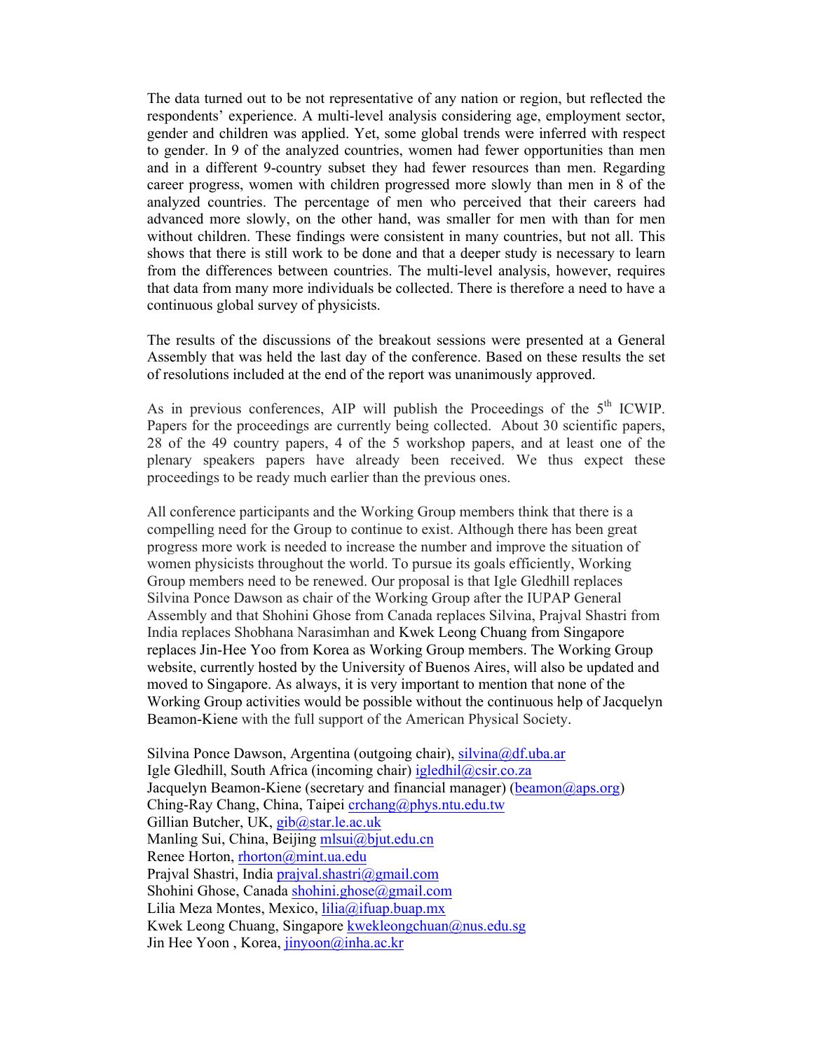The data turned out to be not representative of any nation or region, but reflected the respondents' experience. A multi-level analysis considering age, employment sector, gender and children was applied. Yet, some global trends were inferred with respect to gender. In 9 of the analyzed countries, women had fewer opportunities than men and in a different 9-country subset they had fewer resources than men. Regarding career progress, women with children progressed more slowly than men in 8 of the analyzed countries. The percentage of men who perceived that their careers had advanced more slowly, on the other hand, was smaller for men with than for men without children. These findings were consistent in many countries, but not all. This shows that there is still work to be done and that a deeper study is necessary to learn from the differences between countries. The multi-level analysis, however, requires that data from many more individuals be collected. There is therefore a need to have a continuous global survey of physicists.

The results of the discussions of the breakout sessions were presented at a General Assembly that was held the last day of the conference. Based on these results the set of resolutions included at the end of the report was unanimously approved.

As in previous conferences, AIP will publish the Proceedings of the 5th ICWIP. Papers for the proceedings are currently being collected. About 30 scientific papers, 28 of the 49 country papers, 4 of the 5 workshop papers, and at least one of the plenary speakers papers have already been received. We thus expect these proceedings to be ready much earlier than the previous ones.

All conference participants and the Working Group members think that there is a compelling need for the Group to continue to exist. Although there has been great progress more work is needed to increase the number and improve the situation of women physicists throughout the world. To pursue its goals efficiently, Working Group members need to be renewed. Our proposal is that Igle Gledhill replaces Silvina Ponce Dawson as chair of the Working Group after the IUPAP General Assembly and that Shohini Ghose from Canada replaces Silvina, Prajval Shastri from India replaces Shobhana Narasimhan and Kwek Leong Chuang from Singapore replaces Jin-Hee Yoo from Korea as Working Group members. The Working Group website, currently hosted by the University of Buenos Aires, will also be updated and moved to Singapore. As always, it is very important to mention that none of the Working Group activities would be possible without the continuous help of Jacquelyn Beamon-Kiene with the full support of the American Physical Society.

Silvina Ponce Dawson, Argentina (outgoing chair), silvina@df.uba.ar
Igle Gledhill, South Africa (incoming chair) igledhil@csir.co.za
Jacquelyn Beamon-Kiene (secretary and financial manager) (beamon@aps.org)
Ching-Ray Chang, China, Taipei crchang@phys.ntu.edu.tw
Gillian Butcher, UK, gib@star.le.ac.uk
Manling Sui, China, Beijing mlsui@bjut.edu.cn
Renee Horton, rhorton@mint.ua.edu
Prajval Shastri, India prajval.shastri@gmail.com
Shohini Ghose, Canada shohini.ghose@gmail.com
Lilia Meza Montes, Mexico, lilia@ifuap.buap.mx
Kwek Leong Chuang, Singapore kwekleongchuan@nus.edu.sg
Jin Hee Yoon , Korea, jinyoon@inha.ac.kr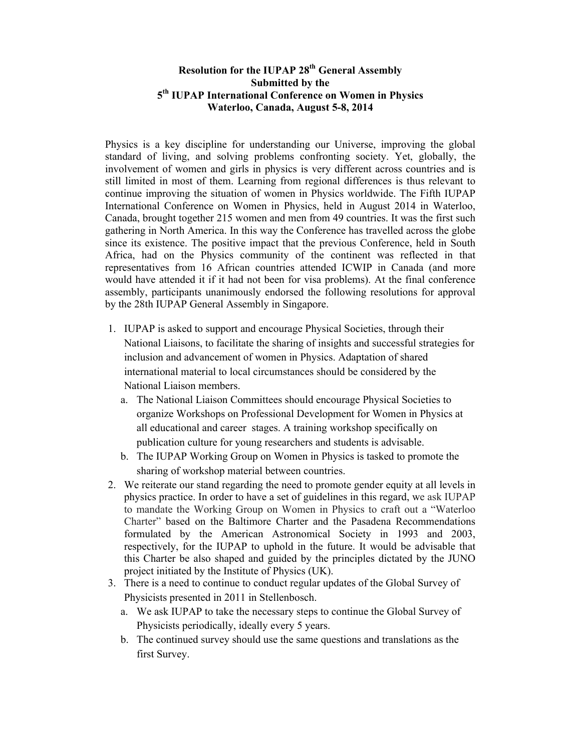**Resolution for the IUPAP 28th General Assembly**
**Submitted by the**
**5th IUPAP International Conference on Women in Physics**
**Waterloo, Canada, August 5-8, 2014**

Physics is a key discipline for understanding our Universe, improving the global standard of living, and solving problems confronting society. Yet, globally, the involvement of women and girls in physics is very different across countries and is still limited in most of them. Learning from regional differences is thus relevant to continue improving the situation of women in Physics worldwide. The Fifth IUPAP International Conference on Women in Physics, held in August 2014 in Waterloo, Canada, brought together 215 women and men from 49 countries. It was the first such gathering in North America. In this way the Conference has travelled across the globe since its existence. The positive impact that the previous Conference, held in South Africa, had on the Physics community of the continent was reflected in that representatives from 16 African countries attended ICWIP in Canada (and more would have attended it if it had not been for visa problems). At the final conference assembly, participants unanimously endorsed the following resolutions for approval by the 28th IUPAP General Assembly in Singapore.

1. IUPAP is asked to support and encourage Physical Societies, through their National Liaisons, to facilitate the sharing of insights and successful strategies for inclusion and advancement of women in Physics. Adaptation of shared international material to local circumstances should be considered by the National Liaison members.
   a. The National Liaison Committees should encourage Physical Societies to organize Workshops on Professional Development for Women in Physics at all educational and career stages. A training workshop specifically on publication culture for young researchers and students is advisable.
   b. The IUPAP Working Group on Women in Physics is tasked to promote the sharing of workshop material between countries.
2. We reiterate our stand regarding the need to promote gender equity at all levels in physics practice. In order to have a set of guidelines in this regard, we ask IUPAP to mandate the Working Group on Women in Physics to craft out a "Waterloo Charter" based on the Baltimore Charter and the Pasadena Recommendations formulated by the American Astronomical Society in 1993 and 2003, respectively, for the IUPAP to uphold in the future. It would be advisable that this Charter be also shaped and guided by the principles dictated by the JUNO project initiated by the Institute of Physics (UK).
3. There is a need to continue to conduct regular updates of the Global Survey of Physicists presented in 2011 in Stellenbosch.
   a. We ask IUPAP to take the necessary steps to continue the Global Survey of Physicists periodically, ideally every 5 years.
   b. The continued survey should use the same questions and translations as the first Survey.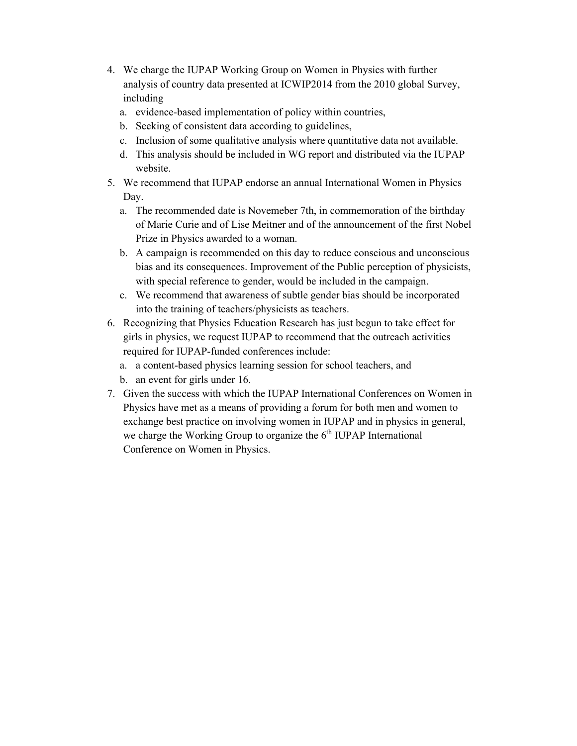4. We charge the IUPAP Working Group on Women in Physics with further analysis of country data presented at ICWIP2014 from the 2010 global Survey, including
   a. evidence-based implementation of policy within countries,
   b. Seeking of consistent data according to guidelines,
   c. Inclusion of some qualitative analysis where quantitative data not available.
   d. This analysis should be included in WG report and distributed via the IUPAP website.
5. We recommend that IUPAP endorse an annual International Women in Physics Day.
   a. The recommended date is Novemeber 7th, in commemoration of the birthday of Marie Curie and of Lise Meitner and of the announcement of the first Nobel Prize in Physics awarded to a woman.
   b. A campaign is recommended on this day to reduce conscious and unconscious bias and its consequences. Improvement of the Public perception of physicists, with special reference to gender, would be included in the campaign.
   c. We recommend that awareness of subtle gender bias should be incorporated into the training of teachers/physicists as teachers.
6. Recognizing that Physics Education Research has just begun to take effect for girls in physics, we request IUPAP to recommend that the outreach activities required for IUPAP-funded conferences include:
   a. a content-based physics learning session for school teachers, and
   b. an event for girls under 16.
7. Given the success with which the IUPAP International Conferences on Women in Physics have met as a means of providing a forum for both men and women to exchange best practice on involving women in IUPAP and in physics in general, we charge the Working Group to organize the 6th IUPAP International Conference on Women in Physics.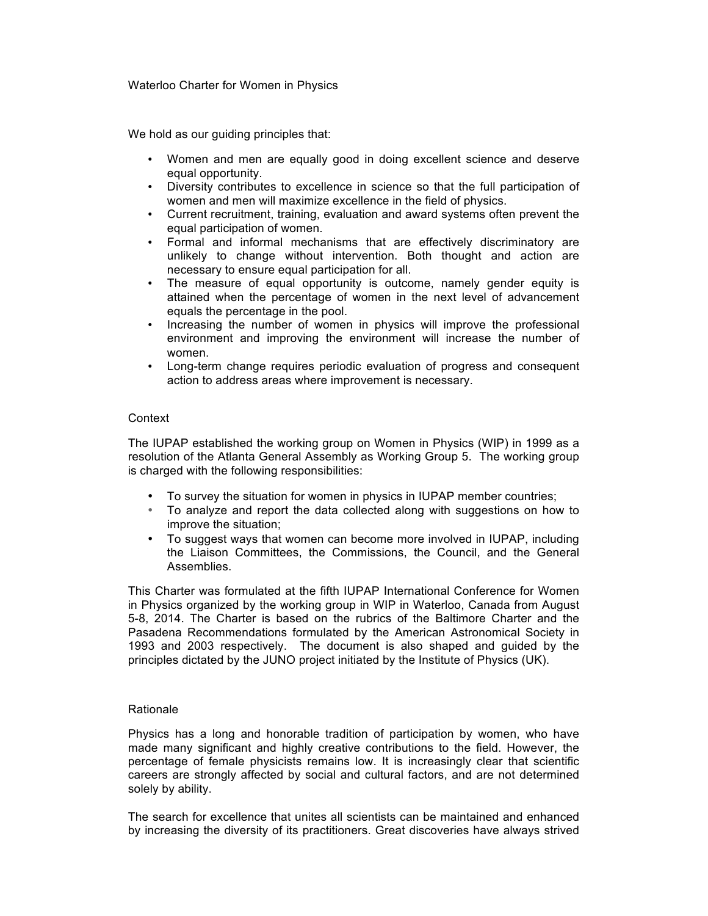# Waterloo Charter for Women in Physics

We hold as our guiding principles that:

- Women and men are equally good in doing excellent science and deserve equal opportunity.
- Diversity contributes to excellence in science so that the full participation of women and men will maximize excellence in the field of physics.
- Current recruitment, training, evaluation and award systems often prevent the equal participation of women.
- Formal and informal mechanisms that are effectively discriminatory are unlikely to change without intervention. Both thought and action are necessary to ensure equal participation for all.
- The measure of equal opportunity is outcome, namely gender equity is attained when the percentage of women in the next level of advancement equals the percentage in the pool.
- Increasing the number of women in physics will improve the professional environment and improving the environment will increase the number of women.
- Long-term change requires periodic evaluation of progress and consequent action to address areas where improvement is necessary.

## Context

The IUPAP established the working group on Women in Physics (WIP) in 1999 as a resolution of the Atlanta General Assembly as Working Group 5. The working group is charged with the following responsibilities:

- To survey the situation for women in physics in IUPAP member countries;
- To analyze and report the data collected along with suggestions on how to improve the situation;
- To suggest ways that women can become more involved in IUPAP, including the Liaison Committees, the Commissions, the Council, and the General Assemblies.

This Charter was formulated at the fifth IUPAP International Conference for Women in Physics organized by the working group in WIP in Waterloo, Canada from August 5-8, 2014. The Charter is based on the rubrics of the Baltimore Charter and the Pasadena Recommendations formulated by the American Astronomical Society in 1993 and 2003 respectively. The document is also shaped and guided by the principles dictated by the JUNO project initiated by the Institute of Physics (UK).

## Rationale

Physics has a long and honorable tradition of participation by women, who have made many significant and highly creative contributions to the field. However, the percentage of female physicists remains low. It is increasingly clear that scientific careers are strongly affected by social and cultural factors, and are not determined solely by ability.

The search for excellence that unites all scientists can be maintained and enhanced by increasing the diversity of its practitioners. Great discoveries have always strived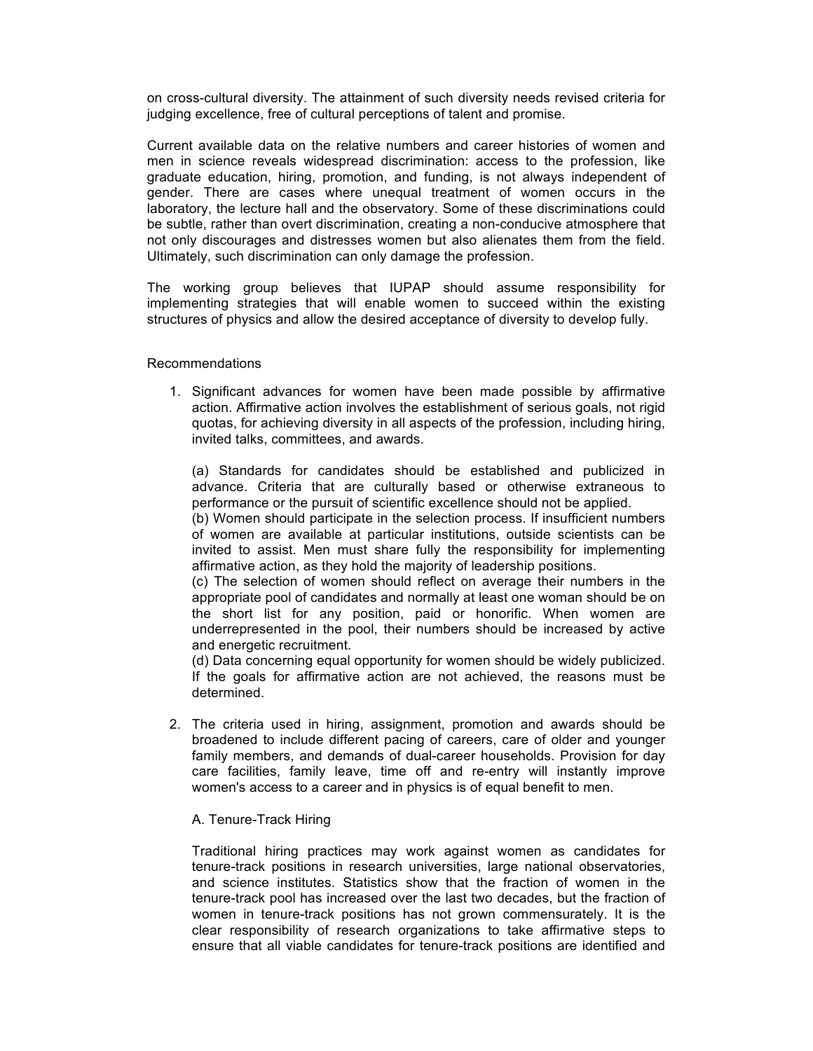on cross-cultural diversity. The attainment of such diversity needs revised criteria for judging excellence, free of cultural perceptions of talent and promise.

Current available data on the relative numbers and career histories of women and men in science reveals widespread discrimination: access to the profession, like graduate education, hiring, promotion, and funding, is not always independent of gender. There are cases where unequal treatment of women occurs in the laboratory, the lecture hall and the observatory. Some of these discriminations could be subtle, rather than overt discrimination, creating a non-conducive atmosphere that not only discourages and distresses women but also alienates them from the field. Ultimately, such discrimination can only damage the profession.

The working group believes that IUPAP should assume responsibility for implementing strategies that will enable women to succeed within the existing structures of physics and allow the desired acceptance of diversity to develop fully.

Recommendations

1. Significant advances for women have been made possible by affirmative action. Affirmative action involves the establishment of serious goals, not rigid quotas, for achieving diversity in all aspects of the profession, including hiring, invited talks, committees, and awards.

   (a) Standards for candidates should be established and publicized in advance. Criteria that are culturally based or otherwise extraneous to performance or the pursuit of scientific excellence should not be applied.
   (b) Women should participate in the selection process. If insufficient numbers of women are available at particular institutions, outside scientists can be invited to assist. Men must share fully the responsibility for implementing affirmative action, as they hold the majority of leadership positions.
   (c) The selection of women should reflect on average their numbers in the appropriate pool of candidates and normally at least one woman should be on the short list for any position, paid or honorific. When women are underrepresented in the pool, their numbers should be increased by active and energetic recruitment.
   (d) Data concerning equal opportunity for women should be widely publicized. If the goals for affirmative action are not achieved, the reasons must be determined.

2. The criteria used in hiring, assignment, promotion and awards should be broadened to include different pacing of careers, care of older and younger family members, and demands of dual-career households. Provision for day care facilities, family leave, time off and re-entry will instantly improve women's access to a career and in physics is of equal benefit to men.

   A. Tenure-Track Hiring

   Traditional hiring practices may work against women as candidates for tenure-track positions in research universities, large national observatories, and science institutes. Statistics show that the fraction of women in the tenure-track pool has increased over the last two decades, but the fraction of women in tenure-track positions has not grown commensurately. It is the clear responsibility of research organizations to take affirmative steps to ensure that all viable candidates for tenure-track positions are identified and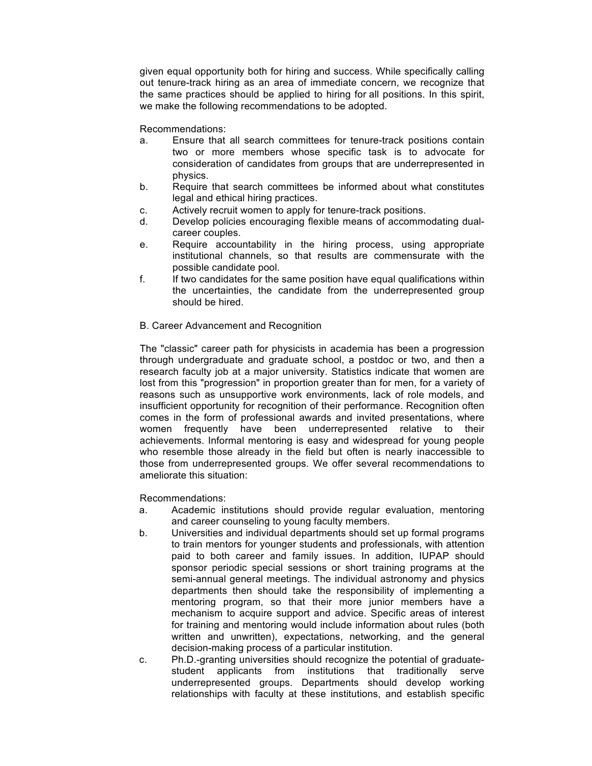given equal opportunity both for hiring and success. While specifically calling out tenure-track hiring as an area of immediate concern, we recognize that the same practices should be applied to hiring for all positions. In this spirit, we make the following recommendations to be adopted.

Recommendations:

a. Ensure that all search committees for tenure-track positions contain two or more members whose specific task is to advocate for consideration of candidates from groups that are underrepresented in physics.
b. Require that search committees be informed about what constitutes legal and ethical hiring practices.
c. Actively recruit women to apply for tenure-track positions.
d. Develop policies encouraging flexible means of accommodating dual-career couples.
e. Require accountability in the hiring process, using appropriate institutional channels, so that results are commensurate with the possible candidate pool.
f. If two candidates for the same position have equal qualifications within the uncertainties, the candidate from the underrepresented group should be hired.

B. Career Advancement and Recognition

The "classic" career path for physicists in academia has been a progression through undergraduate and graduate school, a postdoc or two, and then a research faculty job at a major university. Statistics indicate that women are lost from this "progression" in proportion greater than for men, for a variety of reasons such as unsupportive work environments, lack of role models, and insufficient opportunity for recognition of their performance. Recognition often comes in the form of professional awards and invited presentations, where women frequently have been underrepresented relative to their achievements. Informal mentoring is easy and widespread for young people who resemble those already in the field but often is nearly inaccessible to those from underrepresented groups. We offer several recommendations to ameliorate this situation:

Recommendations:

a. Academic institutions should provide regular evaluation, mentoring and career counseling to young faculty members.
b. Universities and individual departments should set up formal programs to train mentors for younger students and professionals, with attention paid to both career and family issues. In addition, IUPAP should sponsor periodic special sessions or short training programs at the semi-annual general meetings. The individual astronomy and physics departments then should take the responsibility of implementing a mentoring program, so that their more junior members have a mechanism to acquire support and advice. Specific areas of interest for training and mentoring would include information about rules (both written and unwritten), expectations, networking, and the general decision-making process of a particular institution.
c. Ph.D.-granting universities should recognize the potential of graduate-student applicants from institutions that traditionally serve underrepresented groups. Departments should develop working relationships with faculty at these institutions, and establish specific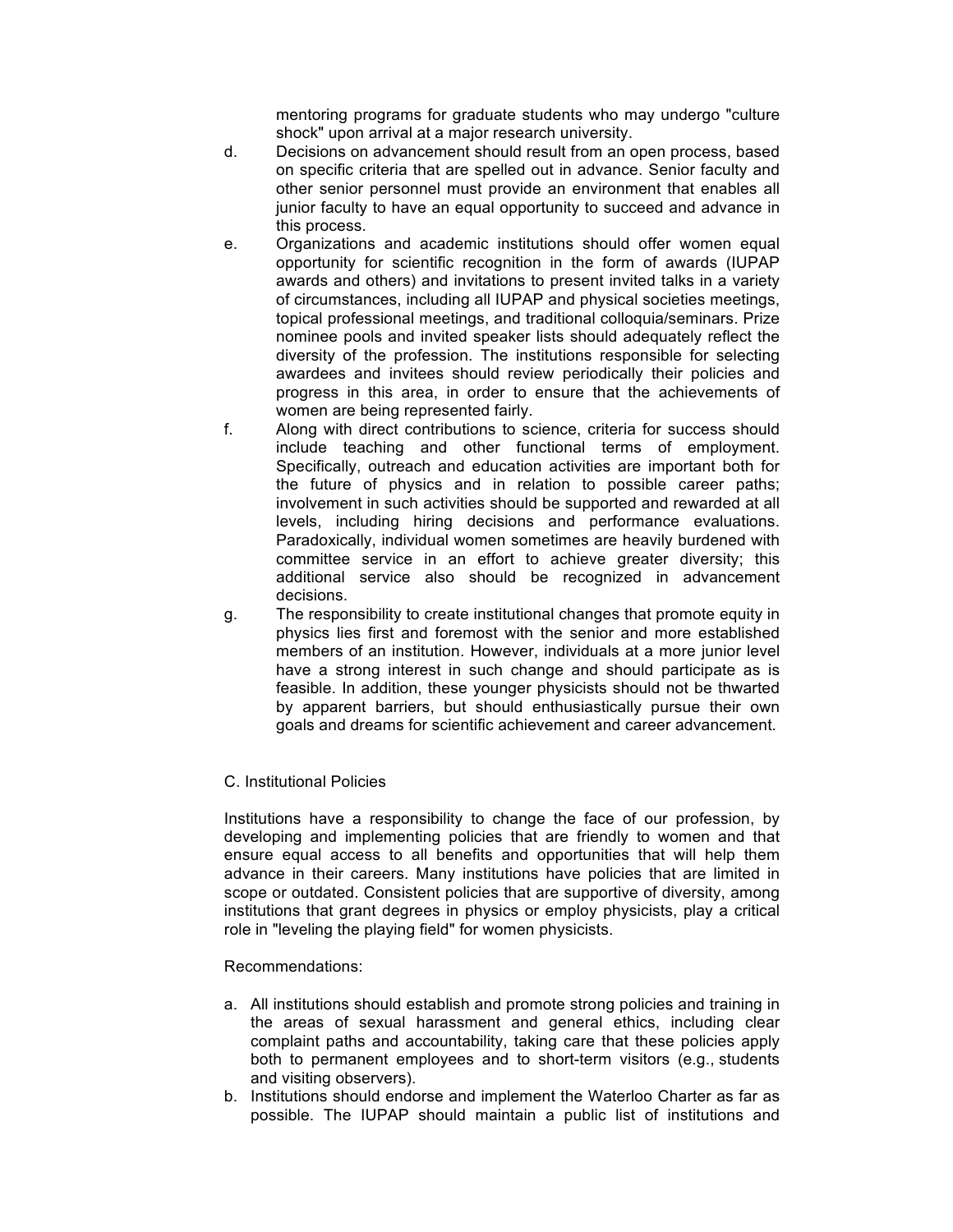mentoring programs for graduate students who may undergo "culture shock" upon arrival at a major research university.

d. Decisions on advancement should result from an open process, based on specific criteria that are spelled out in advance. Senior faculty and other senior personnel must provide an environment that enables all junior faculty to have an equal opportunity to succeed and advance in this process.

e. Organizations and academic institutions should offer women equal opportunity for scientific recognition in the form of awards (IUPAP awards and others) and invitations to present invited talks in a variety of circumstances, including all IUPAP and physical societies meetings, topical professional meetings, and traditional colloquia/seminars. Prize nominee pools and invited speaker lists should adequately reflect the diversity of the profession. The institutions responsible for selecting awardees and invitees should review periodically their policies and progress in this area, in order to ensure that the achievements of women are being represented fairly.

f. Along with direct contributions to science, criteria for success should include teaching and other functional terms of employment. Specifically, outreach and education activities are important both for the future of physics and in relation to possible career paths; involvement in such activities should be supported and rewarded at all levels, including hiring decisions and performance evaluations. Paradoxically, individual women sometimes are heavily burdened with committee service in an effort to achieve greater diversity; this additional service also should be recognized in advancement decisions.

g. The responsibility to create institutional changes that promote equity in physics lies first and foremost with the senior and more established members of an institution. However, individuals at a more junior level have a strong interest in such change and should participate as is feasible. In addition, these younger physicists should not be thwarted by apparent barriers, but should enthusiastically pursue their own goals and dreams for scientific achievement and career advancement.

## C. Institutional Policies

Institutions have a responsibility to change the face of our profession, by developing and implementing policies that are friendly to women and that ensure equal access to all benefits and opportunities that will help them advance in their careers. Many institutions have policies that are limited in scope or outdated. Consistent policies that are supportive of diversity, among institutions that grant degrees in physics or employ physicists, play a critical role in "leveling the playing field" for women physicists.

Recommendations:

a. All institutions should establish and promote strong policies and training in the areas of sexual harassment and general ethics, including clear complaint paths and accountability, taking care that these policies apply both to permanent employees and to short-term visitors (e.g., students and visiting observers).
b. Institutions should endorse and implement the Waterloo Charter as far as possible. The IUPAP should maintain a public list of institutions and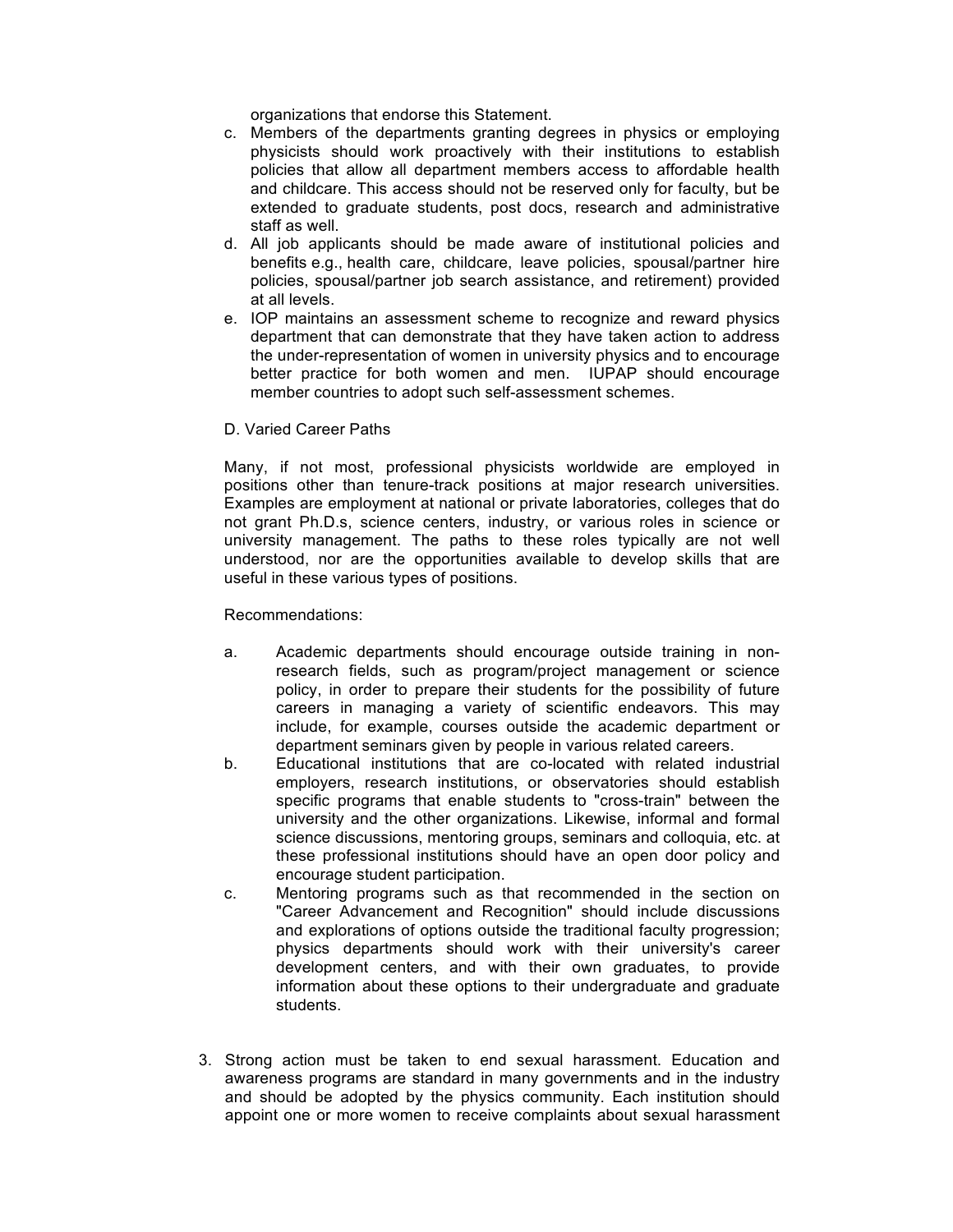organizations that endorse this Statement.

c. Members of the departments granting degrees in physics or employing physicists should work proactively with their institutions to establish policies that allow all department members access to affordable health and childcare. This access should not be reserved only for faculty, but be extended to graduate students, post docs, research and administrative staff as well.
d. All job applicants should be made aware of institutional policies and benefits e.g., health care, childcare, leave policies, spousal/partner hire policies, spousal/partner job search assistance, and retirement) provided at all levels.
e. IOP maintains an assessment scheme to recognize and reward physics department that can demonstrate that they have taken action to address the under-representation of women in university physics and to encourage better practice for both women and men. IUPAP should encourage member countries to adopt such self-assessment schemes.

D. Varied Career Paths

Many, if not most, professional physicists worldwide are employed in positions other than tenure-track positions at major research universities. Examples are employment at national or private laboratories, colleges that do not grant Ph.D.s, science centers, industry, or various roles in science or university management. The paths to these roles typically are not well understood, nor are the opportunities available to develop skills that are useful in these various types of positions.

Recommendations:

a. Academic departments should encourage outside training in non-research fields, such as program/project management or science policy, in order to prepare their students for the possibility of future careers in managing a variety of scientific endeavors. This may include, for example, courses outside the academic department or department seminars given by people in various related careers.
b. Educational institutions that are co-located with related industrial employers, research institutions, or observatories should establish specific programs that enable students to "cross-train" between the university and the other organizations. Likewise, informal and formal science discussions, mentoring groups, seminars and colloquia, etc. at these professional institutions should have an open door policy and encourage student participation.
c. Mentoring programs such as that recommended in the section on "Career Advancement and Recognition" should include discussions and explorations of options outside the traditional faculty progression; physics departments should work with their university's career development centers, and with their own graduates, to provide information about these options to their undergraduate and graduate students.

3. Strong action must be taken to end sexual harassment. Education and awareness programs are standard in many governments and in the industry and should be adopted by the physics community. Each institution should appoint one or more women to receive complaints about sexual harassment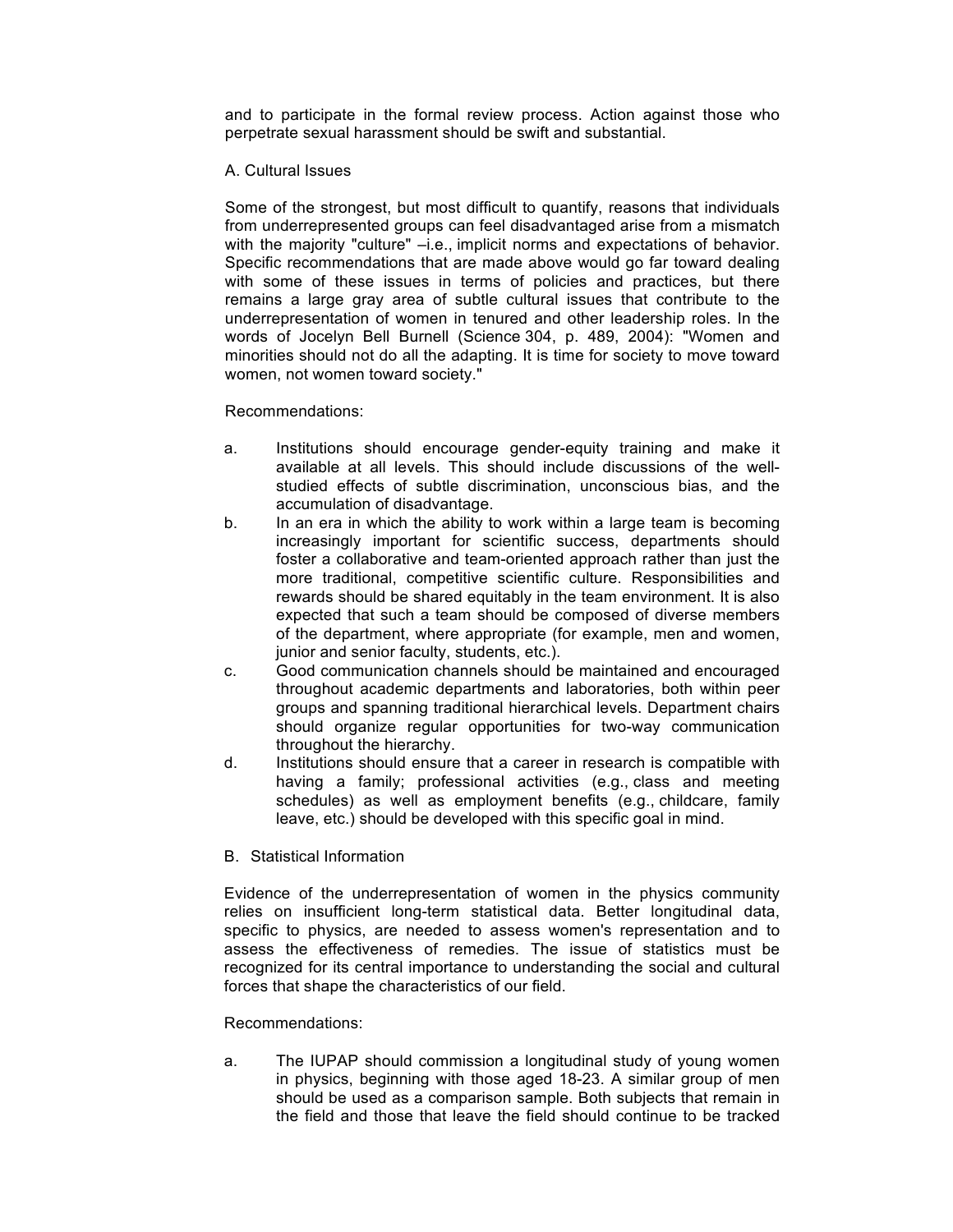and to participate in the formal review process. Action against those who perpetrate sexual harassment should be swift and substantial.

### A. Cultural Issues

Some of the strongest, but most difficult to quantify, reasons that individuals from underrepresented groups can feel disadvantaged arise from a mismatch with the majority "culture" –i.e., implicit norms and expectations of behavior. Specific recommendations that are made above would go far toward dealing with some of these issues in terms of policies and practices, but there remains a large gray area of subtle cultural issues that contribute to the underrepresentation of women in tenured and other leadership roles. In the words of Jocelyn Bell Burnell (Science 304, p. 489, 2004): "Women and minorities should not do all the adapting. It is time for society to move toward women, not women toward society."

Recommendations:

a. Institutions should encourage gender-equity training and make it available at all levels. This should include discussions of the well-studied effects of subtle discrimination, unconscious bias, and the accumulation of disadvantage.
b. In an era in which the ability to work within a large team is becoming increasingly important for scientific success, departments should foster a collaborative and team-oriented approach rather than just the more traditional, competitive scientific culture. Responsibilities and rewards should be shared equitably in the team environment. It is also expected that such a team should be composed of diverse members of the department, where appropriate (for example, men and women, junior and senior faculty, students, etc.).
c. Good communication channels should be maintained and encouraged throughout academic departments and laboratories, both within peer groups and spanning traditional hierarchical levels. Department chairs should organize regular opportunities for two-way communication throughout the hierarchy.
d. Institutions should ensure that a career in research is compatible with having a family; professional activities (e.g., class and meeting schedules) as well as employment benefits (e.g., childcare, family leave, etc.) should be developed with this specific goal in mind.

### B. Statistical Information

Evidence of the underrepresentation of women in the physics community relies on insufficient long-term statistical data. Better longitudinal data, specific to physics, are needed to assess women's representation and to assess the effectiveness of remedies. The issue of statistics must be recognized for its central importance to understanding the social and cultural forces that shape the characteristics of our field.

Recommendations:

a. The IUPAP should commission a longitudinal study of young women in physics, beginning with those aged 18-23. A similar group of men should be used as a comparison sample. Both subjects that remain in the field and those that leave the field should continue to be tracked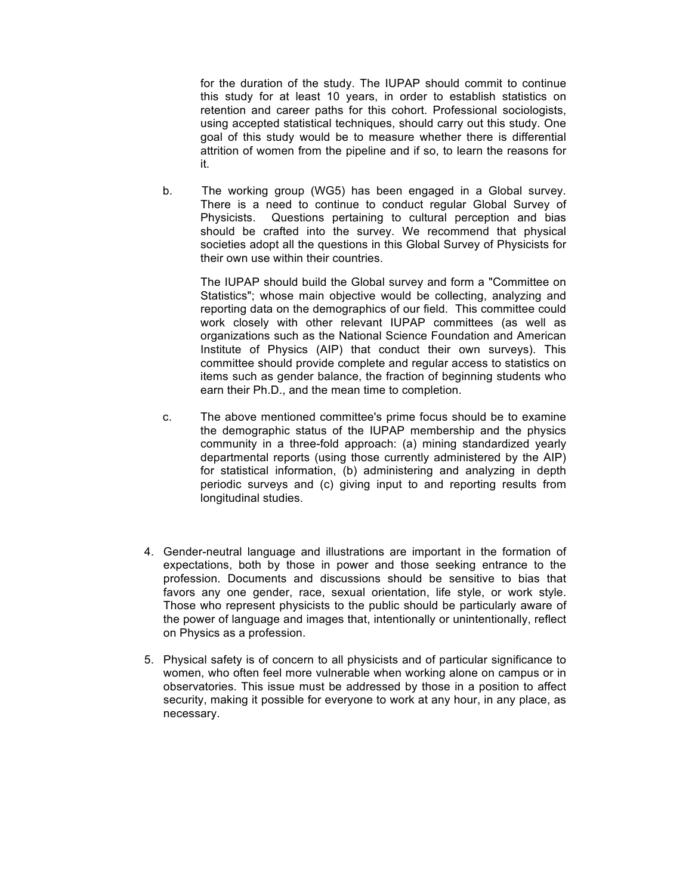for the duration of the study. The IUPAP should commit to continue this study for at least 10 years, in order to establish statistics on retention and career paths for this cohort. Professional sociologists, using accepted statistical techniques, should carry out this study. One goal of this study would be to measure whether there is differential attrition of women from the pipeline and if so, to learn the reasons for it.

b. The working group (WG5) has been engaged in a Global survey. There is a need to continue to conduct regular Global Survey of Physicists. Questions pertaining to cultural perception and bias should be crafted into the survey. We recommend that physical societies adopt all the questions in this Global Survey of Physicists for their own use within their countries.

   The IUPAP should build the Global survey and form a "Committee on Statistics"; whose main objective would be collecting, analyzing and reporting data on the demographics of our field. This committee could work closely with other relevant IUPAP committees (as well as organizations such as the National Science Foundation and American Institute of Physics (AIP) that conduct their own surveys). This committee should provide complete and regular access to statistics on items such as gender balance, the fraction of beginning students who earn their Ph.D., and the mean time to completion.

c. The above mentioned committee's prime focus should be to examine the demographic status of the IUPAP membership and the physics community in a three-fold approach: (a) mining standardized yearly departmental reports (using those currently administered by the AIP) for statistical information, (b) administering and analyzing in depth periodic surveys and (c) giving input to and reporting results from longitudinal studies.

4. Gender-neutral language and illustrations are important in the formation of expectations, both by those in power and those seeking entrance to the profession. Documents and discussions should be sensitive to bias that favors any one gender, race, sexual orientation, life style, or work style. Those who represent physicists to the public should be particularly aware of the power of language and images that, intentionally or unintentionally, reflect on Physics as a profession.

5. Physical safety is of concern to all physicists and of particular significance to women, who often feel more vulnerable when working alone on campus or in observatories. This issue must be addressed by those in a position to affect security, making it possible for everyone to work at any hour, in any place, as necessary.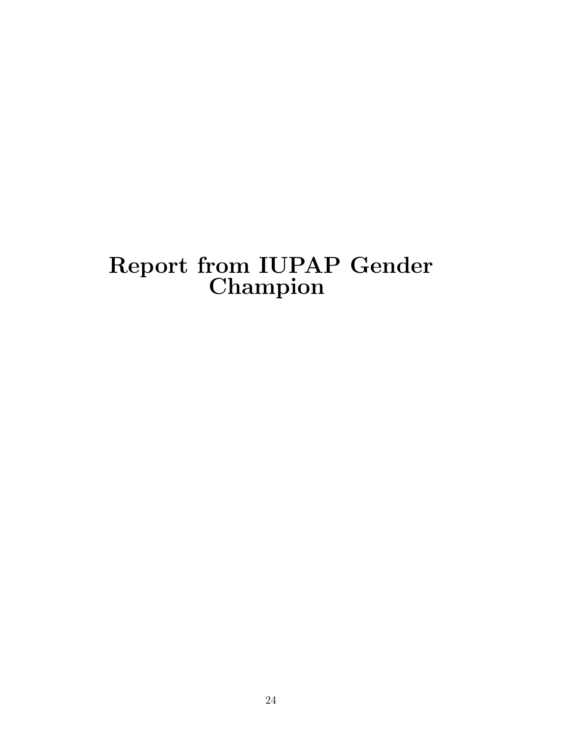# Report from IUPAP Gender Champion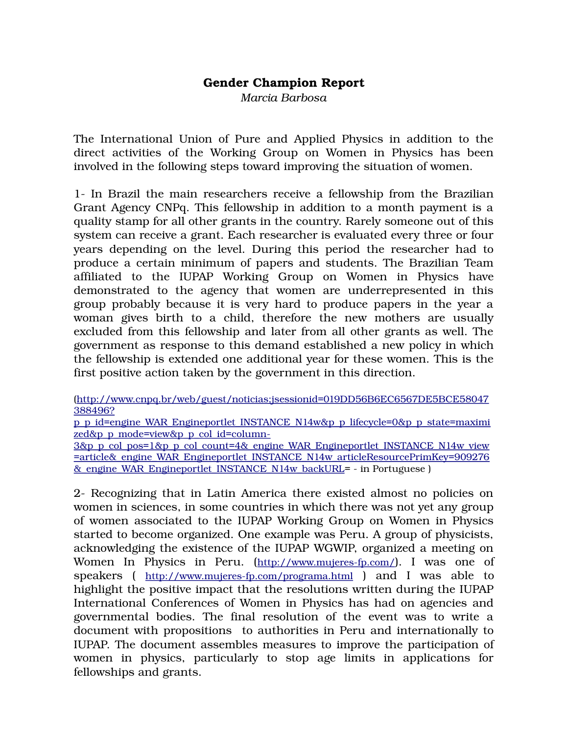**Gender Champion Report**

*Marcia Barbosa*

The International Union of Pure and Applied Physics in addition to the direct activities of the Working Group on Women in Physics has been involved in the following steps toward improving the situation of women.

1- In Brazil the main researchers receive a fellowship from the Brazilian Grant Agency CNPq. This fellowship in addition to a month payment is a quality stamp for all other grants in the country. Rarely someone out of this system can receive a grant. Each researcher is evaluated every three or four years depending on the level. During this period the researcher had to produce a certain minimum of papers and students. The Brazilian Team affiliated to the IUPAP Working Group on Women in Physics have demonstrated to the agency that women are underrepresented in this group probably because it is very hard to produce papers in the year a woman gives birth to a child, therefore the new mothers are usually excluded from this fellowship and later from all other grants as well. The government as response to this demand established a new policy in which the fellowship is extended one additional year for these women. This is the first positive action taken by the government in this direction.

(http://www.cnpq.br/web/guest/noticias;jsessionid=019DD56B6EC6567DE5BCE58047388496?p_p_id=engine_WAR_Engineportlet_INSTANCE_N14w&p_p_lifecycle=0&p_p_state=maximized&p_p_mode=view&p_p_col_id=column-3&p_p_col_pos=1&p_p_col_count=4&_engine_WAR_Engineportlet_INSTANCE_N14w_view=article&_engine_WAR_Engineportlet_INSTANCE_N14w_articleResourcePrimKey=909276&_engine_WAR_Engineportlet_INSTANCE_N14w_backURL= - in Portuguese )

2- Recognizing that in Latin America there existed almost no policies on women in sciences, in some countries in which there was not yet any group of women associated to the IUPAP Working Group on Women in Physics started to become organized. One example was Peru. A group of physicists, acknowledging the existence of the IUPAP WGWIP, organized a meeting on Women In Physics in Peru. (http://www.mujeres-fp.com/). I was one of speakers ( http://www.mujeres-fp.com/programa.html ) and I was able to highlight the positive impact that the resolutions written during the IUPAP International Conferences of Women in Physics has had on agencies and governmental bodies. The final resolution of the event was to write a document with propositions to authorities in Peru and internationally to IUPAP. The document assembles measures to improve the participation of women in physics, particularly to stop age limits in applications for fellowships and grants.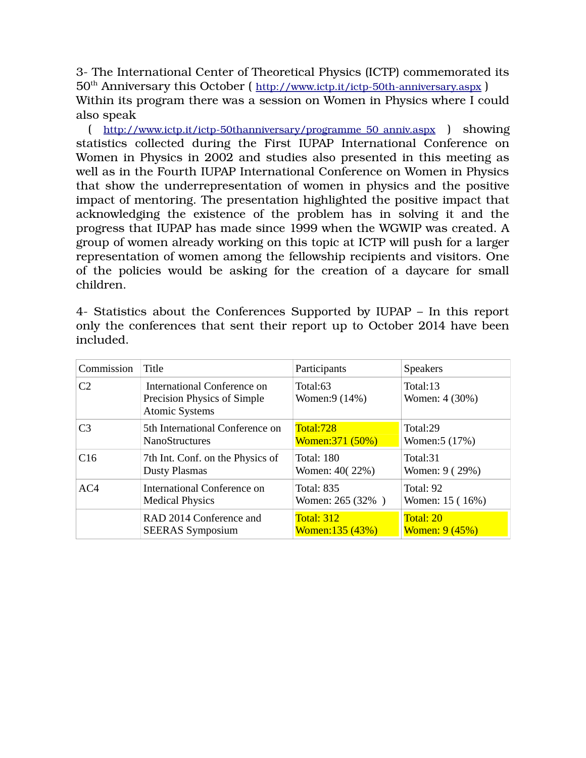3- The International Center of Theoretical Physics (ICTP) commemorated its 50th Anniversary this October ( http://www.ictp.it/ictp-50th-anniversary.aspx ) Within its program there was a session on Women in Physics where I could also speak ( http://www.ictp.it/ictp-50thanniversary/programme_50_anniv.aspx ) showing statistics collected during the First IUPAP International Conference on Women in Physics in 2002 and studies also presented in this meeting as well as in the Fourth IUPAP International Conference on Women in Physics that show the underrepresentation of women in physics and the positive impact of mentoring. The presentation highlighted the positive impact that acknowledging the existence of the problem has in solving it and the progress that IUPAP has made since 1999 when the WGWIP was created. A group of women already working on this topic at ICTP will push for a larger representation of women among the fellowship recipients and visitors. One of the policies would be asking for the creation of a daycare for small children.

4- Statistics about the Conferences Supported by IUPAP – In this report only the conferences that sent their report up to October 2014 have been included.

| Commission | Title | Participants | Speakers |
|---|---|---|---|
| C2 | International Conference on Precision Physics of Simple Atomic Systems | Total:63<br>Women:9 (14%) | Total:13<br>Women: 4 (30%) |
| C3 | 5th International Conference on NanoStructures | Total:728<br>Women:371 (50%) | Total:29<br>Women:5 (17%) |
| C16 | 7th Int. Conf. on the Physics of Dusty Plasmas | Total: 180<br>Women: 40( 22%) | Total:31<br>Women: 9 ( 29%) |
| AC4 | International Conference on Medical Physics | Total: 835<br>Women: 265 (32% ) | Total: 92<br>Women: 15 ( 16%) |
| | RAD 2014 Conference and SEERAS Symposium | Total: 312<br>Women:135 (43%) | Total: 20<br>Women: 9 (45%) |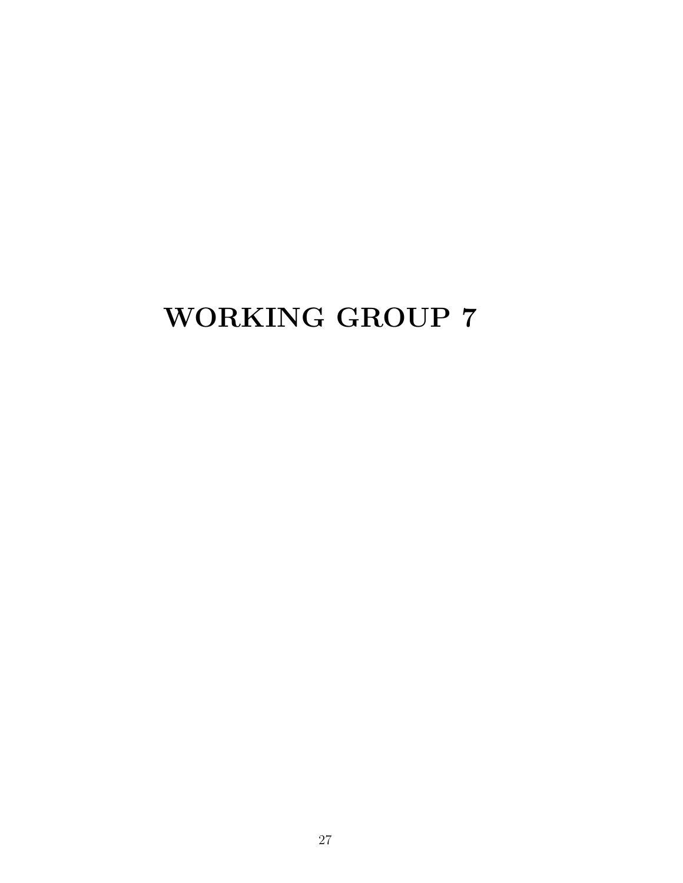# WORKING GROUP 7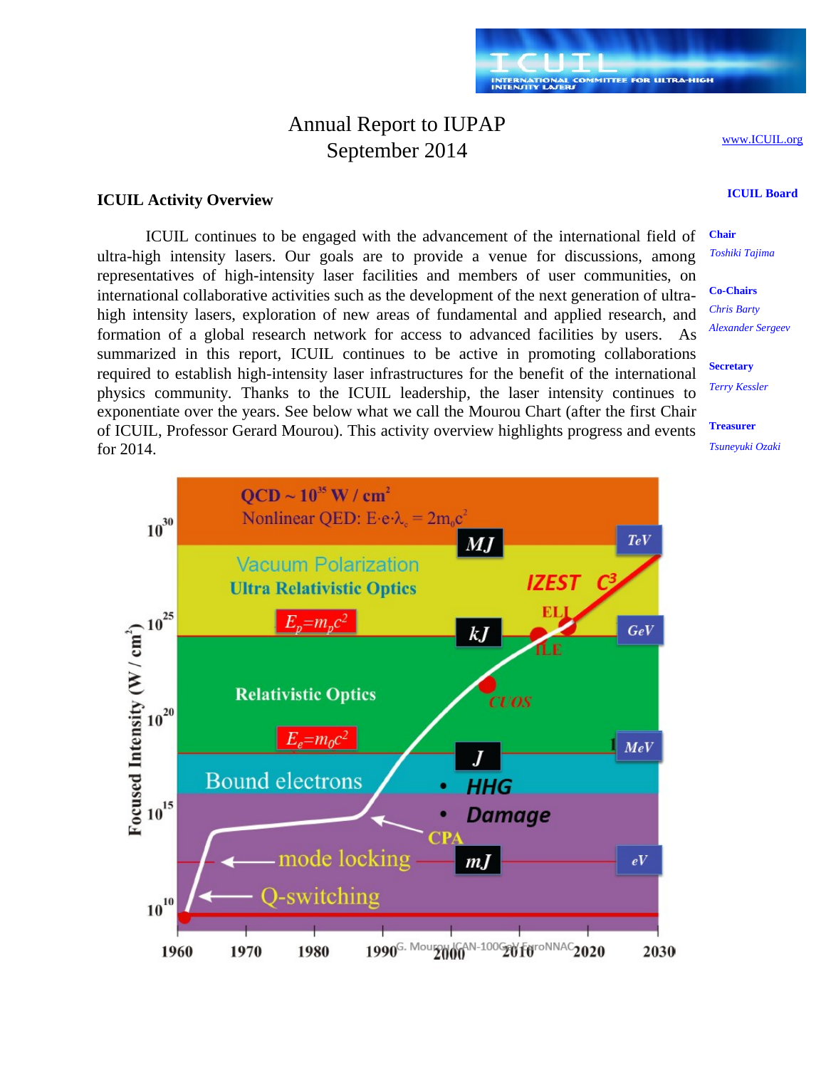# Annual Report to IUPAP
## September 2014

www.ICUIL.org

**ICUIL Board**

**Chair**
*Toshiki Tajima*

**Co-Chairs**
*Chris Barty*
*Alexander Sergeev*

**Secretary**
*Terry Kessler*

**Treasurer**
*Tsuneyuki Ozaki*

### ICUIL Activity Overview

ICUIL continues to be engaged with the advancement of the international field of ultra-high intensity lasers. Our goals are to provide a venue for discussions, among representatives of high-intensity laser facilities and members of user communities, on international collaborative activities such as the development of the next generation of ultra-high intensity lasers, exploration of new areas of fundamental and applied research, and formation of a global research network for access to advanced facilities by users. As summarized in this report, ICUIL continues to be active in promoting collaborations required to establish high-intensity laser infrastructures for the benefit of the international physics community. Thanks to the ICUIL leadership, the laser intensity continues to exponentiate over the years. See below what we call the Mourou Chart (after the first Chair of ICUIL, Professor Gerard Mourou). This activity overview highlights progress and events for 2014.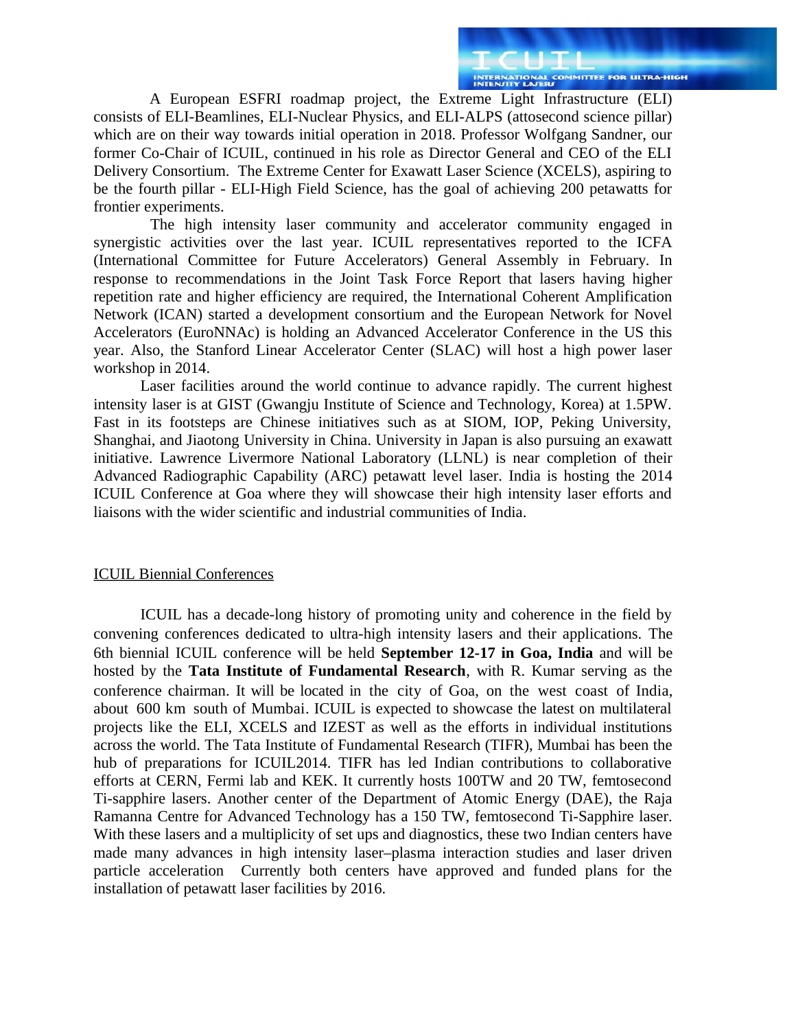A European ESFRI roadmap project, the Extreme Light Infrastructure (ELI) consists of ELI-Beamlines, ELI-Nuclear Physics, and ELI-ALPS (attosecond science pillar) which are on their way towards initial operation in 2018. Professor Wolfgang Sandner, our former Co-Chair of ICUIL, continued in his role as Director General and CEO of the ELI Delivery Consortium. The Extreme Center for Exawatt Laser Science (XCELS), aspiring to be the fourth pillar - ELI-High Field Science, has the goal of achieving 200 petawatts for frontier experiments.

The high intensity laser community and accelerator community engaged in synergistic activities over the last year. ICUIL representatives reported to the ICFA (International Committee for Future Accelerators) General Assembly in February. In response to recommendations in the Joint Task Force Report that lasers having higher repetition rate and higher efficiency are required, the International Coherent Amplification Network (ICAN) started a development consortium and the European Network for Novel Accelerators (EuroNNAc) is holding an Advanced Accelerator Conference in the US this year. Also, the Stanford Linear Accelerator Center (SLAC) will host a high power laser workshop in 2014.

Laser facilities around the world continue to advance rapidly. The current highest intensity laser is at GIST (Gwangju Institute of Science and Technology, Korea) at 1.5PW. Fast in its footsteps are Chinese initiatives such as at SIOM, IOP, Peking University, Shanghai, and Jiaotong University in China. University in Japan is also pursuing an exawatt initiative. Lawrence Livermore National Laboratory (LLNL) is near completion of their Advanced Radiographic Capability (ARC) petawatt level laser. India is hosting the 2014 ICUIL Conference at Goa where they will showcase their high intensity laser efforts and liaisons with the wider scientific and industrial communities of India.

<u>ICUIL Biennial Conferences</u>

ICUIL has a decade-long history of promoting unity and coherence in the field by convening conferences dedicated to ultra-high intensity lasers and their applications. The 6th biennial ICUIL conference will be held **September 12-17 in Goa, India** and will be hosted by the **Tata Institute of Fundamental Research**, with R. Kumar serving as the conference chairman. It will be located in the city of Goa, on the west coast of India, about 600 km south of Mumbai. ICUIL is expected to showcase the latest on multilateral projects like the ELI, XCELS and IZEST as well as the efforts in individual institutions across the world. The Tata Institute of Fundamental Research (TIFR), Mumbai has been the hub of preparations for ICUIL2014. TIFR has led Indian contributions to collaborative efforts at CERN, Fermi lab and KEK. It currently hosts 100TW and 20 TW, femtosecond Ti-sapphire lasers. Another center of the Department of Atomic Energy (DAE), the Raja Ramanna Centre for Advanced Technology has a 150 TW, femtosecond Ti-Sapphire laser. With these lasers and a multiplicity of set ups and diagnostics, these two Indian centers have made many advances in high intensity laser–plasma interaction studies and laser driven particle acceleration Currently both centers have approved and funded plans for the installation of petawatt laser facilities by 2016.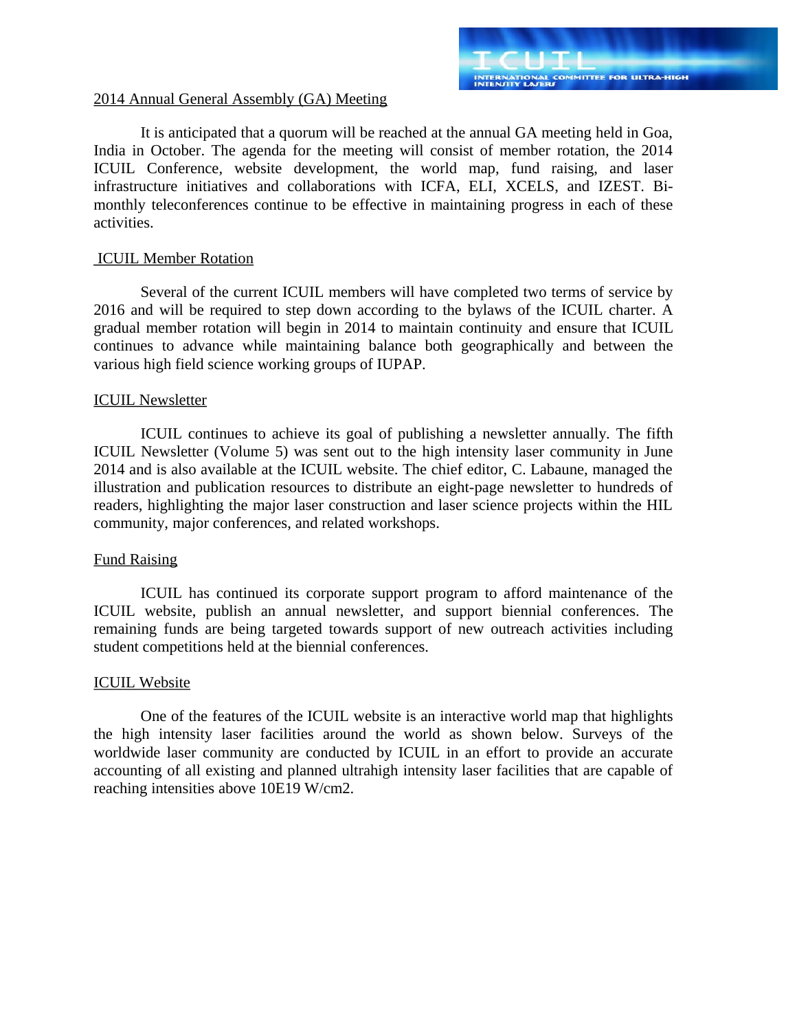## 2014 Annual General Assembly (GA) Meeting

It is anticipated that a quorum will be reached at the annual GA meeting held in Goa, India in October. The agenda for the meeting will consist of member rotation, the 2014 ICUIL Conference, website development, the world map, fund raising, and laser infrastructure initiatives and collaborations with ICFA, ELI, XCELS, and IZEST. Bi-monthly teleconferences continue to be effective in maintaining progress in each of these activities.

## ICUIL Member Rotation

Several of the current ICUIL members will have completed two terms of service by 2016 and will be required to step down according to the bylaws of the ICUIL charter. A gradual member rotation will begin in 2014 to maintain continuity and ensure that ICUIL continues to advance while maintaining balance both geographically and between the various high field science working groups of IUPAP.

## ICUIL Newsletter

ICUIL continues to achieve its goal of publishing a newsletter annually. The fifth ICUIL Newsletter (Volume 5) was sent out to the high intensity laser community in June 2014 and is also available at the ICUIL website. The chief editor, C. Labaune, managed the illustration and publication resources to distribute an eight-page newsletter to hundreds of readers, highlighting the major laser construction and laser science projects within the HIL community, major conferences, and related workshops.

## Fund Raising

ICUIL has continued its corporate support program to afford maintenance of the ICUIL website, publish an annual newsletter, and support biennial conferences. The remaining funds are being targeted towards support of new outreach activities including student competitions held at the biennial conferences.

## ICUIL Website

One of the features of the ICUIL website is an interactive world map that highlights the high intensity laser facilities around the world as shown below. Surveys of the worldwide laser community are conducted by ICUIL in an effort to provide an accurate accounting of all existing and planned ultrahigh intensity laser facilities that are capable of reaching intensities above 10E19 W/cm2.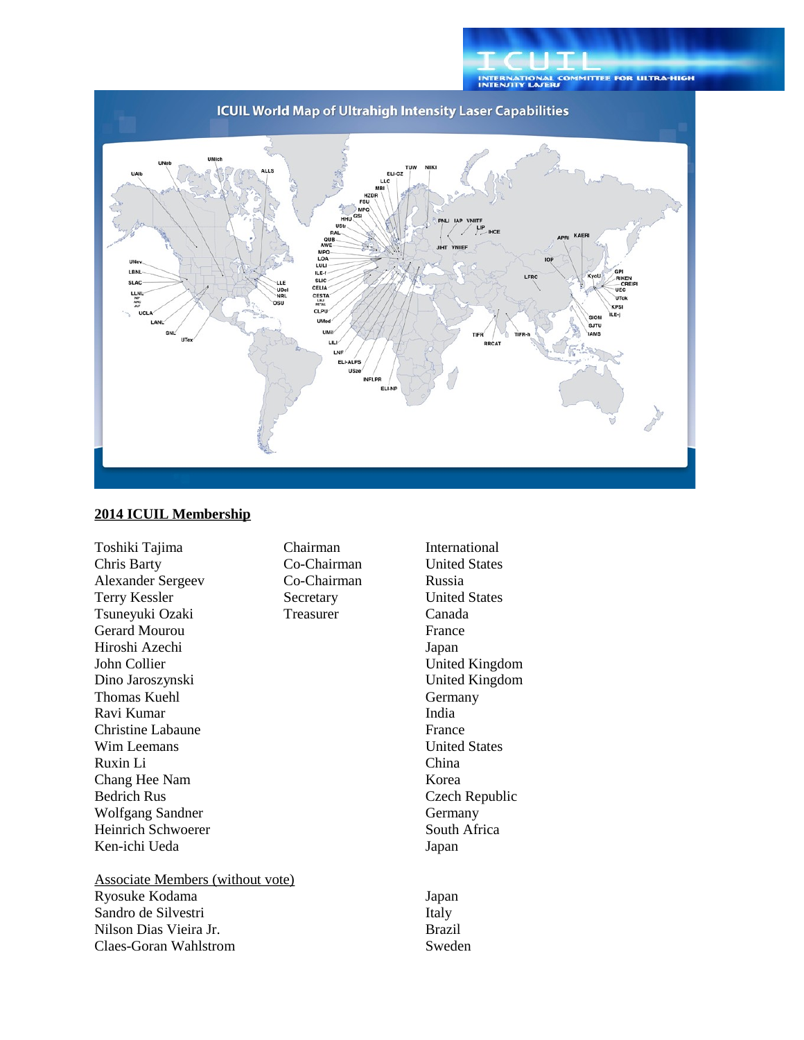ICUIL World Map of Ultrahigh Intensity Laser Capabilities

## 2014 ICUIL Membership

| Name | Role | Country |
|---|---|---|
| Toshiki Tajima | Chairman | International |
| Chris Barty | Co-Chairman | United States |
| Alexander Sergeev | Co-Chairman | Russia |
| Terry Kessler | Secretary | United States |
| Tsuneyuki Ozaki | Treasurer | Canada |
| Gerard Mourou | | France |
| Hiroshi Azechi | | Japan |
| John Collier | | United Kingdom |
| Dino Jaroszynski | | United Kingdom |
| Thomas Kuehl | | Germany |
| Ravi Kumar | | India |
| Christine Labaune | | France |
| Wim Leemans | | United States |
| Ruxin Li | | China |
| Chang Hee Nam | | Korea |
| Bedrich Rus | | Czech Republic |
| Wolfgang Sandner | | Germany |
| Heinrich Schwoerer | | South Africa |
| Ken-ichi Ueda | | Japan |

Associate Members (without vote)

| Name | Country |
|---|---|
| Ryosuke Kodama | Japan |
| Sandro de Silvestri | Italy |
| Nilson Dias Vieira Jr. | Brazil |
| Claes-Goran Wahlstrom | Sweden |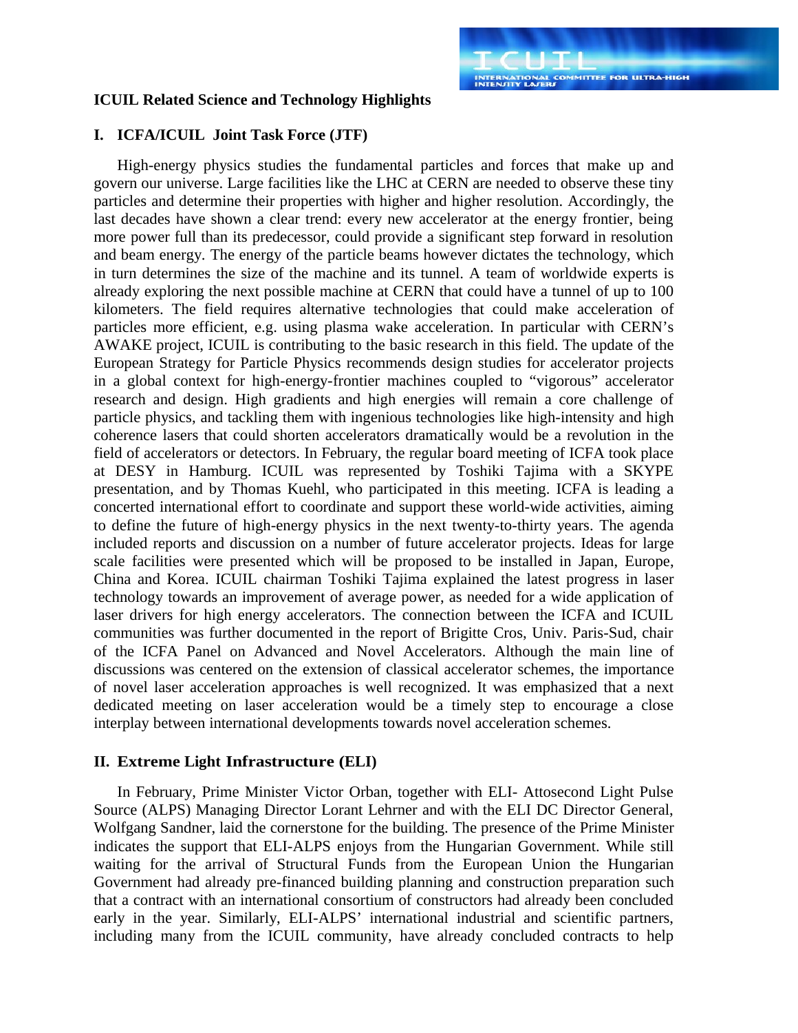**ICUIL Related Science and Technology Highlights**

## I. ICFA/ICUIL Joint Task Force (JTF)

High-energy physics studies the fundamental particles and forces that make up and govern our universe. Large facilities like the LHC at CERN are needed to observe these tiny particles and determine their properties with higher and higher resolution. Accordingly, the last decades have shown a clear trend: every new accelerator at the energy frontier, being more power full than its predecessor, could provide a significant step forward in resolution and beam energy. The energy of the particle beams however dictates the technology, which in turn determines the size of the machine and its tunnel. A team of worldwide experts is already exploring the next possible machine at CERN that could have a tunnel of up to 100 kilometers. The field requires alternative technologies that could make acceleration of particles more efficient, e.g. using plasma wake acceleration. In particular with CERN's AWAKE project, ICUIL is contributing to the basic research in this field. The update of the European Strategy for Particle Physics recommends design studies for accelerator projects in a global context for high-energy-frontier machines coupled to "vigorous" accelerator research and design. High gradients and high energies will remain a core challenge of particle physics, and tackling them with ingenious technologies like high-intensity and high coherence lasers that could shorten accelerators dramatically would be a revolution in the field of accelerators or detectors. In February, the regular board meeting of ICFA took place at DESY in Hamburg. ICUIL was represented by Toshiki Tajima with a SKYPE presentation, and by Thomas Kuehl, who participated in this meeting. ICFA is leading a concerted international effort to coordinate and support these world-wide activities, aiming to define the future of high-energy physics in the next twenty-to-thirty years. The agenda included reports and discussion on a number of future accelerator projects. Ideas for large scale facilities were presented which will be proposed to be installed in Japan, Europe, China and Korea. ICUIL chairman Toshiki Tajima explained the latest progress in laser technology towards an improvement of average power, as needed for a wide application of laser drivers for high energy accelerators. The connection between the ICFA and ICUIL communities was further documented in the report of Brigitte Cros, Univ. Paris-Sud, chair of the ICFA Panel on Advanced and Novel Accelerators. Although the main line of discussions was centered on the extension of classical accelerator schemes, the importance of novel laser acceleration approaches is well recognized. It was emphasized that a next dedicated meeting on laser acceleration would be a timely step to encourage a close interplay between international developments towards novel acceleration schemes.

## II. Extreme Light Infrastructure (ELI)

In February, Prime Minister Victor Orban, together with ELI- Attosecond Light Pulse Source (ALPS) Managing Director Lorant Lehrner and with the ELI DC Director General, Wolfgang Sandner, laid the cornerstone for the building. The presence of the Prime Minister indicates the support that ELI-ALPS enjoys from the Hungarian Government. While still waiting for the arrival of Structural Funds from the European Union the Hungarian Government had already pre-financed building planning and construction preparation such that a contract with an international consortium of constructors had already been concluded early in the year. Similarly, ELI-ALPS' international industrial and scientific partners, including many from the ICUIL community, have already concluded contracts to help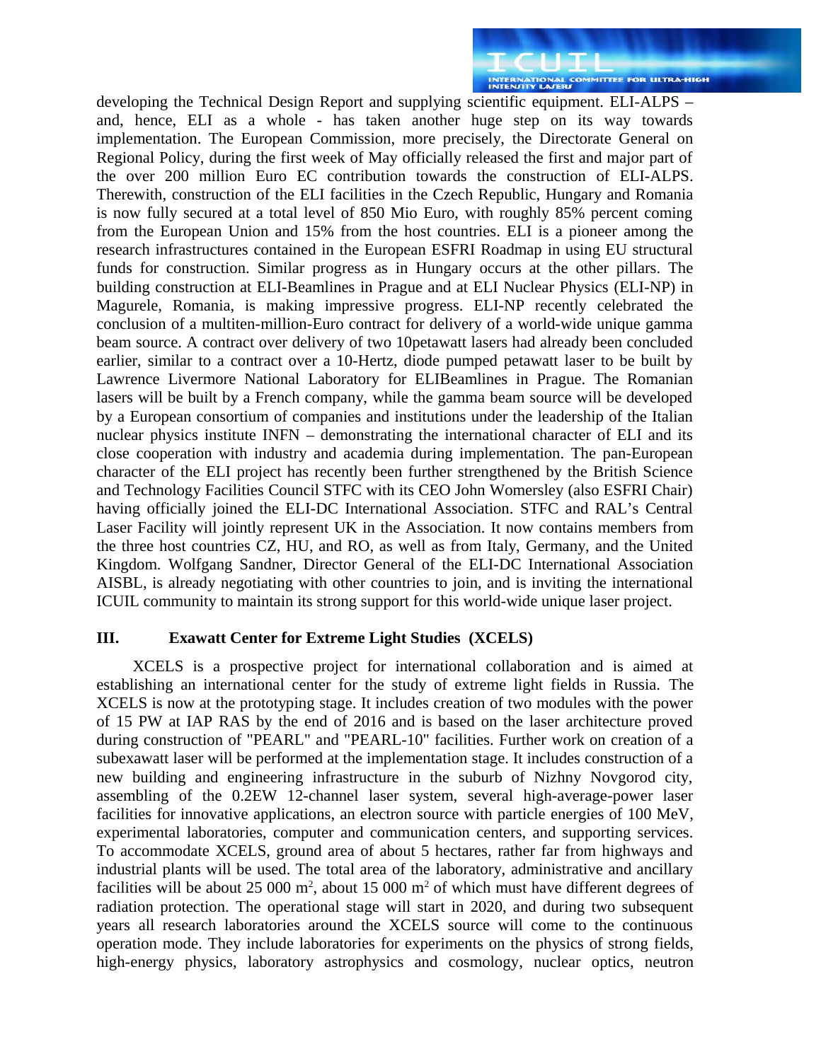developing the Technical Design Report and supplying scientific equipment. ELI-ALPS – and, hence, ELI as a whole - has taken another huge step on its way towards implementation. The European Commission, more precisely, the Directorate General on Regional Policy, during the first week of May officially released the first and major part of the over 200 million Euro EC contribution towards the construction of ELI-ALPS. Therewith, construction of the ELI facilities in the Czech Republic, Hungary and Romania is now fully secured at a total level of 850 Mio Euro, with roughly 85% percent coming from the European Union and 15% from the host countries. ELI is a pioneer among the research infrastructures contained in the European ESFRI Roadmap in using EU structural funds for construction. Similar progress as in Hungary occurs at the other pillars. The building construction at ELI-Beamlines in Prague and at ELI Nuclear Physics (ELI-NP) in Magurele, Romania, is making impressive progress. ELI-NP recently celebrated the conclusion of a multiten-million-Euro contract for delivery of a world-wide unique gamma beam source. A contract over delivery of two 10petawatt lasers had already been concluded earlier, similar to a contract over a 10-Hertz, diode pumped petawatt laser to be built by Lawrence Livermore National Laboratory for ELIBeamlines in Prague. The Romanian lasers will be built by a French company, while the gamma beam source will be developed by a European consortium of companies and institutions under the leadership of the Italian nuclear physics institute INFN – demonstrating the international character of ELI and its close cooperation with industry and academia during implementation. The pan-European character of the ELI project has recently been further strengthened by the British Science and Technology Facilities Council STFC with its CEO John Womersley (also ESFRI Chair) having officially joined the ELI-DC International Association. STFC and RAL's Central Laser Facility will jointly represent UK in the Association. It now contains members from the three host countries CZ, HU, and RO, as well as from Italy, Germany, and the United Kingdom. Wolfgang Sandner, Director General of the ELI-DC International Association AISBL, is already negotiating with other countries to join, and is inviting the international ICUIL community to maintain its strong support for this world-wide unique laser project.

## III. Exawatt Center for Extreme Light Studies (XCELS)

XCELS is a prospective project for international collaboration and is aimed at establishing an international center for the study of extreme light fields in Russia. The XCELS is now at the prototyping stage. It includes creation of two modules with the power of 15 PW at IAP RAS by the end of 2016 and is based on the laser architecture proved during construction of "PEARL" and "PEARL-10" facilities. Further work on creation of a subexawatt laser will be performed at the implementation stage. It includes construction of a new building and engineering infrastructure in the suburb of Nizhny Novgorod city, assembling of the 0.2EW 12-channel laser system, several high-average-power laser facilities for innovative applications, an electron source with particle energies of 100 MeV, experimental laboratories, computer and communication centers, and supporting services. To accommodate XCELS, ground area of about 5 hectares, rather far from highways and industrial plants will be used. The total area of the laboratory, administrative and ancillary facilities will be about 25 000 $m^2$, about 15 000 $m^2$ of which must have different degrees of radiation protection. The operational stage will start in 2020, and during two subsequent years all research laboratories around the XCELS source will come to the continuous operation mode. They include laboratories for experiments on the physics of strong fields, high-energy physics, laboratory astrophysics and cosmology, nuclear optics, neutron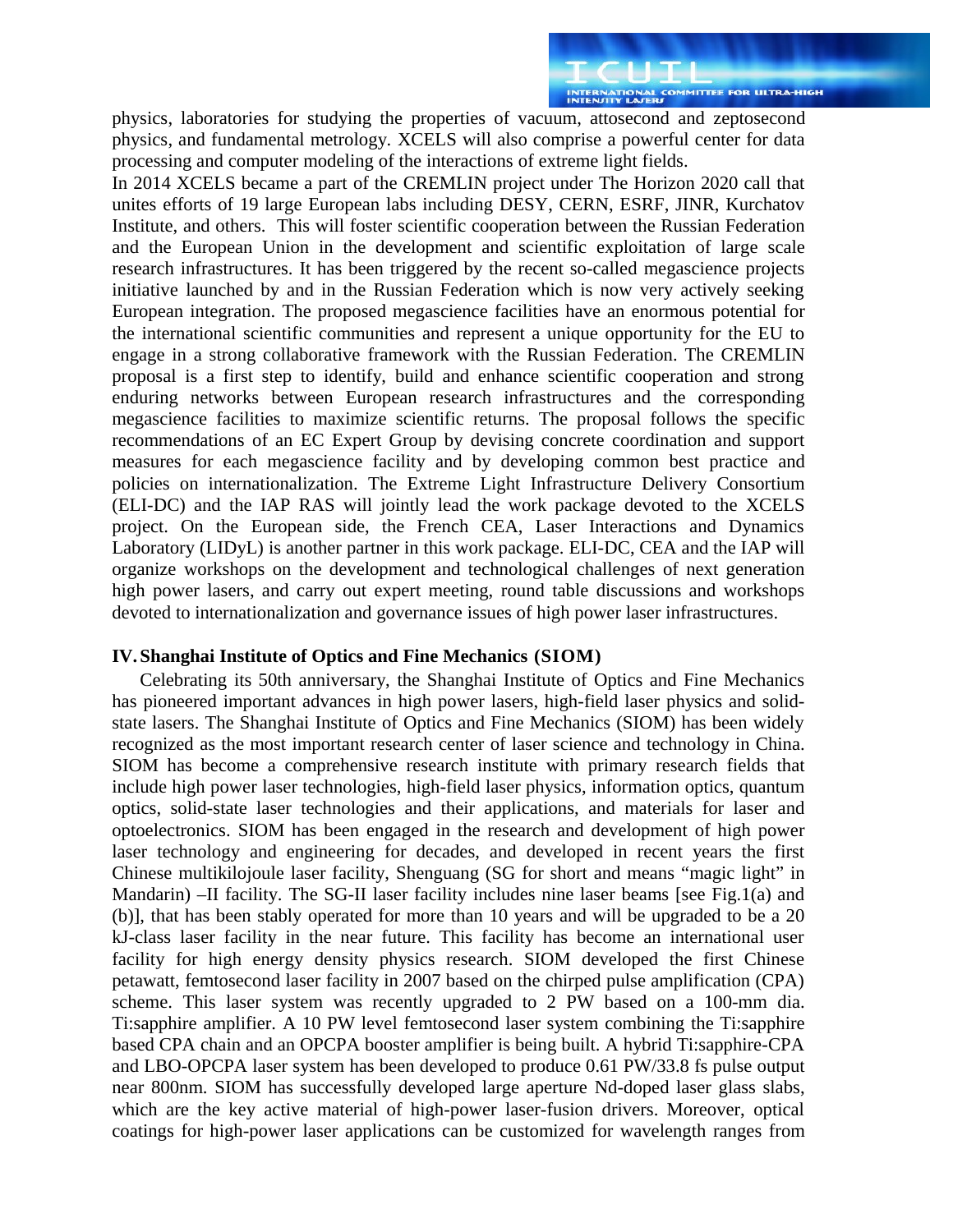physics, laboratories for studying the properties of vacuum, attosecond and zeptosecond physics, and fundamental metrology. XCELS will also comprise a powerful center for data processing and computer modeling of the interactions of extreme light fields.

In 2014 XCELS became a part of the CREMLIN project under The Horizon 2020 call that unites efforts of 19 large European labs including DESY, CERN, ESRF, JINR, Kurchatov Institute, and others. This will foster scientific cooperation between the Russian Federation and the European Union in the development and scientific exploitation of large scale research infrastructures. It has been triggered by the recent so-called megascience projects initiative launched by and in the Russian Federation which is now very actively seeking European integration. The proposed megascience facilities have an enormous potential for the international scientific communities and represent a unique opportunity for the EU to engage in a strong collaborative framework with the Russian Federation. The CREMLIN proposal is a first step to identify, build and enhance scientific cooperation and strong enduring networks between European research infrastructures and the corresponding megascience facilities to maximize scientific returns. The proposal follows the specific recommendations of an EC Expert Group by devising concrete coordination and support measures for each megascience facility and by developing common best practice and policies on internationalization. The Extreme Light Infrastructure Delivery Consortium (ELI-DC) and the IAP RAS will jointly lead the work package devoted to the XCELS project. On the European side, the French CEA, Laser Interactions and Dynamics Laboratory (LIDyL) is another partner in this work package. ELI-DC, CEA and the IAP will organize workshops on the development and technological challenges of next generation high power lasers, and carry out expert meeting, round table discussions and workshops devoted to internationalization and governance issues of high power laser infrastructures.

## IV. Shanghai Institute of Optics and Fine Mechanics (SIOM)

Celebrating its 50th anniversary, the Shanghai Institute of Optics and Fine Mechanics has pioneered important advances in high power lasers, high-field laser physics and solid-state lasers. The Shanghai Institute of Optics and Fine Mechanics (SIOM) has been widely recognized as the most important research center of laser science and technology in China. SIOM has become a comprehensive research institute with primary research fields that include high power laser technologies, high-field laser physics, information optics, quantum optics, solid-state laser technologies and their applications, and materials for laser and optoelectronics. SIOM has been engaged in the research and development of high power laser technology and engineering for decades, and developed in recent years the first Chinese multikilojoule laser facility, Shenguang (SG for short and means "magic light" in Mandarin) –II facility. The SG-II laser facility includes nine laser beams [see Fig.1(a) and (b)], that has been stably operated for more than 10 years and will be upgraded to be a 20 kJ-class laser facility in the near future. This facility has become an international user facility for high energy density physics research. SIOM developed the first Chinese petawatt, femtosecond laser facility in 2007 based on the chirped pulse amplification (CPA) scheme. This laser system was recently upgraded to 2 PW based on a 100-mm dia. Ti:sapphire amplifier. A 10 PW level femtosecond laser system combining the Ti:sapphire based CPA chain and an OPCPA booster amplifier is being built. A hybrid Ti:sapphire-CPA and LBO-OPCPA laser system has been developed to produce 0.61 PW/33.8 fs pulse output near 800nm. SIOM has successfully developed large aperture Nd-doped laser glass slabs, which are the key active material of high-power laser-fusion drivers. Moreover, optical coatings for high-power laser applications can be customized for wavelength ranges from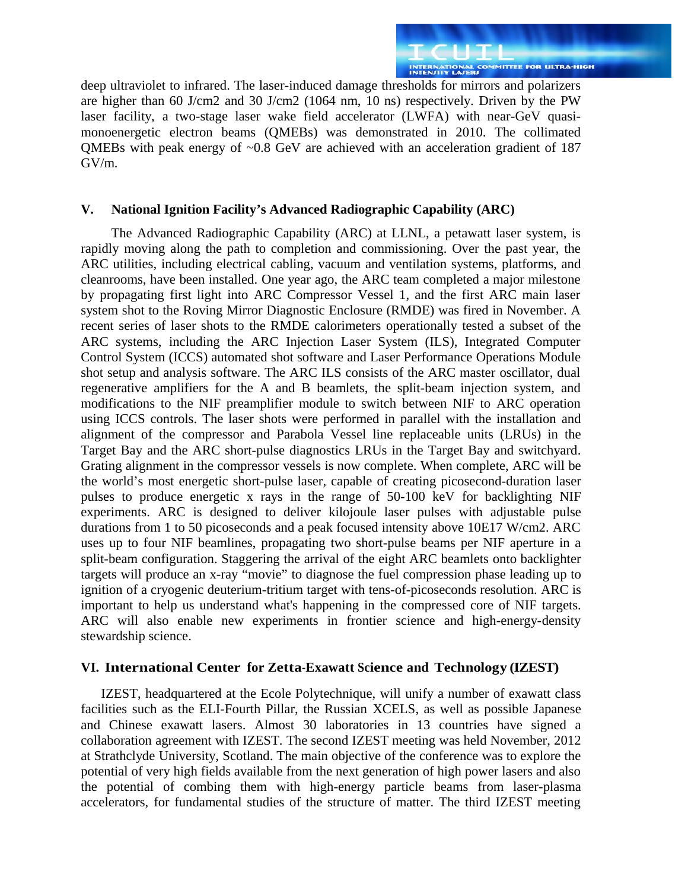deep ultraviolet to infrared. The laser-induced damage thresholds for mirrors and polarizers are higher than 60 J/cm2 and 30 J/cm2 (1064 nm, 10 ns) respectively. Driven by the PW laser facility, a two-stage laser wake field accelerator (LWFA) with near-GeV quasi-monoenergetic electron beams (QMEBs) was demonstrated in 2010. The collimated QMEBs with peak energy of ~0.8 GeV are achieved with an acceleration gradient of 187 GV/m.

## V. National Ignition Facility's Advanced Radiographic Capability (ARC)

The Advanced Radiographic Capability (ARC) at LLNL, a petawatt laser system, is rapidly moving along the path to completion and commissioning. Over the past year, the ARC utilities, including electrical cabling, vacuum and ventilation systems, platforms, and cleanrooms, have been installed. One year ago, the ARC team completed a major milestone by propagating first light into ARC Compressor Vessel 1, and the first ARC main laser system shot to the Roving Mirror Diagnostic Enclosure (RMDE) was fired in November. A recent series of laser shots to the RMDE calorimeters operationally tested a subset of the ARC systems, including the ARC Injection Laser System (ILS), Integrated Computer Control System (ICCS) automated shot software and Laser Performance Operations Module shot setup and analysis software. The ARC ILS consists of the ARC master oscillator, dual regenerative amplifiers for the A and B beamlets, the split-beam injection system, and modifications to the NIF preamplifier module to switch between NIF to ARC operation using ICCS controls. The laser shots were performed in parallel with the installation and alignment of the compressor and Parabola Vessel line replaceable units (LRUs) in the Target Bay and the ARC short-pulse diagnostics LRUs in the Target Bay and switchyard. Grating alignment in the compressor vessels is now complete. When complete, ARC will be the world's most energetic short-pulse laser, capable of creating picosecond-duration laser pulses to produce energetic x rays in the range of 50-100 keV for backlighting NIF experiments. ARC is designed to deliver kilojoule laser pulses with adjustable pulse durations from 1 to 50 picoseconds and a peak focused intensity above 10E17 W/cm2. ARC uses up to four NIF beamlines, propagating two short-pulse beams per NIF aperture in a split-beam configuration. Staggering the arrival of the eight ARC beamlets onto backlighter targets will produce an x-ray "movie" to diagnose the fuel compression phase leading up to ignition of a cryogenic deuterium-tritium target with tens-of-picoseconds resolution. ARC is important to help us understand what's happening in the compressed core of NIF targets. ARC will also enable new experiments in frontier science and high-energy-density stewardship science.

## VI. International Center for Zetta-Exawatt Science and Technology (IZEST)

IZEST, headquartered at the Ecole Polytechnique, will unify a number of exawatt class facilities such as the ELI-Fourth Pillar, the Russian XCELS, as well as possible Japanese and Chinese exawatt lasers. Almost 30 laboratories in 13 countries have signed a collaboration agreement with IZEST. The second IZEST meeting was held November, 2012 at Strathclyde University, Scotland. The main objective of the conference was to explore the potential of very high fields available from the next generation of high power lasers and also the potential of combing them with high-energy particle beams from laser-plasma accelerators, for fundamental studies of the structure of matter. The third IZEST meeting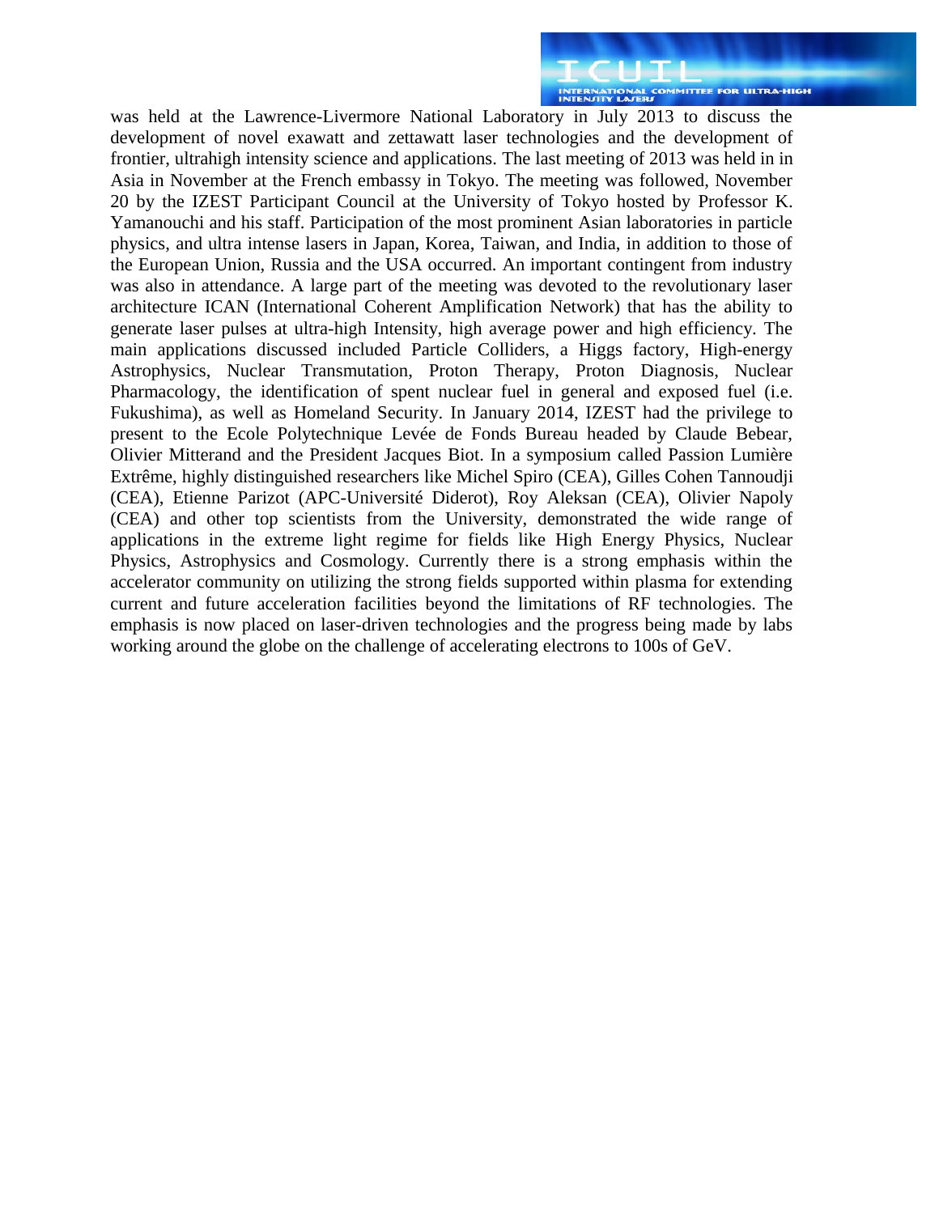was held at the Lawrence-Livermore National Laboratory in July 2013 to discuss the development of novel exawatt and zettawatt laser technologies and the development of frontier, ultrahigh intensity science and applications. The last meeting of 2013 was held in in Asia in November at the French embassy in Tokyo. The meeting was followed, November 20 by the IZEST Participant Council at the University of Tokyo hosted by Professor K. Yamanouchi and his staff. Participation of the most prominent Asian laboratories in particle physics, and ultra intense lasers in Japan, Korea, Taiwan, and India, in addition to those of the European Union, Russia and the USA occurred. An important contingent from industry was also in attendance. A large part of the meeting was devoted to the revolutionary laser architecture ICAN (International Coherent Amplification Network) that has the ability to generate laser pulses at ultra-high Intensity, high average power and high efficiency. The main applications discussed included Particle Colliders, a Higgs factory, High-energy Astrophysics, Nuclear Transmutation, Proton Therapy, Proton Diagnosis, Nuclear Pharmacology, the identification of spent nuclear fuel in general and exposed fuel (i.e. Fukushima), as well as Homeland Security. In January 2014, IZEST had the privilege to present to the Ecole Polytechnique Levée de Fonds Bureau headed by Claude Bebear, Olivier Mitterand and the President Jacques Biot. In a symposium called Passion Lumière Extrême, highly distinguished researchers like Michel Spiro (CEA), Gilles Cohen Tannoudji (CEA), Etienne Parizot (APC-Université Diderot), Roy Aleksan (CEA), Olivier Napoly (CEA) and other top scientists from the University, demonstrated the wide range of applications in the extreme light regime for fields like High Energy Physics, Nuclear Physics, Astrophysics and Cosmology. Currently there is a strong emphasis within the accelerator community on utilizing the strong fields supported within plasma for extending current and future acceleration facilities beyond the limitations of RF technologies. The emphasis is now placed on laser-driven technologies and the progress being made by labs working around the globe on the challenge of accelerating electrons to 100s of GeV.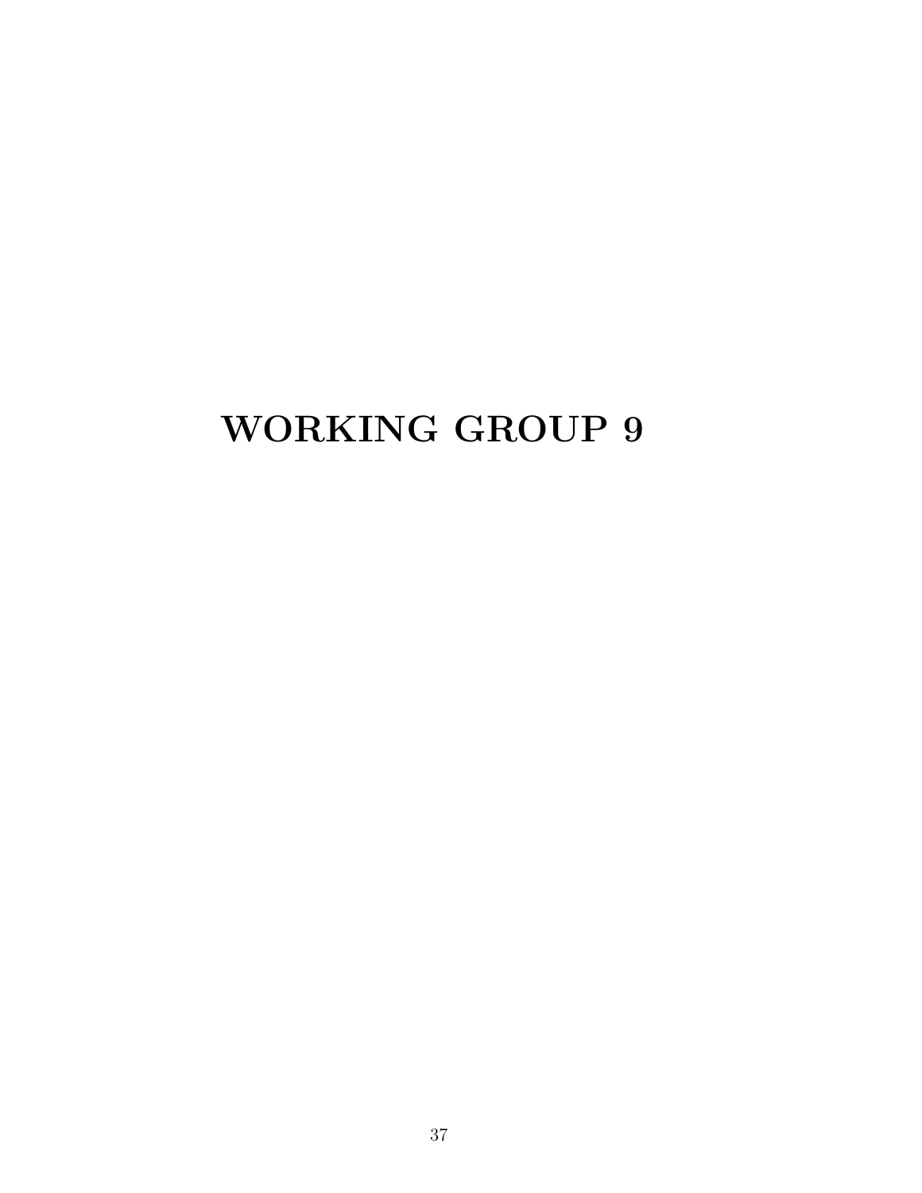# WORKING GROUP 9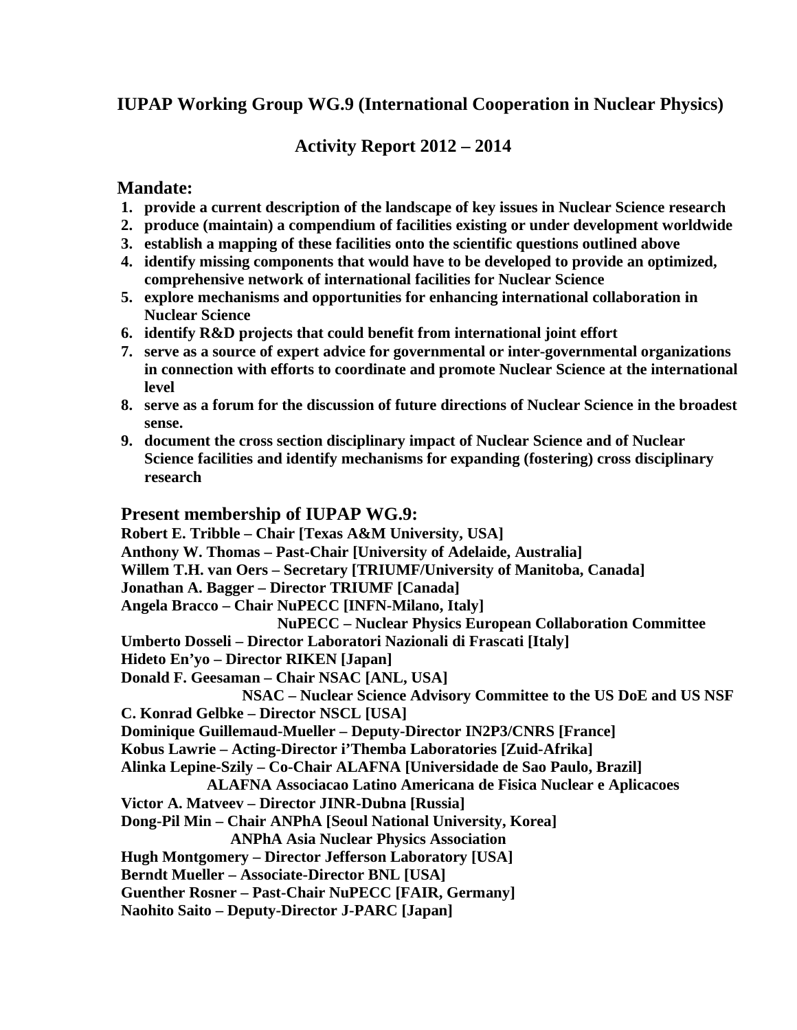## IUPAP Working Group WG.9 (International Cooperation in Nuclear Physics)

## Activity Report 2012 – 2014

### Mandate:

1. **provide a current description of the landscape of key issues in Nuclear Science research**
2. **produce (maintain) a compendium of facilities existing or under development worldwide**
3. **establish a mapping of these facilities onto the scientific questions outlined above**
4. **identify missing components that would have to be developed to provide an optimized, comprehensive network of international facilities for Nuclear Science**
5. **explore mechanisms and opportunities for enhancing international collaboration in Nuclear Science**
6. **identify R&D projects that could benefit from international joint effort**
7. **serve as a source of expert advice for governmental or inter-governmental organizations in connection with efforts to coordinate and promote Nuclear Science at the international level**
8. **serve as a forum for the discussion of future directions of Nuclear Science in the broadest sense.**
9. **document the cross section disciplinary impact of Nuclear Science and of Nuclear Science facilities and identify mechanisms for expanding (fostering) cross disciplinary research**

### Present membership of IUPAP WG.9:

**Robert E. Tribble – Chair [Texas A&M University, USA]**
**Anthony W. Thomas – Past-Chair [University of Adelaide, Australia]**
**Willem T.H. van Oers – Secretary [TRIUMF/University of Manitoba, Canada]**
**Jonathan A. Bagger – Director TRIUMF [Canada]**
**Angela Bracco – Chair NuPECC [INFN-Milano, Italy]**
**NuPECC – Nuclear Physics European Collaboration Committee**
**Umberto Dosseli – Director Laboratori Nazionali di Frascati [Italy]**
**Hideto En'yo – Director RIKEN [Japan]**
**Donald F. Geesaman – Chair NSAC [ANL, USA]**
**NSAC – Nuclear Science Advisory Committee to the US DoE and US NSF**
**C. Konrad Gelbke – Director NSCL [USA]**
**Dominique Guillemaud-Mueller – Deputy-Director IN2P3/CNRS [France]**
**Kobus Lawrie – Acting-Director i'Themba Laboratories [Zuid-Afrika]**
**Alinka Lepine-Szily – Co-Chair ALAFNA [Universidade de Sao Paulo, Brazil]**
**ALAFNA Associacao Latino Americana de Fisica Nuclear e Aplicacoes**
**Victor A. Matveev – Director JINR-Dubna [Russia]**
**Dong-Pil Min – Chair ANPhA [Seoul National University, Korea]**
**ANPhA Asia Nuclear Physics Association**
**Hugh Montgomery – Director Jefferson Laboratory [USA]**
**Berndt Mueller – Associate-Director BNL [USA]**
**Guenther Rosner – Past-Chair NuPECC [FAIR, Germany]**
**Naohito Saito – Deputy-Director J-PARC [Japan]**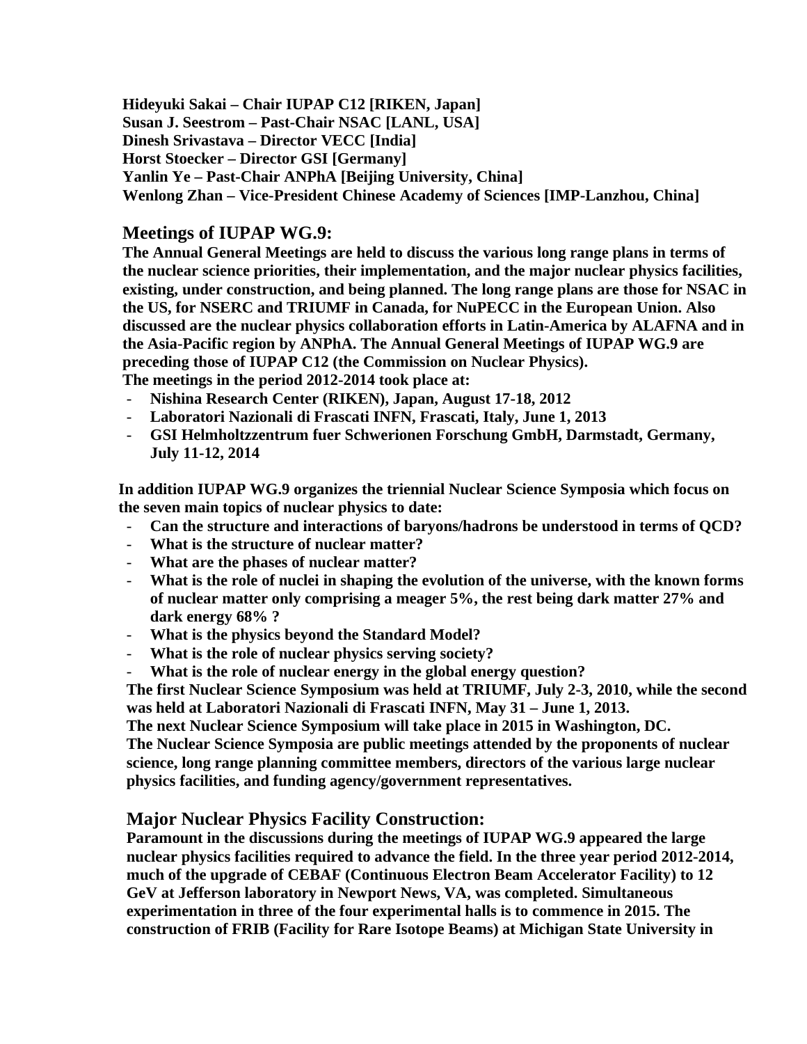**Hideyuki Sakai – Chair IUPAP C12 [RIKEN, Japan]**
**Susan J. Seestrom – Past-Chair NSAC [LANL, USA]**
**Dinesh Srivastava – Director VECC [India]**
**Horst Stoecker – Director GSI [Germany]**
**Yanlin Ye – Past-Chair ANPhA [Beijing University, China]**
**Wenlong Zhan – Vice-President Chinese Academy of Sciences [IMP-Lanzhou, China]**

## Meetings of IUPAP WG.9:

**The Annual General Meetings are held to discuss the various long range plans in terms of the nuclear science priorities, their implementation, and the major nuclear physics facilities, existing, under construction, and being planned. The long range plans are those for NSAC in the US, for NSERC and TRIUMF in Canada, for NuPECC in the European Union. Also discussed are the nuclear physics collaboration efforts in Latin-America by ALAFNA and in the Asia-Pacific region by ANPhA. The Annual General Meetings of IUPAP WG.9 are preceding those of IUPAP C12 (the Commission on Nuclear Physics).**
**The meetings in the period 2012-2014 took place at:**

- **Nishina Research Center (RIKEN), Japan, August 17-18, 2012**
- **Laboratori Nazionali di Frascati INFN, Frascati, Italy, June 1, 2013**
- **GSI Helmholtzzentrum fuer Schwerionen Forschung GmbH, Darmstadt, Germany, July 11-12, 2014**

**In addition IUPAP WG.9 organizes the triennial Nuclear Science Symposia which focus on the seven main topics of nuclear physics to date:**

- **Can the structure and interactions of baryons/hadrons be understood in terms of QCD?**
- **What is the structure of nuclear matter?**
- **What are the phases of nuclear matter?**
- **What is the role of nuclei in shaping the evolution of the universe, with the known forms of nuclear matter only comprising a meager 5%, the rest being dark matter 27% and dark energy 68% ?**
- **What is the physics beyond the Standard Model?**
- **What is the role of nuclear physics serving society?**
- **What is the role of nuclear energy in the global energy question?**

**The first Nuclear Science Symposium was held at TRIUMF, July 2-3, 2010, while the second was held at Laboratori Nazionali di Frascati INFN, May 31 – June 1, 2013.**
**The next Nuclear Science Symposium will take place in 2015 in Washington, DC.**
**The Nuclear Science Symposia are public meetings attended by the proponents of nuclear science, long range planning committee members, directors of the various large nuclear physics facilities, and funding agency/government representatives.**

## Major Nuclear Physics Facility Construction:

**Paramount in the discussions during the meetings of IUPAP WG.9 appeared the large nuclear physics facilities required to advance the field. In the three year period 2012-2014, much of the upgrade of CEBAF (Continuous Electron Beam Accelerator Facility) to 12 GeV at Jefferson laboratory in Newport News, VA, was completed. Simultaneous experimentation in three of the four experimental halls is to commence in 2015. The construction of FRIB (Facility for Rare Isotope Beams) at Michigan State University in**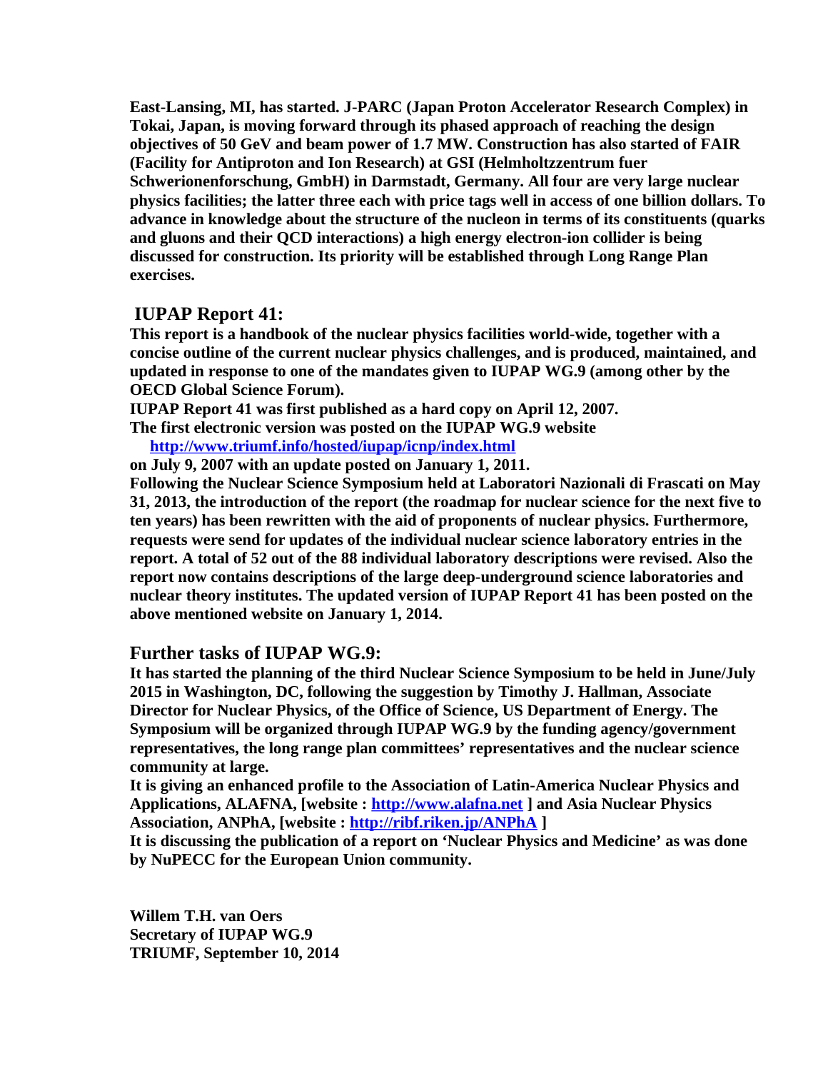**East-Lansing, MI, has started. J-PARC (Japan Proton Accelerator Research Complex) in Tokai, Japan, is moving forward through its phased approach of reaching the design objectives of 50 GeV and beam power of 1.7 MW. Construction has also started of FAIR (Facility for Antiproton and Ion Research) at GSI (Helmholtzzentrum fuer Schwerionenforschung, GmbH) in Darmstadt, Germany. All four are very large nuclear physics facilities; the latter three each with price tags well in access of one billion dollars. To advance in knowledge about the structure of the nucleon in terms of its constituents (quarks and gluons and their QCD interactions) a high energy electron-ion collider is being discussed for construction. Its priority will be established through Long Range Plan exercises.**

## IUPAP Report 41:

**This report is a handbook of the nuclear physics facilities world-wide, together with a concise outline of the current nuclear physics challenges, and is produced, maintained, and updated in response to one of the mandates given to IUPAP WG.9 (among other by the OECD Global Science Forum).**

**IUPAP Report 41 was first published as a hard copy on April 12, 2007.**

**The first electronic version was posted on the IUPAP WG.9 website**

**http://www.triumf.info/hosted/iupap/icnp/index.html**

**on July 9, 2007 with an update posted on January 1, 2011.**

**Following the Nuclear Science Symposium held at Laboratori Nazionali di Frascati on May 31, 2013, the introduction of the report (the roadmap for nuclear science for the next five to ten years) has been rewritten with the aid of proponents of nuclear physics. Furthermore, requests were send for updates of the individual nuclear science laboratory entries in the report. A total of 52 out of the 88 individual laboratory descriptions were revised. Also the report now contains descriptions of the large deep-underground science laboratories and nuclear theory institutes. The updated version of IUPAP Report 41 has been posted on the above mentioned website on January 1, 2014.**

## Further tasks of IUPAP WG.9:

**It has started the planning of the third Nuclear Science Symposium to be held in June/July 2015 in Washington, DC, following the suggestion by Timothy J. Hallman, Associate Director for Nuclear Physics, of the Office of Science, US Department of Energy. The Symposium will be organized through IUPAP WG.9 by the funding agency/government representatives, the long range plan committees' representatives and the nuclear science community at large.**

**It is giving an enhanced profile to the Association of Latin-America Nuclear Physics and Applications, ALAFNA, [website : http://www.alafna.net ] and Asia Nuclear Physics Association, ANPhA, [website : http://ribf.riken.jp/ANPhA ]**

**It is discussing the publication of a report on 'Nuclear Physics and Medicine' as was done by NuPECC for the European Union community.**

**Willem T.H. van Oers**
**Secretary of IUPAP WG.9**
**TRIUMF, September 10, 2014**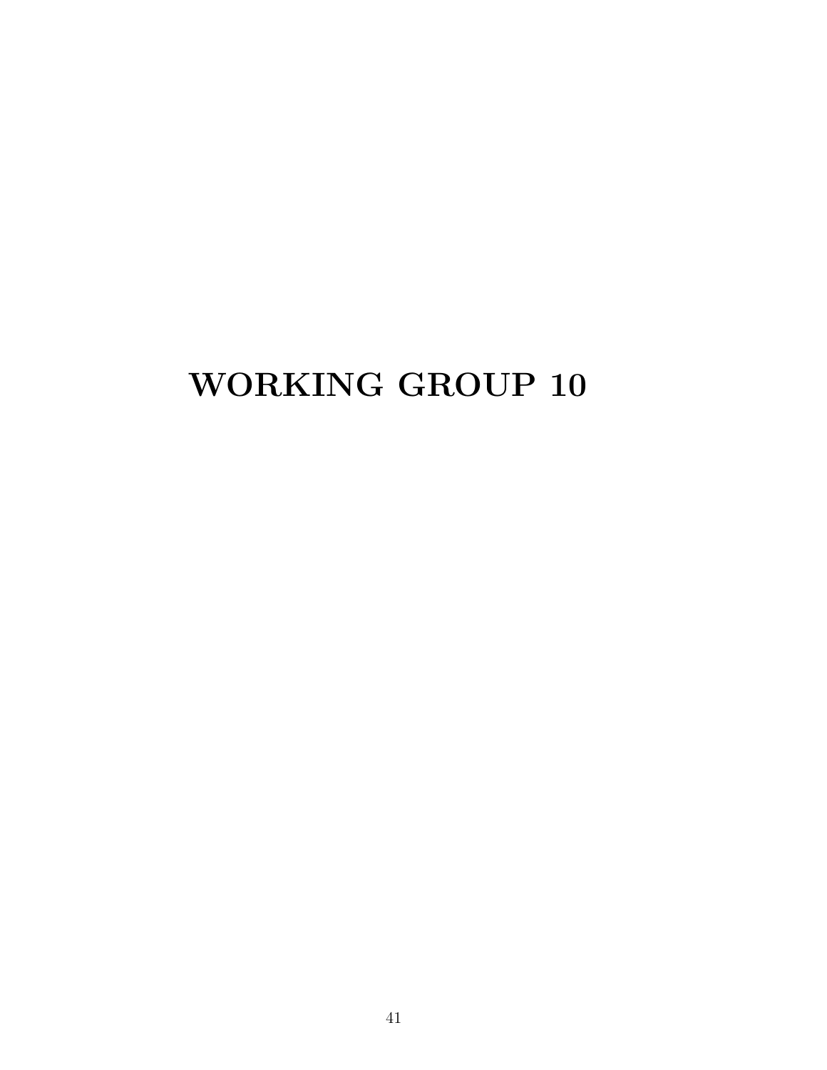# WORKING GROUP 10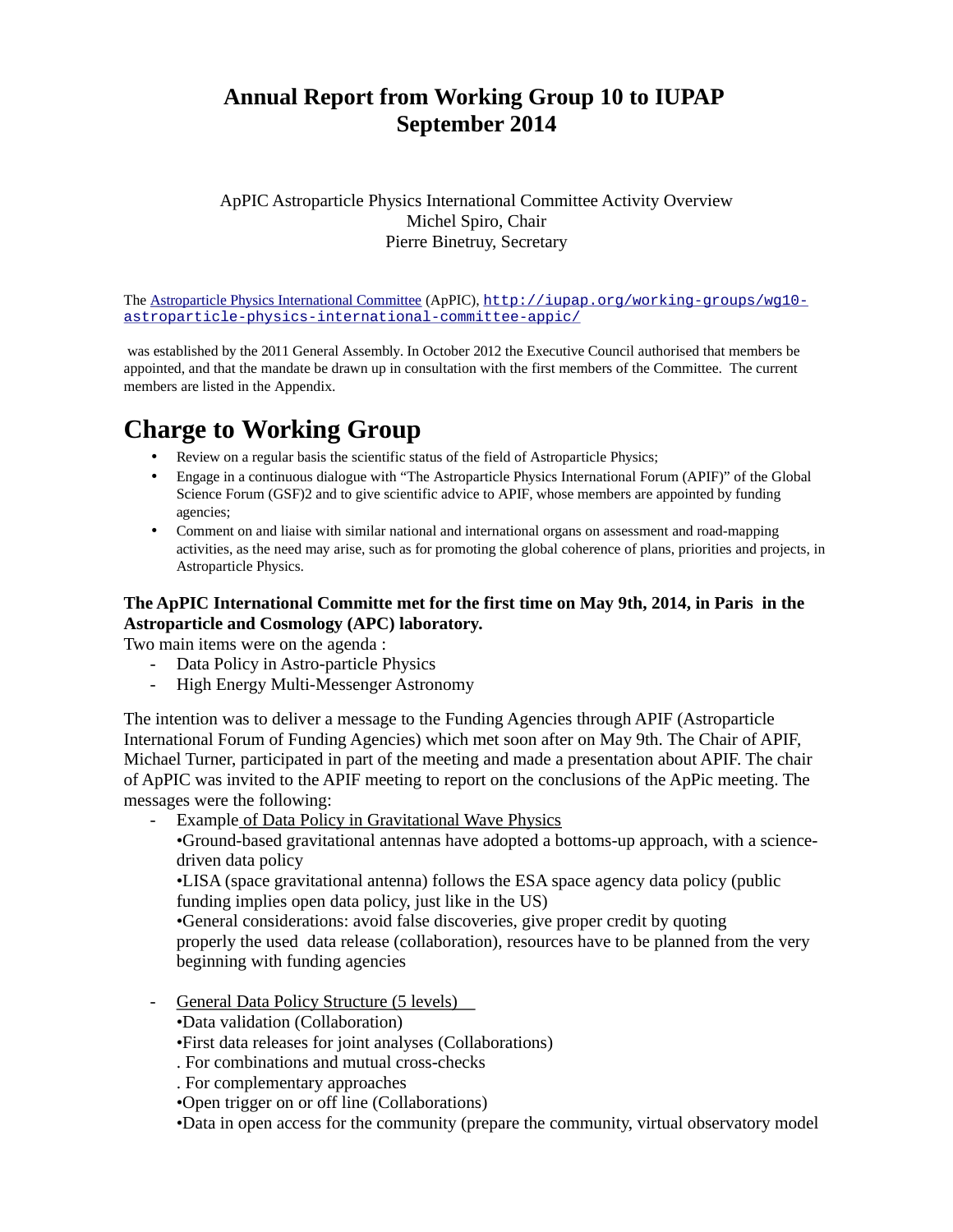# Annual Report from Working Group 10 to IUPAP
# September 2014

ApPIC Astroparticle Physics International Committee Activity Overview
Michel Spiro, Chair
Pierre Binetruy, Secretary

The Astroparticle Physics International Committee (ApPIC), http://iupap.org/working-groups/wg10-astroparticle-physics-international-committee-appic/

was established by the 2011 General Assembly. In October 2012 the Executive Council authorised that members be appointed, and that the mandate be drawn up in consultation with the first members of the Committee. The current members are listed in the Appendix.

## Charge to Working Group

- Review on a regular basis the scientific status of the field of Astroparticle Physics;
- Engage in a continuous dialogue with "The Astroparticle Physics International Forum (APIF)" of the Global Science Forum (GSF)2 and to give scientific advice to APIF, whose members are appointed by funding agencies;
- Comment on and liaise with similar national and international organs on assessment and road-mapping activities, as the need may arise, such as for promoting the global coherence of plans, priorities and projects, in Astroparticle Physics.

**The ApPIC International Committe met for the first time on May 9th, 2014, in Paris in the Astroparticle and Cosmology (APC) laboratory.**

Two main items were on the agenda :

- Data Policy in Astro-particle Physics
- High Energy Multi-Messenger Astronomy

The intention was to deliver a message to the Funding Agencies through APIF (Astroparticle International Forum of Funding Agencies) which met soon after on May 9th. The Chair of APIF, Michael Turner, participated in part of the meeting and made a presentation about APIF. The chair of ApPIC was invited to the APIF meeting to report on the conclusions of the ApPic meeting. The messages were the following:

- Example of Data Policy in Gravitational Wave Physics
  •Ground-based gravitational antennas have adopted a bottoms-up approach, with a science-driven data policy
  •LISA (space gravitational antenna) follows the ESA space agency data policy (public funding implies open data policy, just like in the US)
  •General considerations: avoid false discoveries, give proper credit by quoting properly the used data release (collaboration), resources have to be planned from the very beginning with funding agencies

- General Data Policy Structure (5 levels)
  •Data validation (Collaboration)
  •First data releases for joint analyses (Collaborations)
  . For combinations and mutual cross-checks
  . For complementary approaches
  •Open trigger on or off line (Collaborations)
  •Data in open access for the community (prepare the community, virtual observatory model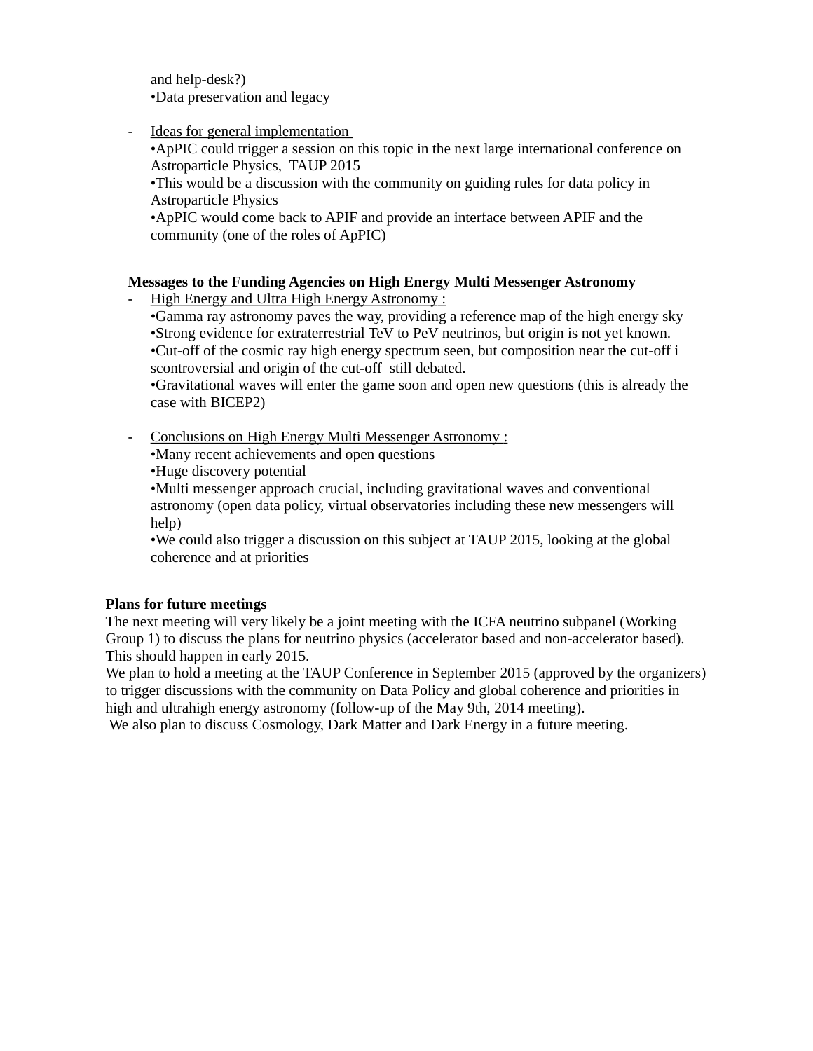and help-desk?)
•Data preservation and legacy

- Ideas for general implementation
  •ApPIC could trigger a session on this topic in the next large international conference on Astroparticle Physics, TAUP 2015
  •This would be a discussion with the community on guiding rules for data policy in Astroparticle Physics
  •ApPIC would come back to APIF and provide an interface between APIF and the community (one of the roles of ApPIC)

**Messages to the Funding Agencies on High Energy Multi Messenger Astronomy**

- High Energy and Ultra High Energy Astronomy :
  •Gamma ray astronomy paves the way, providing a reference map of the high energy sky
  •Strong evidence for extraterrestrial TeV to PeV neutrinos, but origin is not yet known.
  •Cut-off of the cosmic ray high energy spectrum seen, but composition near the cut-off i scontroversial and origin of the cut-off still debated.
  •Gravitational waves will enter the game soon and open new questions (this is already the case with BICEP2)

- Conclusions on High Energy Multi Messenger Astronomy :
  •Many recent achievements and open questions
  •Huge discovery potential
  •Multi messenger approach crucial, including gravitational waves and conventional astronomy (open data policy, virtual observatories including these new messengers will help)
  •We could also trigger a discussion on this subject at TAUP 2015, looking at the global coherence and at priorities

**Plans for future meetings**

The next meeting will very likely be a joint meeting with the ICFA neutrino subpanel (Working Group 1) to discuss the plans for neutrino physics (accelerator based and non-accelerator based). This should happen in early 2015.
We plan to hold a meeting at the TAUP Conference in September 2015 (approved by the organizers) to trigger discussions with the community on Data Policy and global coherence and priorities in high and ultrahigh energy astronomy (follow-up of the May 9th, 2014 meeting).
We also plan to discuss Cosmology, Dark Matter and Dark Energy in a future meeting.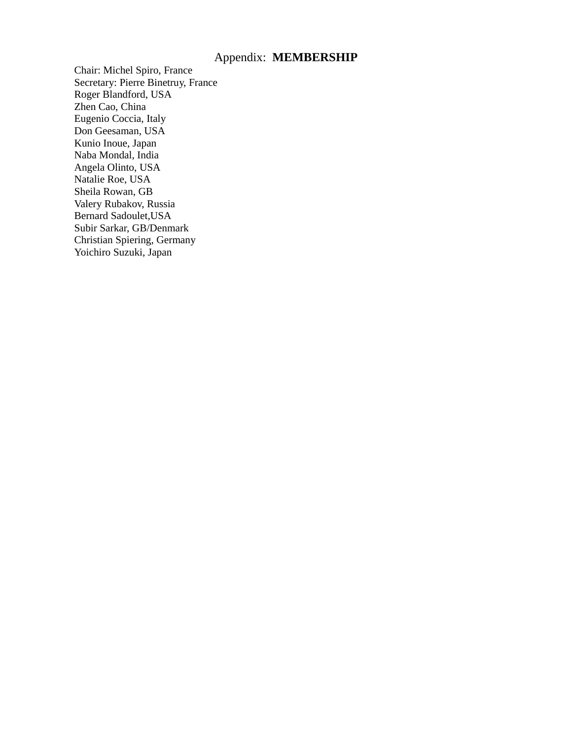# Appendix: **MEMBERSHIP**

Chair: Michel Spiro, France
Secretary: Pierre Binetruy, France
Roger Blandford, USA
Zhen Cao, China
Eugenio Coccia, Italy
Don Geesaman, USA
Kunio Inoue, Japan
Naba Mondal, India
Angela Olinto, USA
Natalie Roe, USA
Sheila Rowan, GB
Valery Rubakov, Russia
Bernard Sadoulet,USA
Subir Sarkar, GB/Denmark
Christian Spiering, Germany
Yoichiro Suzuki, Japan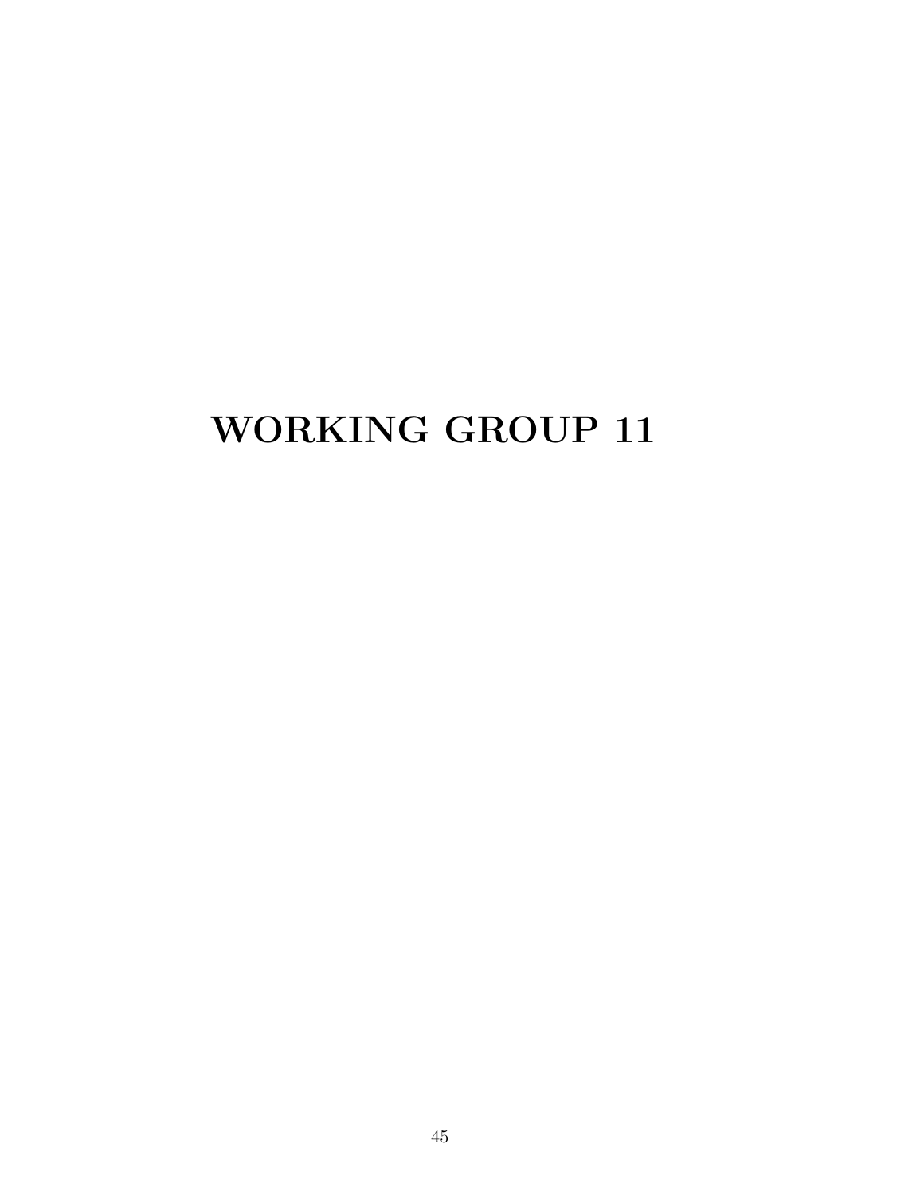# WORKING GROUP 11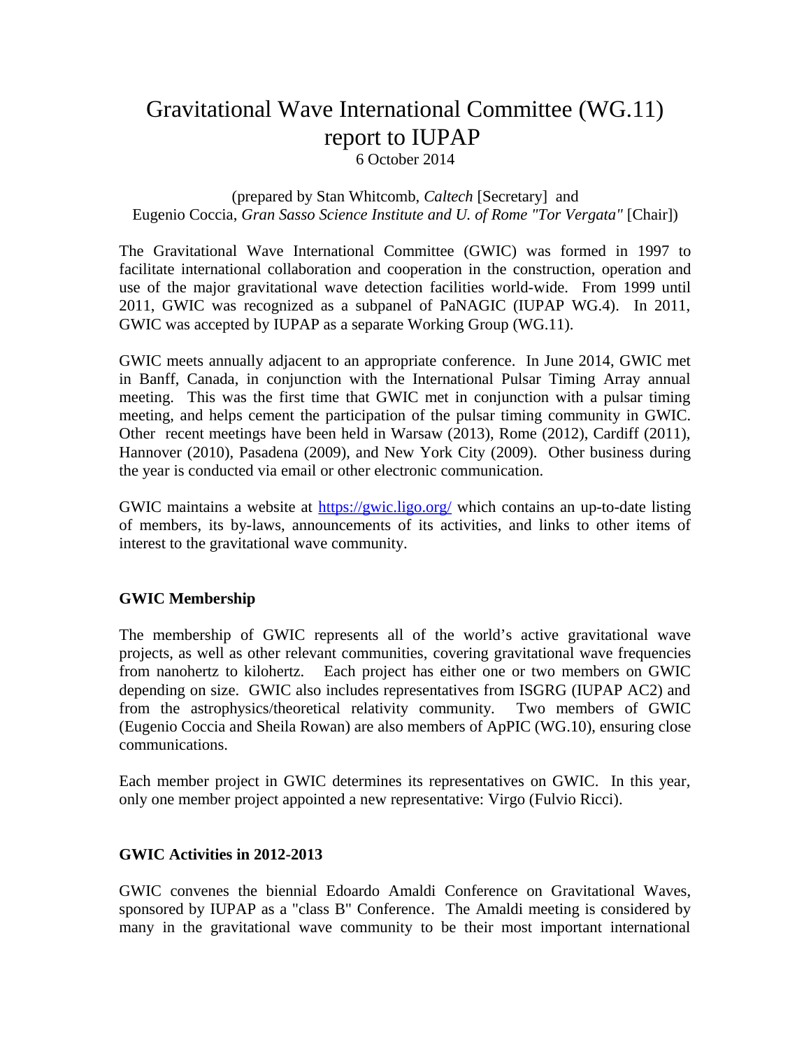# Gravitational Wave International Committee (WG.11) report to IUPAP

6 October 2014

(prepared by Stan Whitcomb, *Caltech* [Secretary] and Eugenio Coccia, *Gran Sasso Science Institute and U. of Rome "Tor Vergata"* [Chair])

The Gravitational Wave International Committee (GWIC) was formed in 1997 to facilitate international collaboration and cooperation in the construction, operation and use of the major gravitational wave detection facilities world-wide. From 1999 until 2011, GWIC was recognized as a subpanel of PaNAGIC (IUPAP WG.4). In 2011, GWIC was accepted by IUPAP as a separate Working Group (WG.11).

GWIC meets annually adjacent to an appropriate conference. In June 2014, GWIC met in Banff, Canada, in conjunction with the International Pulsar Timing Array annual meeting. This was the first time that GWIC met in conjunction with a pulsar timing meeting, and helps cement the participation of the pulsar timing community in GWIC. Other recent meetings have been held in Warsaw (2013), Rome (2012), Cardiff (2011), Hannover (2010), Pasadena (2009), and New York City (2009). Other business during the year is conducted via email or other electronic communication.

GWIC maintains a website at https://gwic.ligo.org/ which contains an up-to-date listing of members, its by-laws, announcements of its activities, and links to other items of interest to the gravitational wave community.

## GWIC Membership

The membership of GWIC represents all of the world's active gravitational wave projects, as well as other relevant communities, covering gravitational wave frequencies from nanohertz to kilohertz. Each project has either one or two members on GWIC depending on size. GWIC also includes representatives from ISGRG (IUPAP AC2) and from the astrophysics/theoretical relativity community. Two members of GWIC (Eugenio Coccia and Sheila Rowan) are also members of ApPIC (WG.10), ensuring close communications.

Each member project in GWIC determines its representatives on GWIC. In this year, only one member project appointed a new representative: Virgo (Fulvio Ricci).

## GWIC Activities in 2012-2013

GWIC convenes the biennial Edoardo Amaldi Conference on Gravitational Waves, sponsored by IUPAP as a "class B" Conference. The Amaldi meeting is considered by many in the gravitational wave community to be their most important international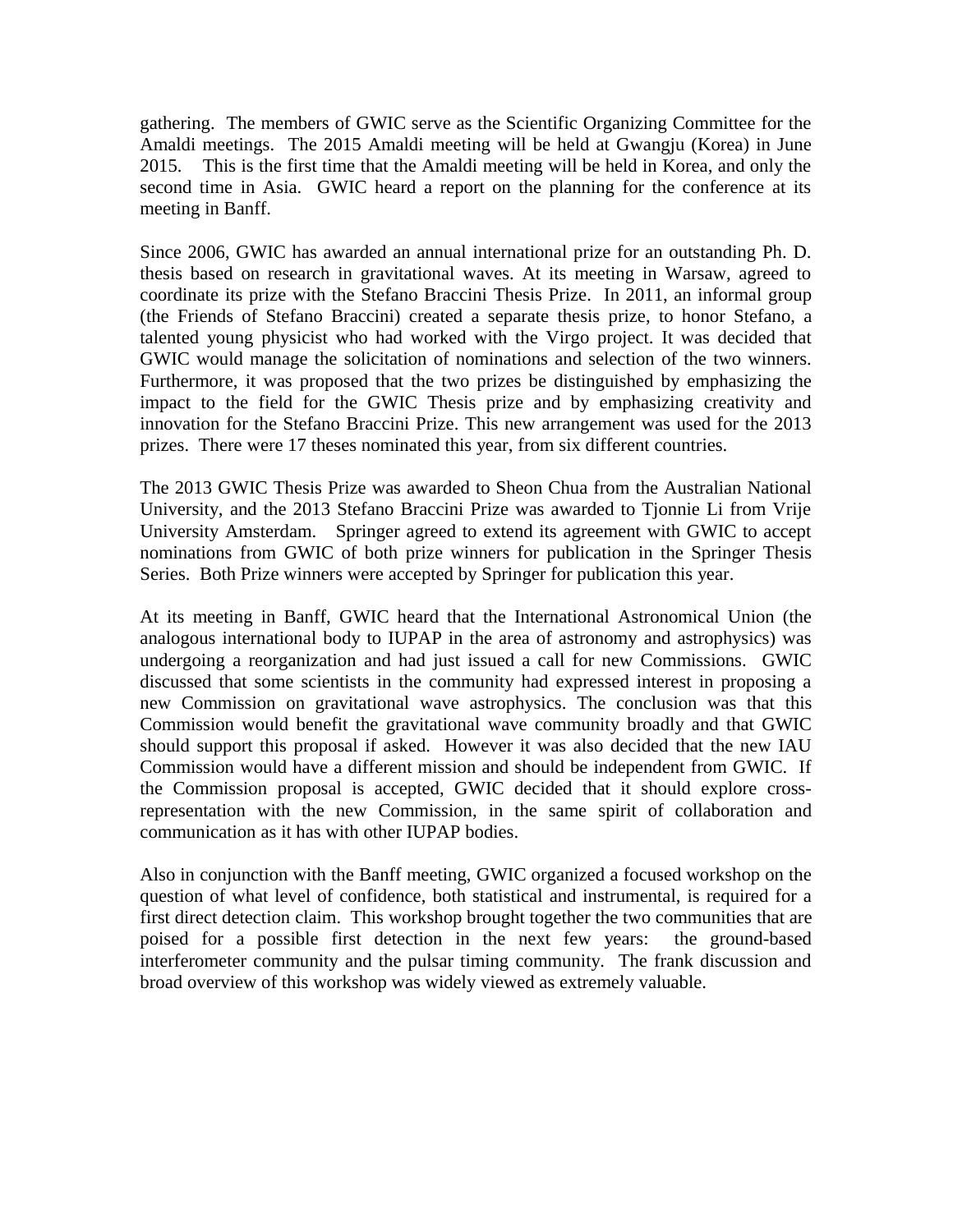gathering. The members of GWIC serve as the Scientific Organizing Committee for the Amaldi meetings. The 2015 Amaldi meeting will be held at Gwangju (Korea) in June 2015. This is the first time that the Amaldi meeting will be held in Korea, and only the second time in Asia. GWIC heard a report on the planning for the conference at its meeting in Banff.

Since 2006, GWIC has awarded an annual international prize for an outstanding Ph. D. thesis based on research in gravitational waves. At its meeting in Warsaw, agreed to coordinate its prize with the Stefano Braccini Thesis Prize. In 2011, an informal group (the Friends of Stefano Braccini) created a separate thesis prize, to honor Stefano, a talented young physicist who had worked with the Virgo project. It was decided that GWIC would manage the solicitation of nominations and selection of the two winners. Furthermore, it was proposed that the two prizes be distinguished by emphasizing the impact to the field for the GWIC Thesis prize and by emphasizing creativity and innovation for the Stefano Braccini Prize. This new arrangement was used for the 2013 prizes. There were 17 theses nominated this year, from six different countries.

The 2013 GWIC Thesis Prize was awarded to Sheon Chua from the Australian National University, and the 2013 Stefano Braccini Prize was awarded to Tjonnie Li from Vrije University Amsterdam. Springer agreed to extend its agreement with GWIC to accept nominations from GWIC of both prize winners for publication in the Springer Thesis Series. Both Prize winners were accepted by Springer for publication this year.

At its meeting in Banff, GWIC heard that the International Astronomical Union (the analogous international body to IUPAP in the area of astronomy and astrophysics) was undergoing a reorganization and had just issued a call for new Commissions. GWIC discussed that some scientists in the community had expressed interest in proposing a new Commission on gravitational wave astrophysics. The conclusion was that this Commission would benefit the gravitational wave community broadly and that GWIC should support this proposal if asked. However it was also decided that the new IAU Commission would have a different mission and should be independent from GWIC. If the Commission proposal is accepted, GWIC decided that it should explore cross-representation with the new Commission, in the same spirit of collaboration and communication as it has with other IUPAP bodies.

Also in conjunction with the Banff meeting, GWIC organized a focused workshop on the question of what level of confidence, both statistical and instrumental, is required for a first direct detection claim. This workshop brought together the two communities that are poised for a possible first detection in the next few years: the ground-based interferometer community and the pulsar timing community. The frank discussion and broad overview of this workshop was widely viewed as extremely valuable.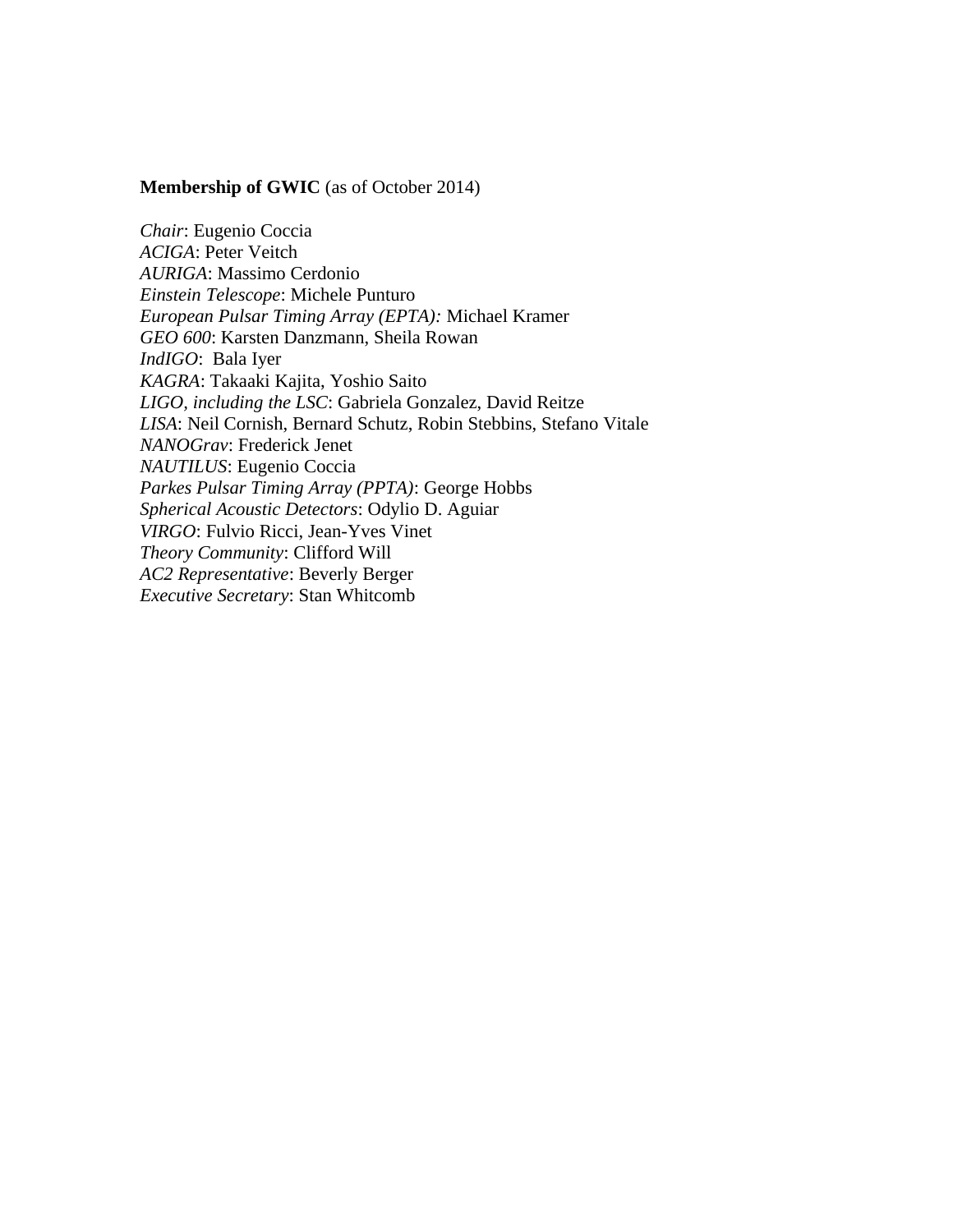**Membership of GWIC** (as of October 2014)

*Chair*: Eugenio Coccia  
*ACIGA*: Peter Veitch  
*AURIGA*: Massimo Cerdonio  
*Einstein Telescope*: Michele Punturo  
*European Pulsar Timing Array (EPTA):* Michael Kramer  
*GEO 600*: Karsten Danzmann, Sheila Rowan  
*IndIGO*: Bala Iyer  
*KAGRA*: Takaaki Kajita, Yoshio Saito  
*LIGO, including the LSC*: Gabriela Gonzalez, David Reitze  
*LISA*: Neil Cornish, Bernard Schutz, Robin Stebbins, Stefano Vitale  
*NANOGrav*: Frederick Jenet  
*NAUTILUS*: Eugenio Coccia  
*Parkes Pulsar Timing Array (PPTA)*: George Hobbs  
*Spherical Acoustic Detectors*: Odylio D. Aguiar  
*VIRGO*: Fulvio Ricci, Jean-Yves Vinet  
*Theory Community*: Clifford Will  
*AC2 Representative*: Beverly Berger  
*Executive Secretary*: Stan Whitcomb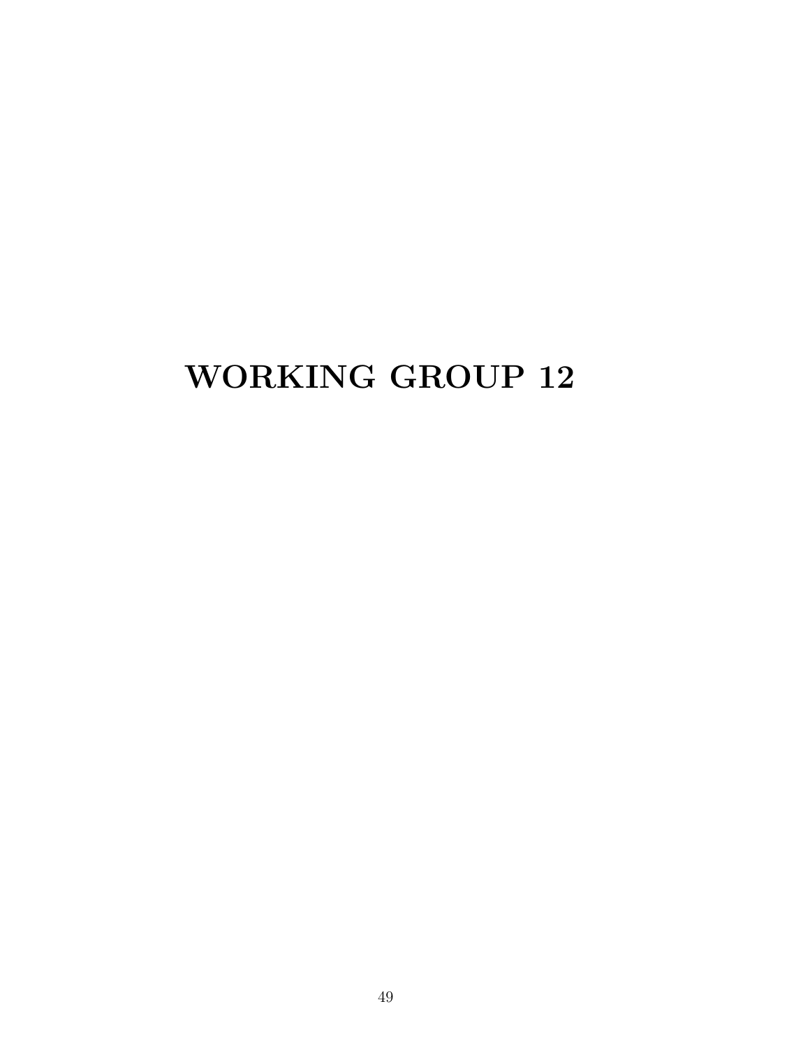# WORKING GROUP 12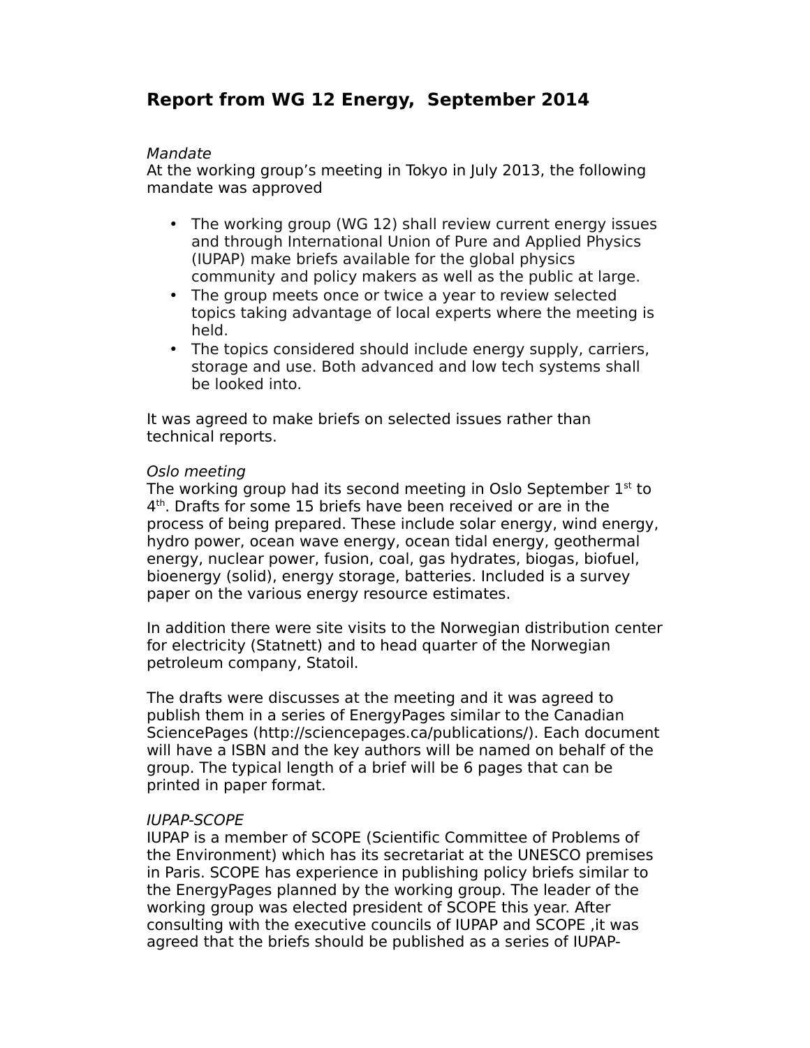# Report from WG 12 Energy, September 2014

*Mandate*

At the working group's meeting in Tokyo in July 2013, the following mandate was approved

- The working group (WG 12) shall review current energy issues and through International Union of Pure and Applied Physics (IUPAP) make briefs available for the global physics community and policy makers as well as the public at large.
- The group meets once or twice a year to review selected topics taking advantage of local experts where the meeting is held.
- The topics considered should include energy supply, carriers, storage and use. Both advanced and low tech systems shall be looked into.

It was agreed to make briefs on selected issues rather than technical reports.

*Oslo meeting*

The working group had its second meeting in Oslo September 1st to 4th. Drafts for some 15 briefs have been received or are in the process of being prepared. These include solar energy, wind energy, hydro power, ocean wave energy, ocean tidal energy, geothermal energy, nuclear power, fusion, coal, gas hydrates, biogas, biofuel, bioenergy (solid), energy storage, batteries. Included is a survey paper on the various energy resource estimates.

In addition there were site visits to the Norwegian distribution center for electricity (Statnett) and to head quarter of the Norwegian petroleum company, Statoil.

The drafts were discusses at the meeting and it was agreed to publish them in a series of EnergyPages similar to the Canadian SciencePages (http://sciencepages.ca/publications/). Each document will have a ISBN and the key authors will be named on behalf of the group. The typical length of a brief will be 6 pages that can be printed in paper format.

*IUPAP-SCOPE*

IUPAP is a member of SCOPE (Scientific Committee of Problems of the Environment) which has its secretariat at the UNESCO premises in Paris. SCOPE has experience in publishing policy briefs similar to the EnergyPages planned by the working group. The leader of the working group was elected president of SCOPE this year. After consulting with the executive councils of IUPAP and SCOPE ,it was agreed that the briefs should be published as a series of IUPAP-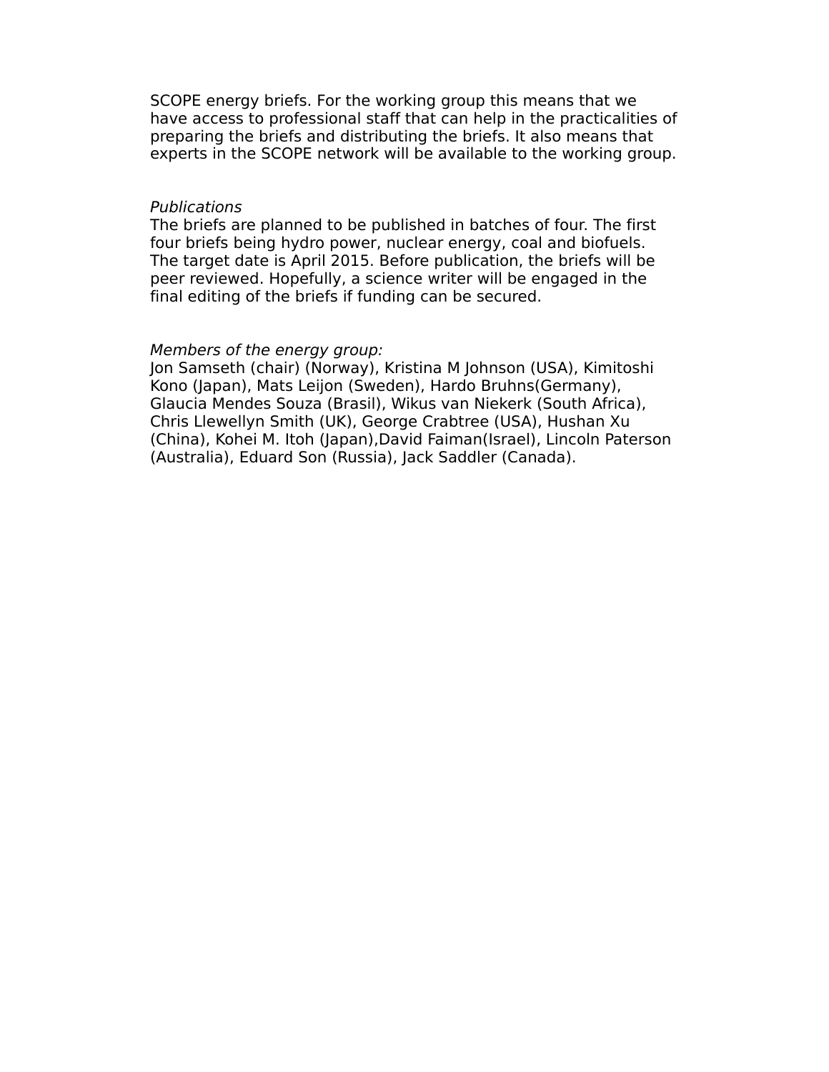SCOPE energy briefs. For the working group this means that we have access to professional staff that can help in the practicalities of preparing the briefs and distributing the briefs. It also means that experts in the SCOPE network will be available to the working group.

*Publications*
The briefs are planned to be published in batches of four. The first four briefs being hydro power, nuclear energy, coal and biofuels. The target date is April 2015. Before publication, the briefs will be peer reviewed. Hopefully, a science writer will be engaged in the final editing of the briefs if funding can be secured.

*Members of the energy group:*
Jon Samseth (chair) (Norway), Kristina M Johnson (USA), Kimitoshi Kono (Japan), Mats Leijon (Sweden), Hardo Bruhns(Germany), Glaucia Mendes Souza (Brasil), Wikus van Niekerk (South Africa), Chris Llewellyn Smith (UK), George Crabtree (USA), Hushan Xu (China), Kohei M. Itoh (Japan),David Faiman(Israel), Lincoln Paterson (Australia), Eduard Son (Russia), Jack Saddler (Canada).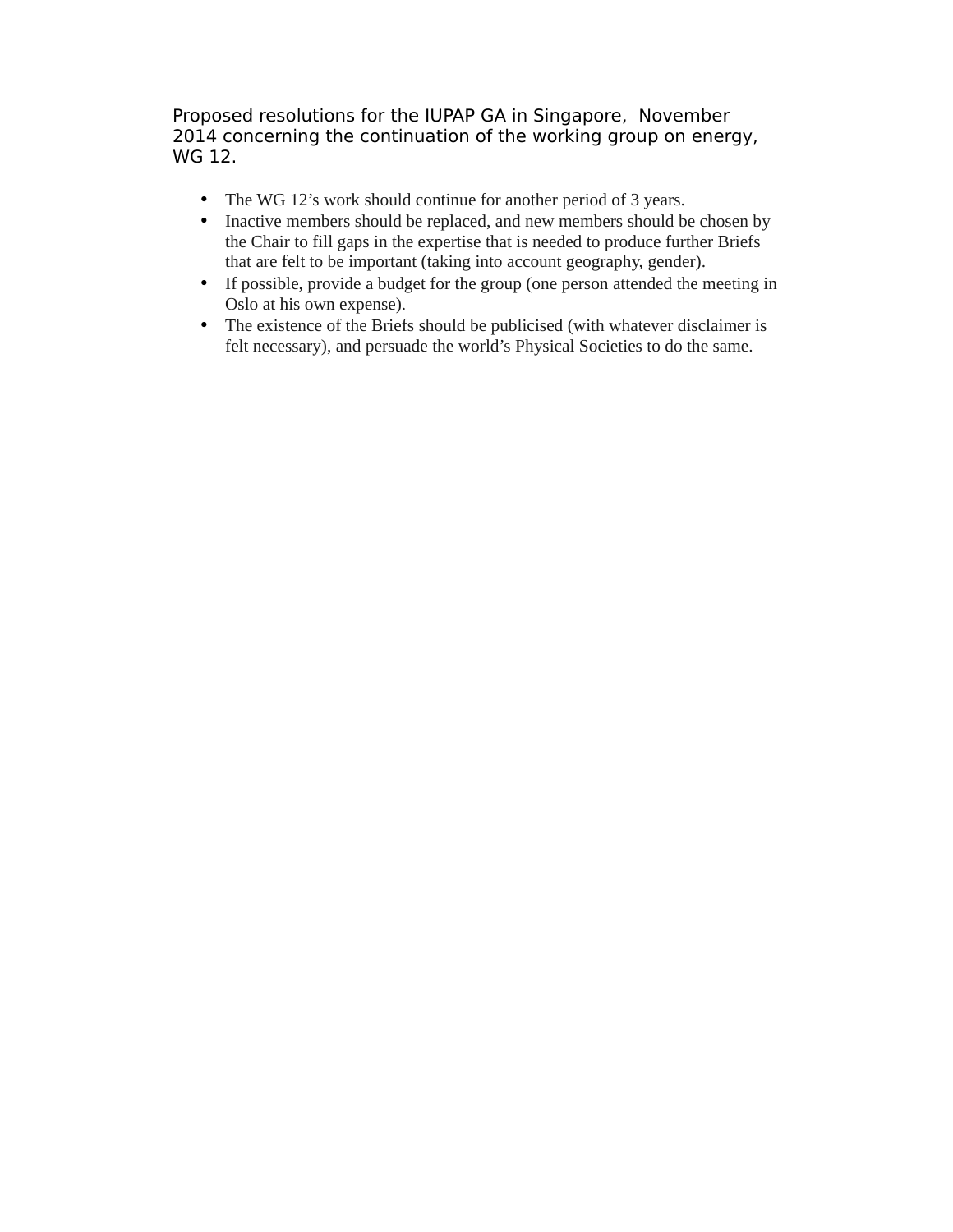Proposed resolutions for the IUPAP GA in Singapore, November 2014 concerning the continuation of the working group on energy, WG 12.

- The WG 12's work should continue for another period of 3 years.
- Inactive members should be replaced, and new members should be chosen by the Chair to fill gaps in the expertise that is needed to produce further Briefs that are felt to be important (taking into account geography, gender).
- If possible, provide a budget for the group (one person attended the meeting in Oslo at his own expense).
- The existence of the Briefs should be publicised (with whatever disclaimer is felt necessary), and persuade the world's Physical Societies to do the same.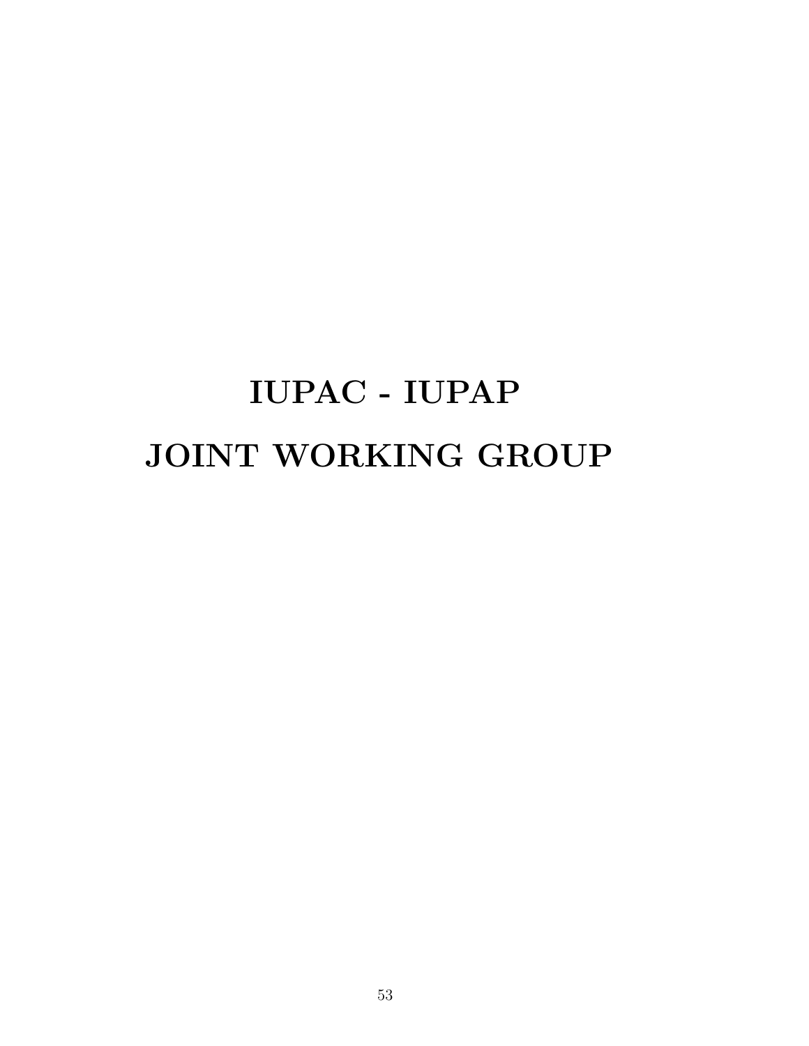# IUPAC - IUPAP

# JOINT WORKING GROUP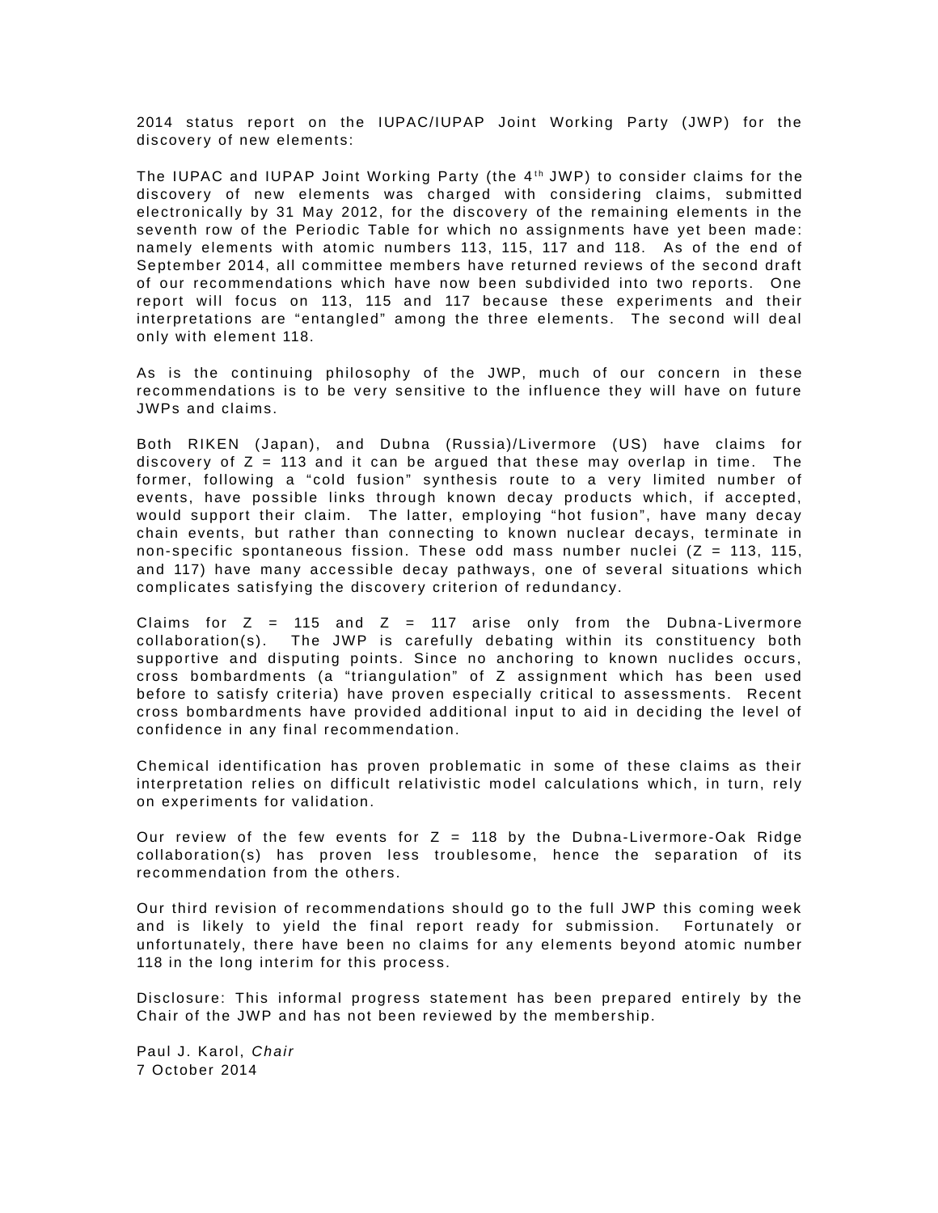2014 status report on the IUPAC/IUPAP Joint Working Party (JWP) for the discovery of new elements:

The IUPAC and IUPAP Joint Working Party (the 4th JWP) to consider claims for the discovery of new elements was charged with considering claims, submitted electronically by 31 May 2012, for the discovery of the remaining elements in the seventh row of the Periodic Table for which no assignments have yet been made: namely elements with atomic numbers 113, 115, 117 and 118. As of the end of September 2014, all committee members have returned reviews of the second draft of our recommendations which have now been subdivided into two reports. One report will focus on 113, 115 and 117 because these experiments and their interpretations are "entangled" among the three elements. The second will deal only with element 118.

As is the continuing philosophy of the JWP, much of our concern in these recommendations is to be very sensitive to the influence they will have on future JWPs and claims.

Both RIKEN (Japan), and Dubna (Russia)/Livermore (US) have claims for discovery of $Z = 113$ and it can be argued that these may overlap in time. The former, following a "cold fusion" synthesis route to a very limited number of events, have possible links through known decay products which, if accepted, would support their claim. The latter, employing "hot fusion", have many decay chain events, but rather than connecting to known nuclear decays, terminate in non-specific spontaneous fission. These odd mass number nuclei ($Z = 113$, 115, and 117) have many accessible decay pathways, one of several situations which complicates satisfying the discovery criterion of redundancy.

Claims for $Z = 115$ and $Z = 117$ arise only from the Dubna-Livermore collaboration(s). The JWP is carefully debating within its constituency both supportive and disputing points. Since no anchoring to known nuclides occurs, cross bombardments (a "triangulation" of Z assignment which has been used before to satisfy criteria) have proven especially critical to assessments. Recent cross bombardments have provided additional input to aid in deciding the level of confidence in any final recommendation.

Chemical identification has proven problematic in some of these claims as their interpretation relies on difficult relativistic model calculations which, in turn, rely on experiments for validation.

Our review of the few events for $Z = 118$ by the Dubna-Livermore-Oak Ridge collaboration(s) has proven less troublesome, hence the separation of its recommendation from the others.

Our third revision of recommendations should go to the full JWP this coming week and is likely to yield the final report ready for submission. Fortunately or unfortunately, there have been no claims for any elements beyond atomic number 118 in the long interim for this process.

Disclosure: This informal progress statement has been prepared entirely by the Chair of the JWP and has not been reviewed by the membership.

Paul J. Karol, *Chair*
7 October 2014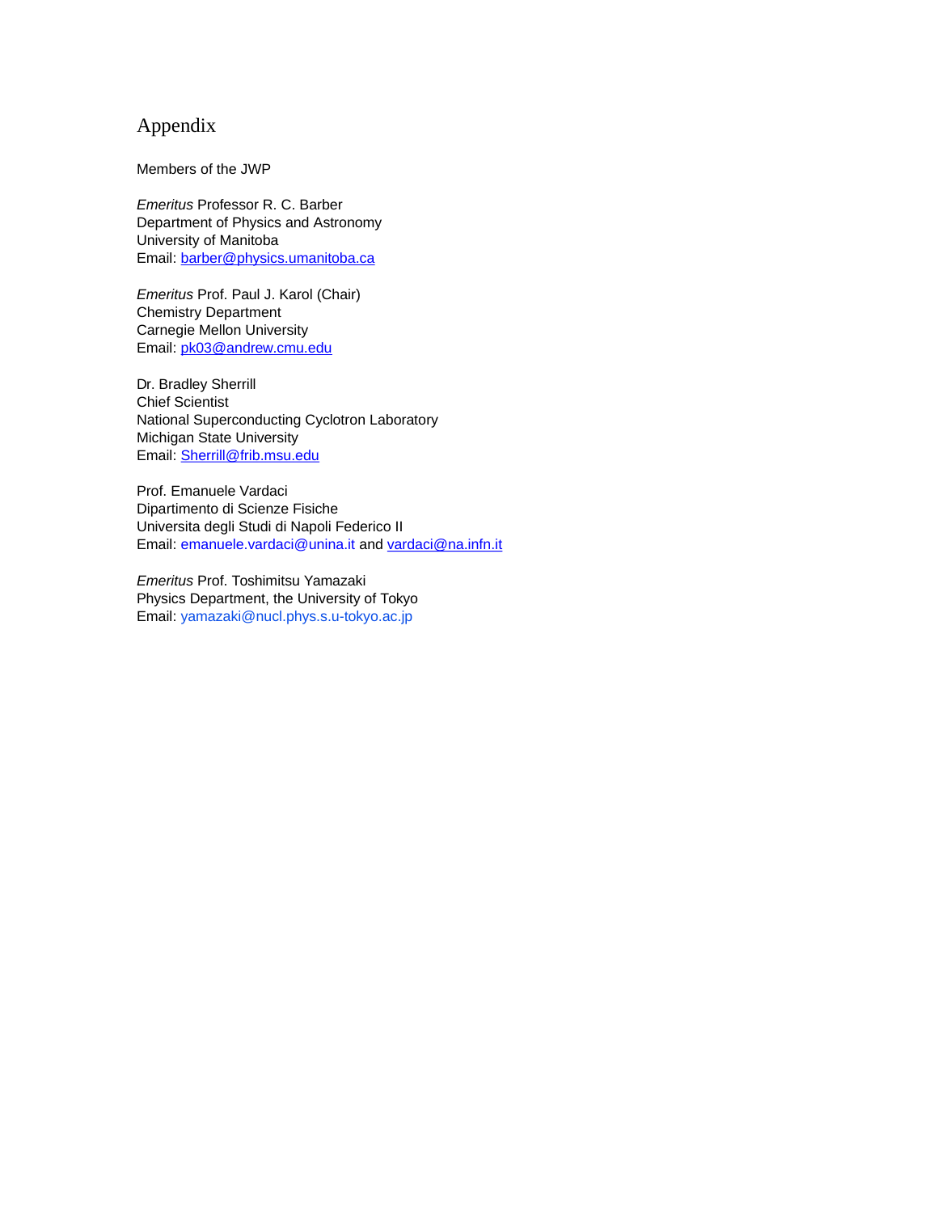# Appendix

Members of the JWP

*Emeritus* Professor R. C. Barber
Department of Physics and Astronomy
University of Manitoba
Email: barber@physics.umanitoba.ca

*Emeritus* Prof. Paul J. Karol (Chair)
Chemistry Department
Carnegie Mellon University
Email: pk03@andrew.cmu.edu

Dr. Bradley Sherrill
Chief Scientist
National Superconducting Cyclotron Laboratory
Michigan State University
Email: Sherrill@frib.msu.edu

Prof. Emanuele Vardaci
Dipartimento di Scienze Fisiche
Universita degli Studi di Napoli Federico II
Email: emanuele.vardaci@unina.it and vardaci@na.infn.it

*Emeritus* Prof. Toshimitsu Yamazaki
Physics Department, the University of Tokyo
Email: yamazaki@nucl.phys.s.u-tokyo.ac.jp